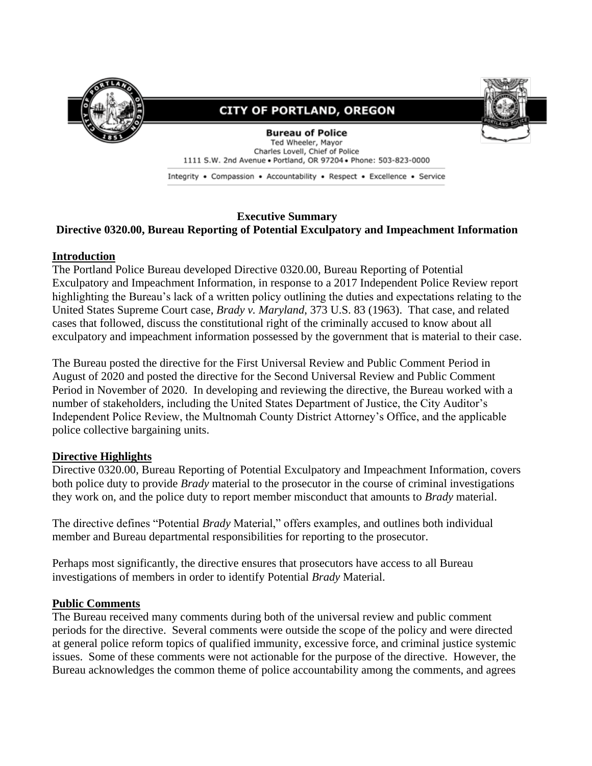CITY OF PORTLAND, OREGON

**Bureau of Police**
Ted Wheeler, Mayor
Charles Lovell, Chief of Police
1111 S.W. 2nd Avenue • Portland, OR 97204 • Phone: 503-823-0000

Integrity • Compassion • Accountability • Respect • Excellence • Service

**Executive Summary**
**Directive 0320.00, Bureau Reporting of Potential Exculpatory and Impeachment Information**

## Introduction

The Portland Police Bureau developed Directive 0320.00, Bureau Reporting of Potential Exculpatory and Impeachment Information, in response to a 2017 Independent Police Review report highlighting the Bureau's lack of a written policy outlining the duties and expectations relating to the United States Supreme Court case, *Brady v. Maryland*, 373 U.S. 83 (1963). That case, and related cases that followed, discuss the constitutional right of the criminally accused to know about all exculpatory and impeachment information possessed by the government that is material to their case.

The Bureau posted the directive for the First Universal Review and Public Comment Period in August of 2020 and posted the directive for the Second Universal Review and Public Comment Period in November of 2020. In developing and reviewing the directive, the Bureau worked with a number of stakeholders, including the United States Department of Justice, the City Auditor's Independent Police Review, the Multnomah County District Attorney's Office, and the applicable police collective bargaining units.

## Directive Highlights

Directive 0320.00, Bureau Reporting of Potential Exculpatory and Impeachment Information, covers both police duty to provide *Brady* material to the prosecutor in the course of criminal investigations they work on, and the police duty to report member misconduct that amounts to *Brady* material.

The directive defines "Potential *Brady* Material," offers examples, and outlines both individual member and Bureau departmental responsibilities for reporting to the prosecutor.

Perhaps most significantly, the directive ensures that prosecutors have access to all Bureau investigations of members in order to identify Potential *Brady* Material.

## Public Comments

The Bureau received many comments during both of the universal review and public comment periods for the directive. Several comments were outside the scope of the policy and were directed at general police reform topics of qualified immunity, excessive force, and criminal justice systemic issues. Some of these comments were not actionable for the purpose of the directive. However, the Bureau acknowledges the common theme of police accountability among the comments, and agrees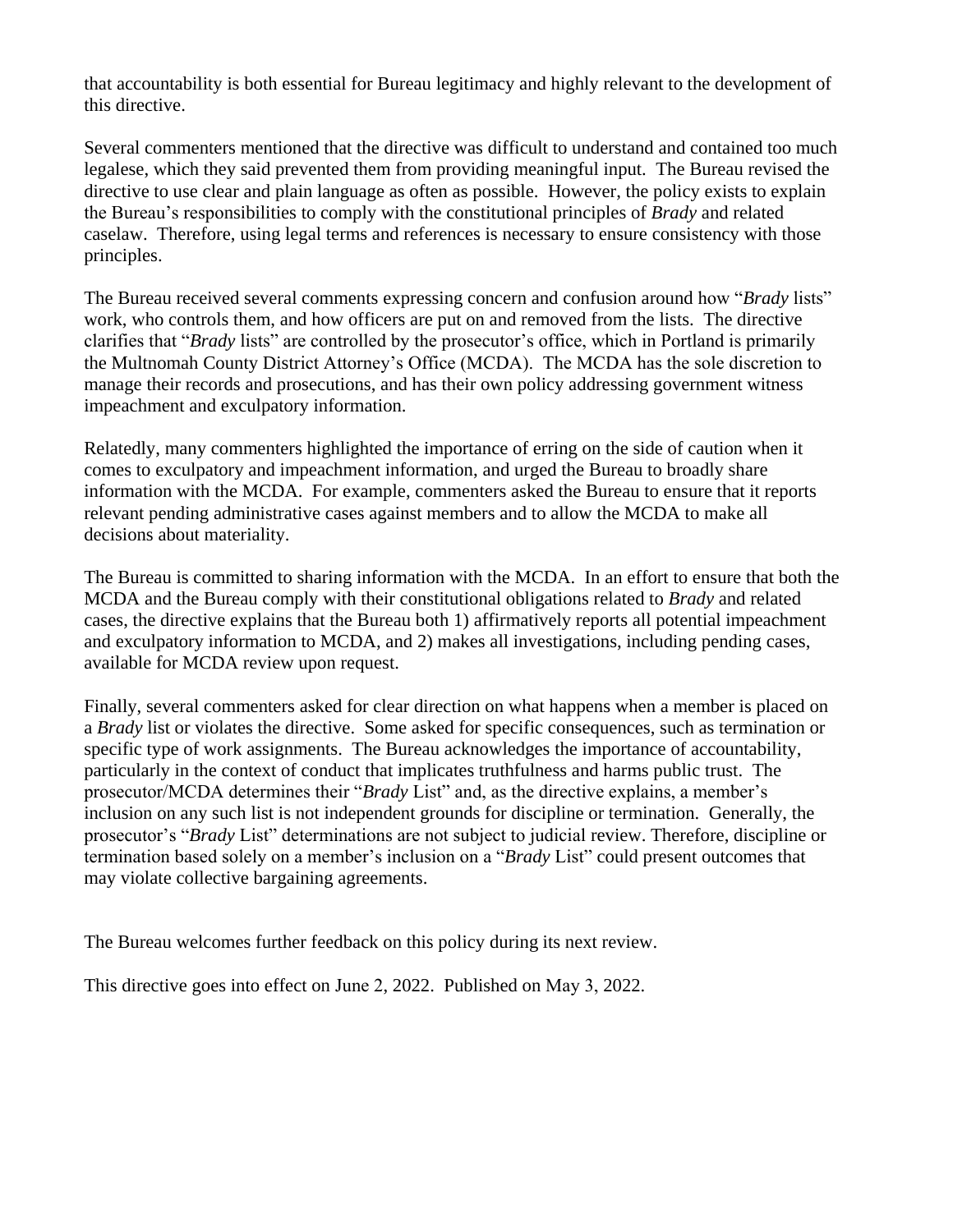that accountability is both essential for Bureau legitimacy and highly relevant to the development of this directive.

Several commenters mentioned that the directive was difficult to understand and contained too much legalese, which they said prevented them from providing meaningful input. The Bureau revised the directive to use clear and plain language as often as possible. However, the policy exists to explain the Bureau's responsibilities to comply with the constitutional principles of *Brady* and related caselaw. Therefore, using legal terms and references is necessary to ensure consistency with those principles.

The Bureau received several comments expressing concern and confusion around how "*Brady* lists" work, who controls them, and how officers are put on and removed from the lists. The directive clarifies that "*Brady* lists" are controlled by the prosecutor's office, which in Portland is primarily the Multnomah County District Attorney's Office (MCDA). The MCDA has the sole discretion to manage their records and prosecutions, and has their own policy addressing government witness impeachment and exculpatory information.

Relatedly, many commenters highlighted the importance of erring on the side of caution when it comes to exculpatory and impeachment information, and urged the Bureau to broadly share information with the MCDA. For example, commenters asked the Bureau to ensure that it reports relevant pending administrative cases against members and to allow the MCDA to make all decisions about materiality.

The Bureau is committed to sharing information with the MCDA. In an effort to ensure that both the MCDA and the Bureau comply with their constitutional obligations related to *Brady* and related cases, the directive explains that the Bureau both 1) affirmatively reports all potential impeachment and exculpatory information to MCDA, and 2) makes all investigations, including pending cases, available for MCDA review upon request.

Finally, several commenters asked for clear direction on what happens when a member is placed on a *Brady* list or violates the directive. Some asked for specific consequences, such as termination or specific type of work assignments. The Bureau acknowledges the importance of accountability, particularly in the context of conduct that implicates truthfulness and harms public trust. The prosecutor/MCDA determines their "*Brady* List" and, as the directive explains, a member's inclusion on any such list is not independent grounds for discipline or termination. Generally, the prosecutor's "*Brady* List" determinations are not subject to judicial review. Therefore, discipline or termination based solely on a member's inclusion on a "*Brady* List" could present outcomes that may violate collective bargaining agreements.

The Bureau welcomes further feedback on this policy during its next review.

This directive goes into effect on June 2, 2022. Published on May 3, 2022.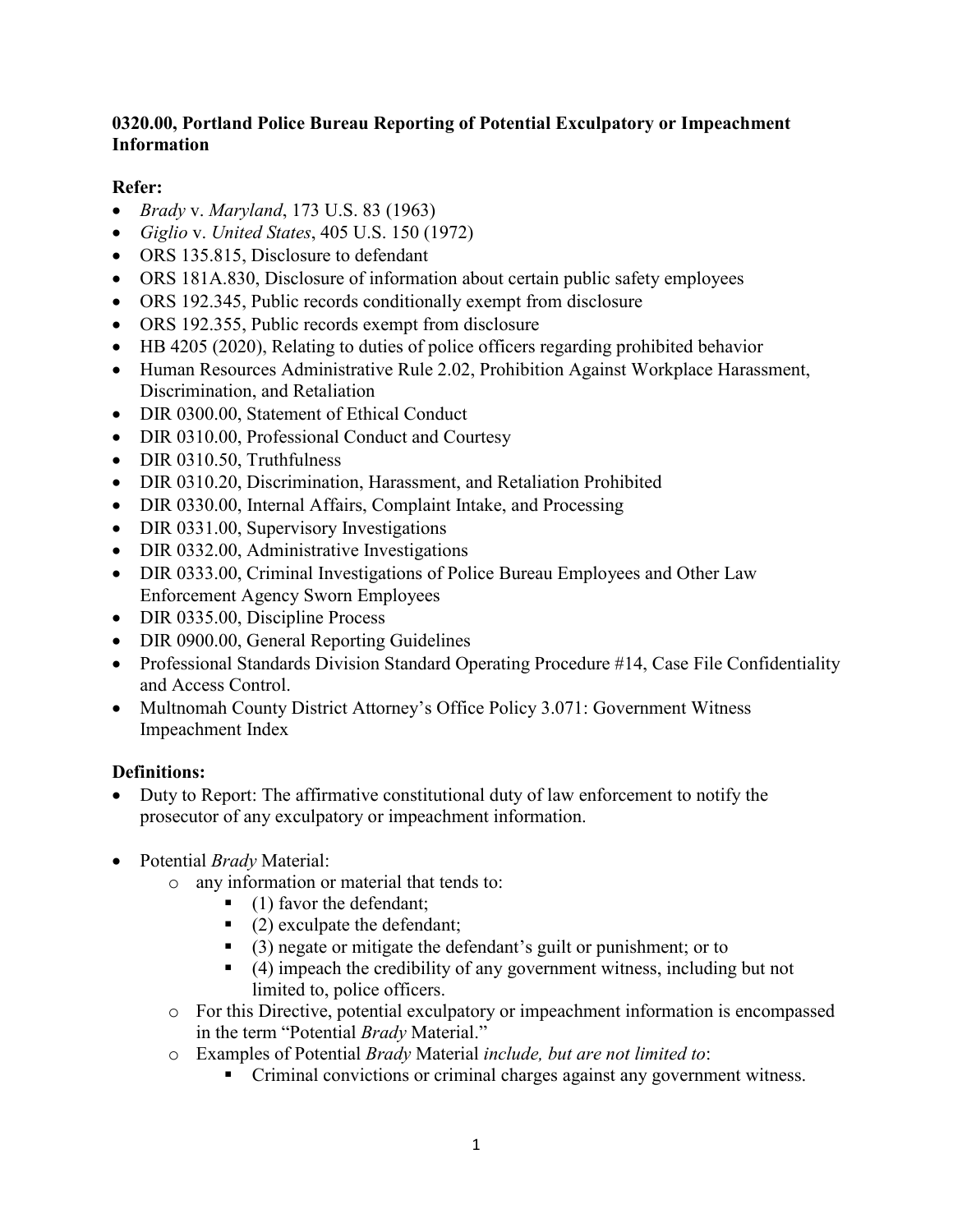## 0320.00, Portland Police Bureau Reporting of Potential Exculpatory or Impeachment Information

**Refer:**

- *Brady* v. *Maryland*, 173 U.S. 83 (1963)
- *Giglio* v. *United States*, 405 U.S. 150 (1972)
- ORS 135.815, Disclosure to defendant
- ORS 181A.830, Disclosure of information about certain public safety employees
- ORS 192.345, Public records conditionally exempt from disclosure
- ORS 192.355, Public records exempt from disclosure
- HB 4205 (2020), Relating to duties of police officers regarding prohibited behavior
- Human Resources Administrative Rule 2.02, Prohibition Against Workplace Harassment, Discrimination, and Retaliation
- DIR 0300.00, Statement of Ethical Conduct
- DIR 0310.00, Professional Conduct and Courtesy
- DIR 0310.50, Truthfulness
- DIR 0310.20, Discrimination, Harassment, and Retaliation Prohibited
- DIR 0330.00, Internal Affairs, Complaint Intake, and Processing
- DIR 0331.00, Supervisory Investigations
- DIR 0332.00, Administrative Investigations
- DIR 0333.00, Criminal Investigations of Police Bureau Employees and Other Law Enforcement Agency Sworn Employees
- DIR 0335.00, Discipline Process
- DIR 0900.00, General Reporting Guidelines
- Professional Standards Division Standard Operating Procedure #14, Case File Confidentiality and Access Control.
- Multnomah County District Attorney's Office Policy 3.071: Government Witness Impeachment Index

**Definitions:**

- Duty to Report: The affirmative constitutional duty of law enforcement to notify the prosecutor of any exculpatory or impeachment information.

- Potential *Brady* Material:
  - any information or material that tends to:
    - (1) favor the defendant;
    - (2) exculpate the defendant;
    - (3) negate or mitigate the defendant's guilt or punishment; or to
    - (4) impeach the credibility of any government witness, including but not limited to, police officers.
  - For this Directive, potential exculpatory or impeachment information is encompassed in the term "Potential *Brady* Material."
  - Examples of Potential *Brady* Material *include, but are not limited to*:
    - Criminal convictions or criminal charges against any government witness.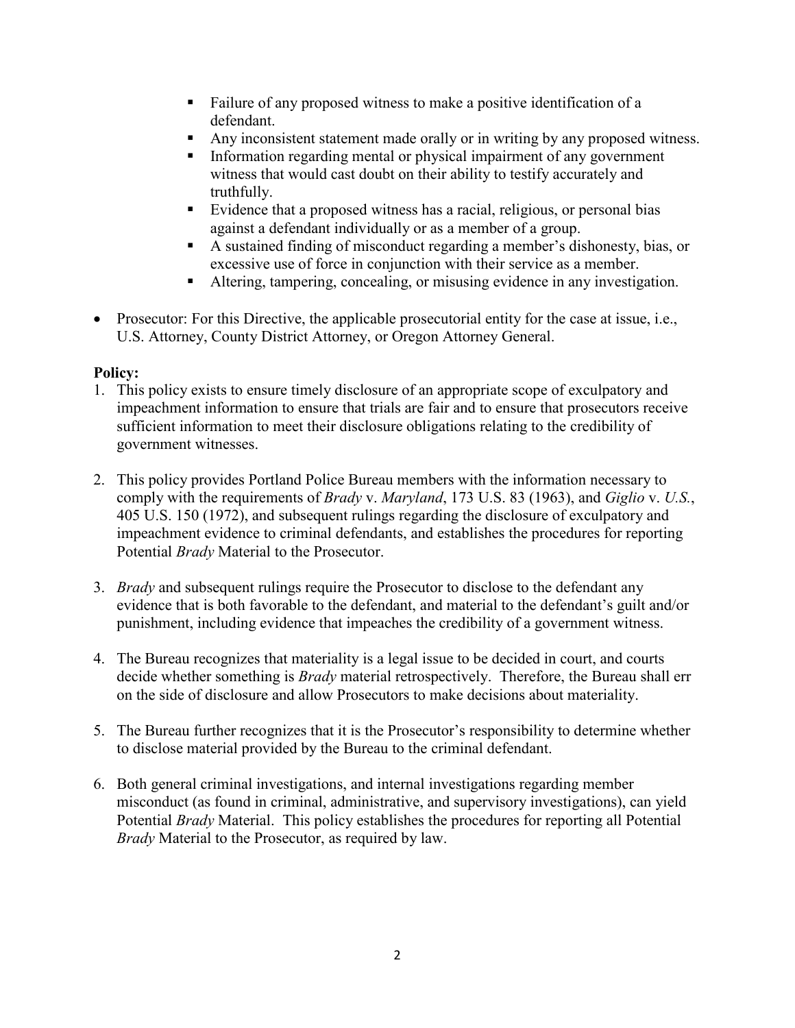- Failure of any proposed witness to make a positive identification of a defendant.
- Any inconsistent statement made orally or in writing by any proposed witness.
- Information regarding mental or physical impairment of any government witness that would cast doubt on their ability to testify accurately and truthfully.
- Evidence that a proposed witness has a racial, religious, or personal bias against a defendant individually or as a member of a group.
- A sustained finding of misconduct regarding a member's dishonesty, bias, or excessive use of force in conjunction with their service as a member.
- Altering, tampering, concealing, or misusing evidence in any investigation.

- Prosecutor: For this Directive, the applicable prosecutorial entity for the case at issue, i.e., U.S. Attorney, County District Attorney, or Oregon Attorney General.

**Policy:**

1. This policy exists to ensure timely disclosure of an appropriate scope of exculpatory and impeachment information to ensure that trials are fair and to ensure that prosecutors receive sufficient information to meet their disclosure obligations relating to the credibility of government witnesses.

2. This policy provides Portland Police Bureau members with the information necessary to comply with the requirements of *Brady* v. *Maryland*, 173 U.S. 83 (1963), and *Giglio* v. *U.S.*, 405 U.S. 150 (1972), and subsequent rulings regarding the disclosure of exculpatory and impeachment evidence to criminal defendants, and establishes the procedures for reporting Potential *Brady* Material to the Prosecutor.

3. *Brady* and subsequent rulings require the Prosecutor to disclose to the defendant any evidence that is both favorable to the defendant, and material to the defendant's guilt and/or punishment, including evidence that impeaches the credibility of a government witness.

4. The Bureau recognizes that materiality is a legal issue to be decided in court, and courts decide whether something is *Brady* material retrospectively. Therefore, the Bureau shall err on the side of disclosure and allow Prosecutors to make decisions about materiality.

5. The Bureau further recognizes that it is the Prosecutor's responsibility to determine whether to disclose material provided by the Bureau to the criminal defendant.

6. Both general criminal investigations, and internal investigations regarding member misconduct (as found in criminal, administrative, and supervisory investigations), can yield Potential *Brady* Material. This policy establishes the procedures for reporting all Potential *Brady* Material to the Prosecutor, as required by law.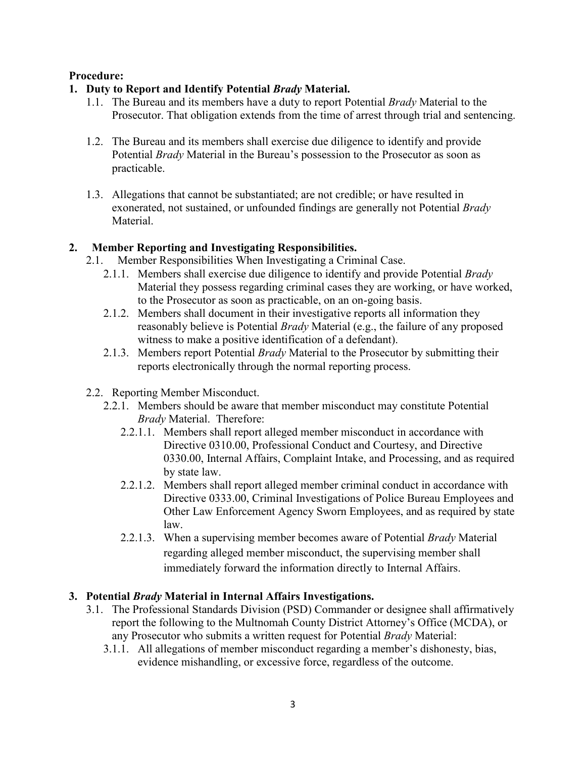**Procedure:**

**1. Duty to Report and Identify Potential *Brady* Material.**

1.1. The Bureau and its members have a duty to report Potential *Brady* Material to the Prosecutor. That obligation extends from the time of arrest through trial and sentencing.

1.2. The Bureau and its members shall exercise due diligence to identify and provide Potential *Brady* Material in the Bureau's possession to the Prosecutor as soon as practicable.

1.3. Allegations that cannot be substantiated; are not credible; or have resulted in exonerated, not sustained, or unfounded findings are generally not Potential *Brady* Material.

**2. Member Reporting and Investigating Responsibilities.**

2.1. Member Responsibilities When Investigating a Criminal Case.

2.1.1. Members shall exercise due diligence to identify and provide Potential *Brady* Material they possess regarding criminal cases they are working, or have worked, to the Prosecutor as soon as practicable, on an on-going basis.

2.1.2. Members shall document in their investigative reports all information they reasonably believe is Potential *Brady* Material (e.g., the failure of any proposed witness to make a positive identification of a defendant).

2.1.3. Members report Potential *Brady* Material to the Prosecutor by submitting their reports electronically through the normal reporting process.

2.2. Reporting Member Misconduct.

2.2.1. Members should be aware that member misconduct may constitute Potential *Brady* Material. Therefore:

2.2.1.1. Members shall report alleged member misconduct in accordance with Directive 0310.00, Professional Conduct and Courtesy, and Directive 0330.00, Internal Affairs, Complaint Intake, and Processing, and as required by state law.

2.2.1.2. Members shall report alleged member criminal conduct in accordance with Directive 0333.00, Criminal Investigations of Police Bureau Employees and Other Law Enforcement Agency Sworn Employees, and as required by state law.

2.2.1.3. When a supervising member becomes aware of Potential *Brady* Material regarding alleged member misconduct, the supervising member shall immediately forward the information directly to Internal Affairs.

**3. Potential *Brady* Material in Internal Affairs Investigations.**

3.1. The Professional Standards Division (PSD) Commander or designee shall affirmatively report the following to the Multnomah County District Attorney's Office (MCDA), or any Prosecutor who submits a written request for Potential *Brady* Material:

3.1.1. All allegations of member misconduct regarding a member's dishonesty, bias, evidence mishandling, or excessive force, regardless of the outcome.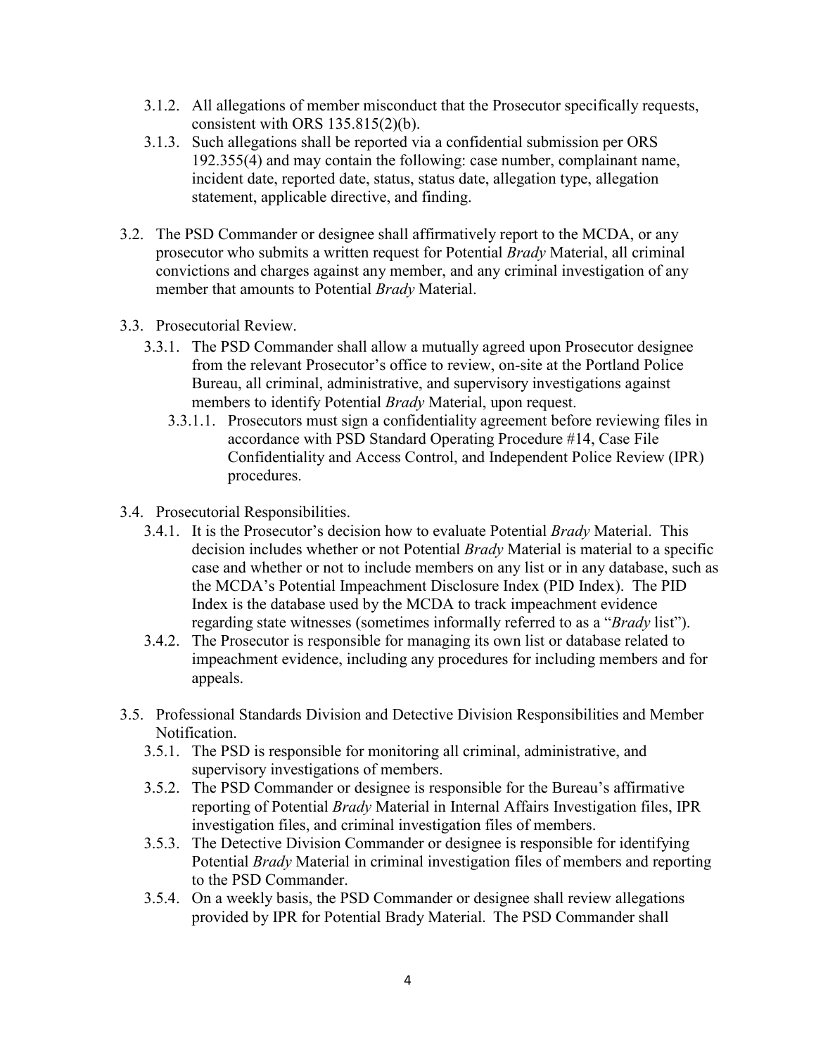3.1.2. All allegations of member misconduct that the Prosecutor specifically requests, consistent with ORS 135.815(2)(b).

3.1.3. Such allegations shall be reported via a confidential submission per ORS 192.355(4) and may contain the following: case number, complainant name, incident date, reported date, status, status date, allegation type, allegation statement, applicable directive, and finding.

3.2. The PSD Commander or designee shall affirmatively report to the MCDA, or any prosecutor who submits a written request for Potential *Brady* Material, all criminal convictions and charges against any member, and any criminal investigation of any member that amounts to Potential *Brady* Material.

3.3. Prosecutorial Review.

3.3.1. The PSD Commander shall allow a mutually agreed upon Prosecutor designee from the relevant Prosecutor's office to review, on-site at the Portland Police Bureau, all criminal, administrative, and supervisory investigations against members to identify Potential *Brady* Material, upon request.

3.3.1.1. Prosecutors must sign a confidentiality agreement before reviewing files in accordance with PSD Standard Operating Procedure #14, Case File Confidentiality and Access Control, and Independent Police Review (IPR) procedures.

3.4. Prosecutorial Responsibilities.

3.4.1. It is the Prosecutor's decision how to evaluate Potential *Brady* Material. This decision includes whether or not Potential *Brady* Material is material to a specific case and whether or not to include members on any list or in any database, such as the MCDA's Potential Impeachment Disclosure Index (PID Index). The PID Index is the database used by the MCDA to track impeachment evidence regarding state witnesses (sometimes informally referred to as a "*Brady* list").

3.4.2. The Prosecutor is responsible for managing its own list or database related to impeachment evidence, including any procedures for including members and for appeals.

3.5. Professional Standards Division and Detective Division Responsibilities and Member Notification.

3.5.1. The PSD is responsible for monitoring all criminal, administrative, and supervisory investigations of members.

3.5.2. The PSD Commander or designee is responsible for the Bureau's affirmative reporting of Potential *Brady* Material in Internal Affairs Investigation files, IPR investigation files, and criminal investigation files of members.

3.5.3. The Detective Division Commander or designee is responsible for identifying Potential *Brady* Material in criminal investigation files of members and reporting to the PSD Commander.

3.5.4. On a weekly basis, the PSD Commander or designee shall review allegations provided by IPR for Potential Brady Material. The PSD Commander shall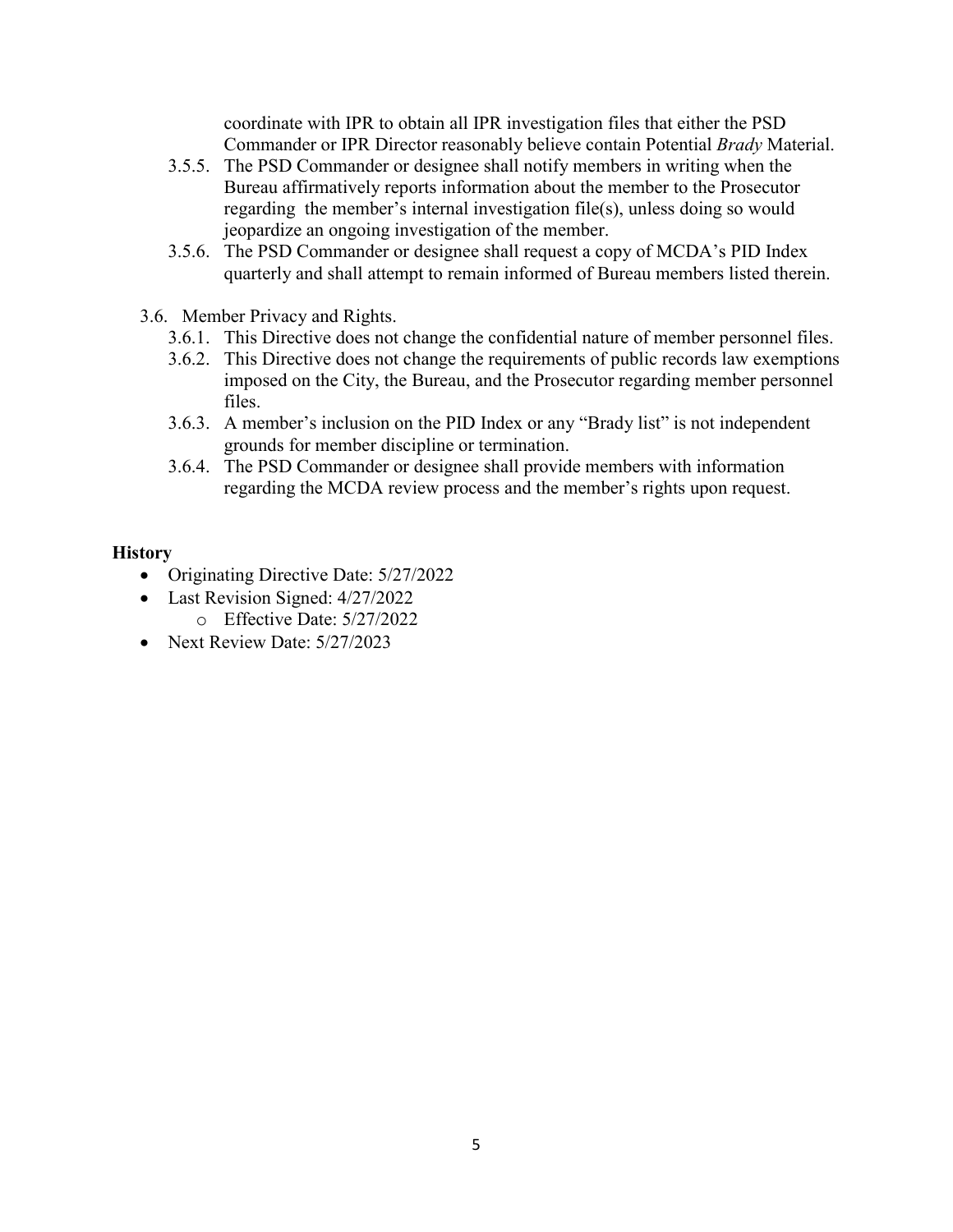coordinate with IPR to obtain all IPR investigation files that either the PSD Commander or IPR Director reasonably believe contain Potential *Brady* Material.

- 3.5.5. The PSD Commander or designee shall notify members in writing when the Bureau affirmatively reports information about the member to the Prosecutor regarding the member's internal investigation file(s), unless doing so would jeopardize an ongoing investigation of the member.
- 3.5.6. The PSD Commander or designee shall request a copy of MCDA's PID Index quarterly and shall attempt to remain informed of Bureau members listed therein.

3.6. Member Privacy and Rights.

- 3.6.1. This Directive does not change the confidential nature of member personnel files.
- 3.6.2. This Directive does not change the requirements of public records law exemptions imposed on the City, the Bureau, and the Prosecutor regarding member personnel files.
- 3.6.3. A member's inclusion on the PID Index or any "Brady list" is not independent grounds for member discipline or termination.
- 3.6.4. The PSD Commander or designee shall provide members with information regarding the MCDA review process and the member's rights upon request.

**History**

- Originating Directive Date: 5/27/2022
- Last Revision Signed: 4/27/2022
  - Effective Date: 5/27/2022
- Next Review Date: 5/27/2023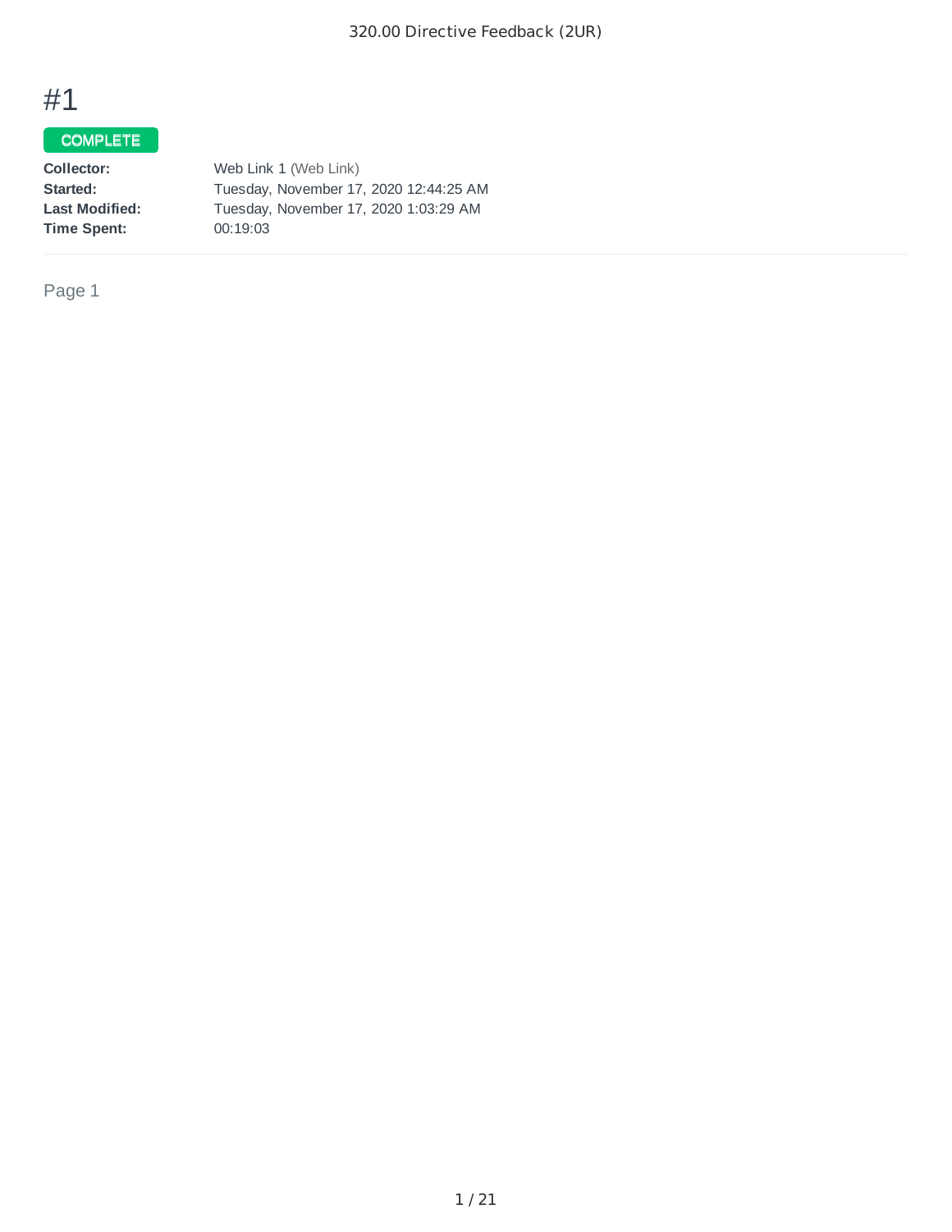# #1

COMPLETE

| | |
|---|---|
| **Collector:** | Web Link 1 (Web Link) |
| **Started:** | Tuesday, November 17, 2020 12:44:25 AM |
| **Last Modified:** | Tuesday, November 17, 2020 1:03:29 AM |
| **Time Spent:** | 00:19:03 |

Page 1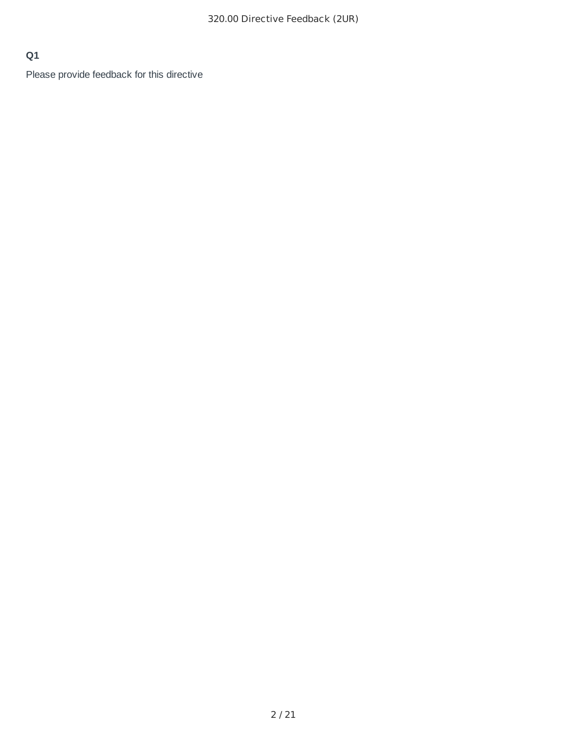**Q1**

Please provide feedback for this directive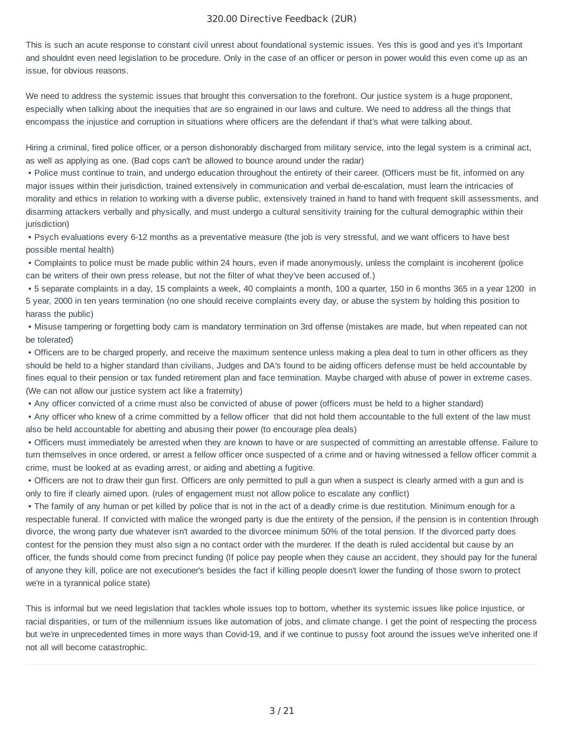# 320.00 Directive Feedback (2UR)

This is such an acute response to constant civil unrest about foundational systemic issues. Yes this is good and yes it's Important and shouldnt even need legislation to be procedure. Only in the case of an officer or person in power would this even come up as an issue, for obvious reasons.

We need to address the systemic issues that brought this conversation to the forefront. Our justice system is a huge proponent, especially when talking about the inequities that are so engrained in our laws and culture. We need to address all the things that encompass the injustice and corruption in situations where officers are the defendant if that's what were talking about.

Hiring a criminal, fired police officer, or a person dishonorably discharged from military service, into the legal system is a criminal act, as well as applying as one. (Bad cops can't be allowed to bounce around under the radar)

- Police must continue to train, and undergo education throughout the entirety of their career. (Officers must be fit, informed on any major issues within their jurisdiction, trained extensively in communication and verbal de-escalation, must learn the intricacies of morality and ethics in relation to working with a diverse public, extensively trained in hand to hand with frequent skill assessments, and disarming attackers verbally and physically, and must undergo a cultural sensitivity training for the cultural demographic within their jurisdiction)
- Psych evaluations every 6-12 months as a preventative measure (the job is very stressful, and we want officers to have best possible mental health)
- Complaints to police must be made public within 24 hours, even if made anonymously, unless the complaint is incoherent (police can be writers of their own press release, but not the filter of what they've been accused of.)
- 5 separate complaints in a day, 15 complaints a week, 40 complaints a month, 100 a quarter, 150 in 6 months 365 in a year 1200 in 5 year, 2000 in ten years termination (no one should receive complaints every day, or abuse the system by holding this position to harass the public)
- Misuse tampering or forgetting body cam is mandatory termination on 3rd offense (mistakes are made, but when repeated can not be tolerated)
- Officers are to be charged properly, and receive the maximum sentence unless making a plea deal to turn in other officers as they should be held to a higher standard than civilians, Judges and DA's found to be aiding officers defense must be held accountable by fines equal to their pension or tax funded retirement plan and face termination. Maybe charged with abuse of power in extreme cases. (We can not allow our justice system act like a fraternity)
- Any officer convicted of a crime must also be convicted of abuse of power (officers must be held to a higher standard)
- Any officer who knew of a crime committed by a fellow officer that did not hold them accountable to the full extent of the law must also be held accountable for abetting and abusing their power (to encourage plea deals)
- Officers must immediately be arrested when they are known to have or are suspected of committing an arrestable offense. Failure to turn themselves in once ordered, or arrest a fellow officer once suspected of a crime and or having witnessed a fellow officer commit a crime, must be looked at as evading arrest, or aiding and abetting a fugitive.
- Officers are not to draw their gun first. Officers are only permitted to pull a gun when a suspect is clearly armed with a gun and is only to fire if clearly aimed upon. (rules of engagement must not allow police to escalate any conflict)
- The family of any human or pet killed by police that is not in the act of a deadly crime is due restitution. Minimum enough for a respectable funeral. If convicted with malice the wronged party is due the entirety of the pension, if the pension is in contention through divorce, the wrong party due whatever isn't awarded to the divorcee minimum 50% of the total pension. If the divorced party does contest for the pension they must also sign a no contact order with the murderer. If the death is ruled accidental but cause by an officer, the funds should come from precinct funding (If police pay people when they cause an accident, they should pay for the funeral of anyone they kill, police are not executioner's besides the fact if killing people doesn't lower the funding of those sworn to protect we're in a tyrannical police state)

This is informal but we need legislation that tackles whole issues top to bottom, whether its systemic issues like police injustice, or racial disparities, or turn of the millennium issues like automation of jobs, and climate change. I get the point of respecting the process but we're in unprecedented times in more ways than Covid-19, and if we continue to pussy foot around the issues we've inherited one if not all will become catastrophic.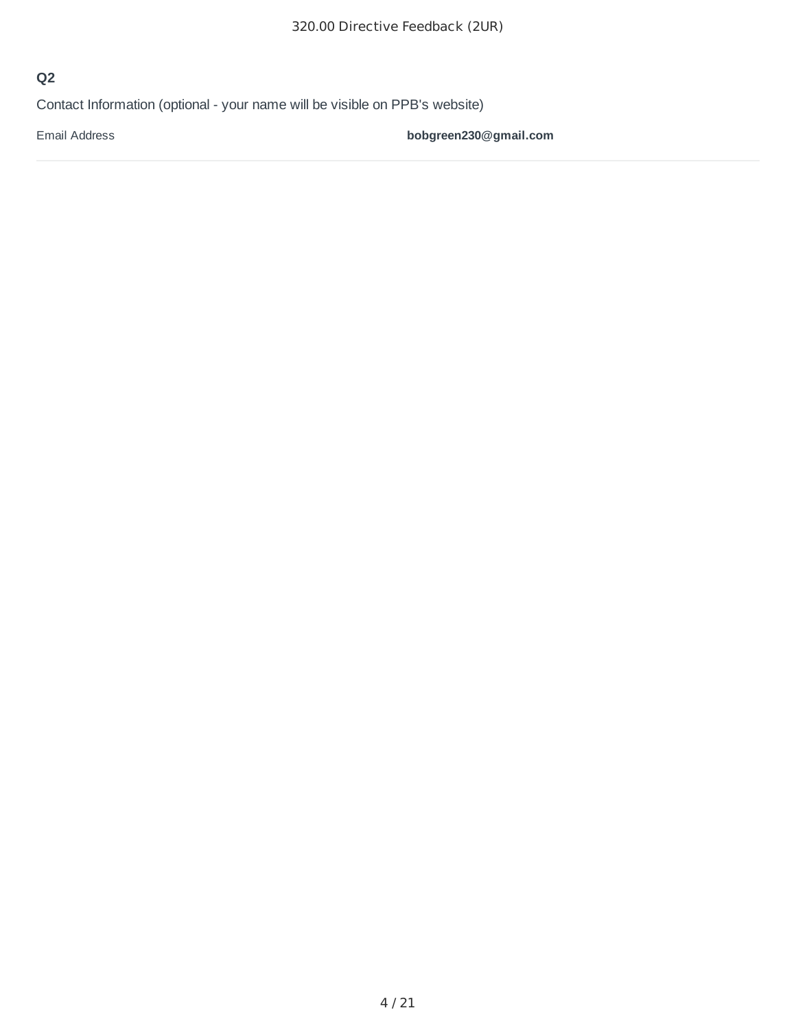## Q2

Contact Information (optional - your name will be visible on PPB's website)

| Email Address | bobgreen230@gmail.com |
| --- | --- |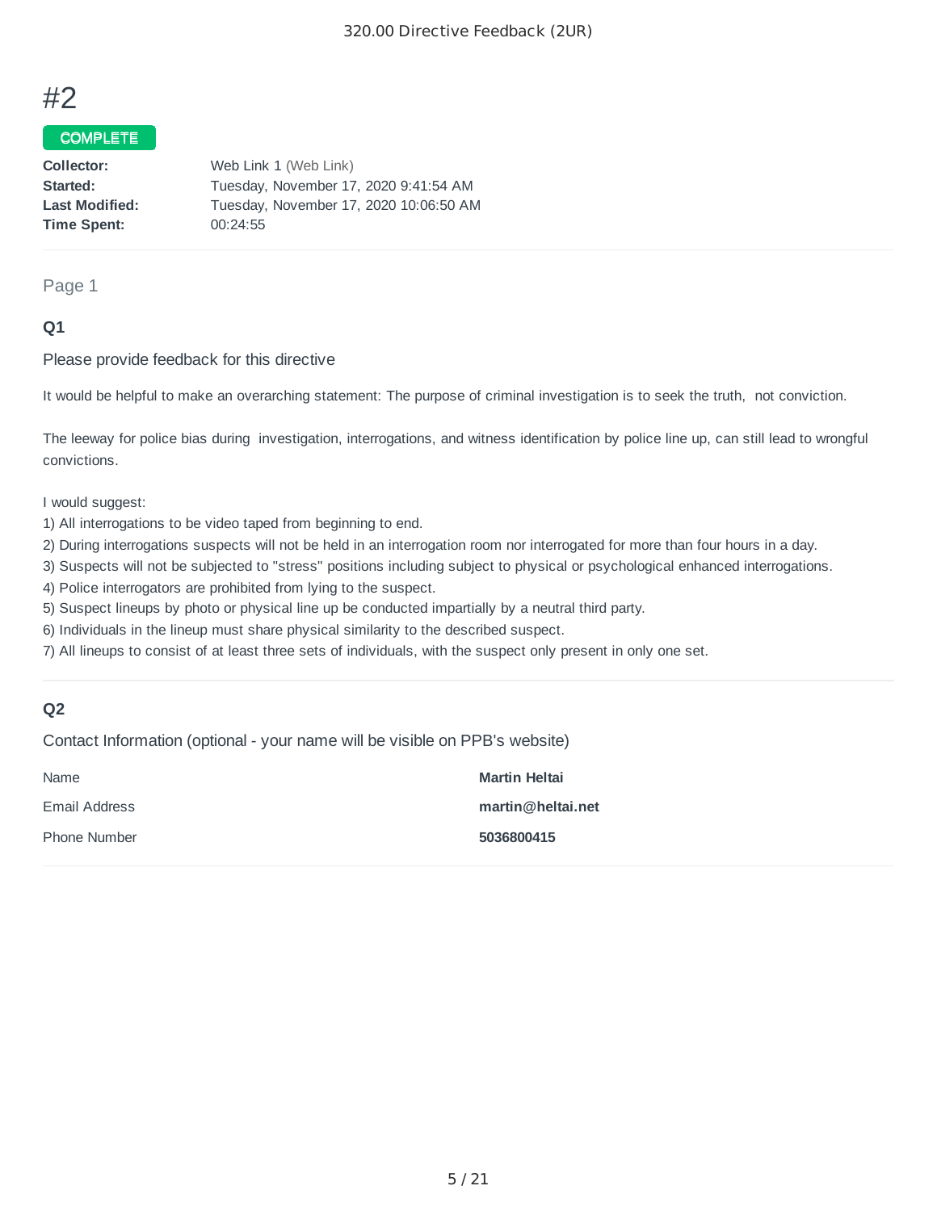# #2

COMPLETE

| | |
|---|---|
| **Collector:** | Web Link 1 (Web Link) |
| **Started:** | Tuesday, November 17, 2020 9:41:54 AM |
| **Last Modified:** | Tuesday, November 17, 2020 10:06:50 AM |
| **Time Spent:** | 00:24:55 |

Page 1

### Q1

Please provide feedback for this directive

It would be helpful to make an overarching statement: The purpose of criminal investigation is to seek the truth, not conviction.

The leeway for police bias during investigation, interrogations, and witness identification by police line up, can still lead to wrongful convictions.

I would suggest:
1) All interrogations to be video taped from beginning to end.
2) During interrogations suspects will not be held in an interrogation room nor interrogated for more than four hours in a day.
3) Suspects will not be subjected to "stress" positions including subject to physical or psychological enhanced interrogations.
4) Police interrogators are prohibited from lying to the suspect.
5) Suspect lineups by photo or physical line up be conducted impartially by a neutral third party.
6) Individuals in the lineup must share physical similarity to the described suspect.
7) All lineups to consist of at least three sets of individuals, with the suspect only present in only one set.

### Q2

Contact Information (optional - your name will be visible on PPB's website)

| | |
|---|---|
| Name | **Martin Heltai** |
| Email Address | **martin@heltai.net** |
| Phone Number | **5036800415** |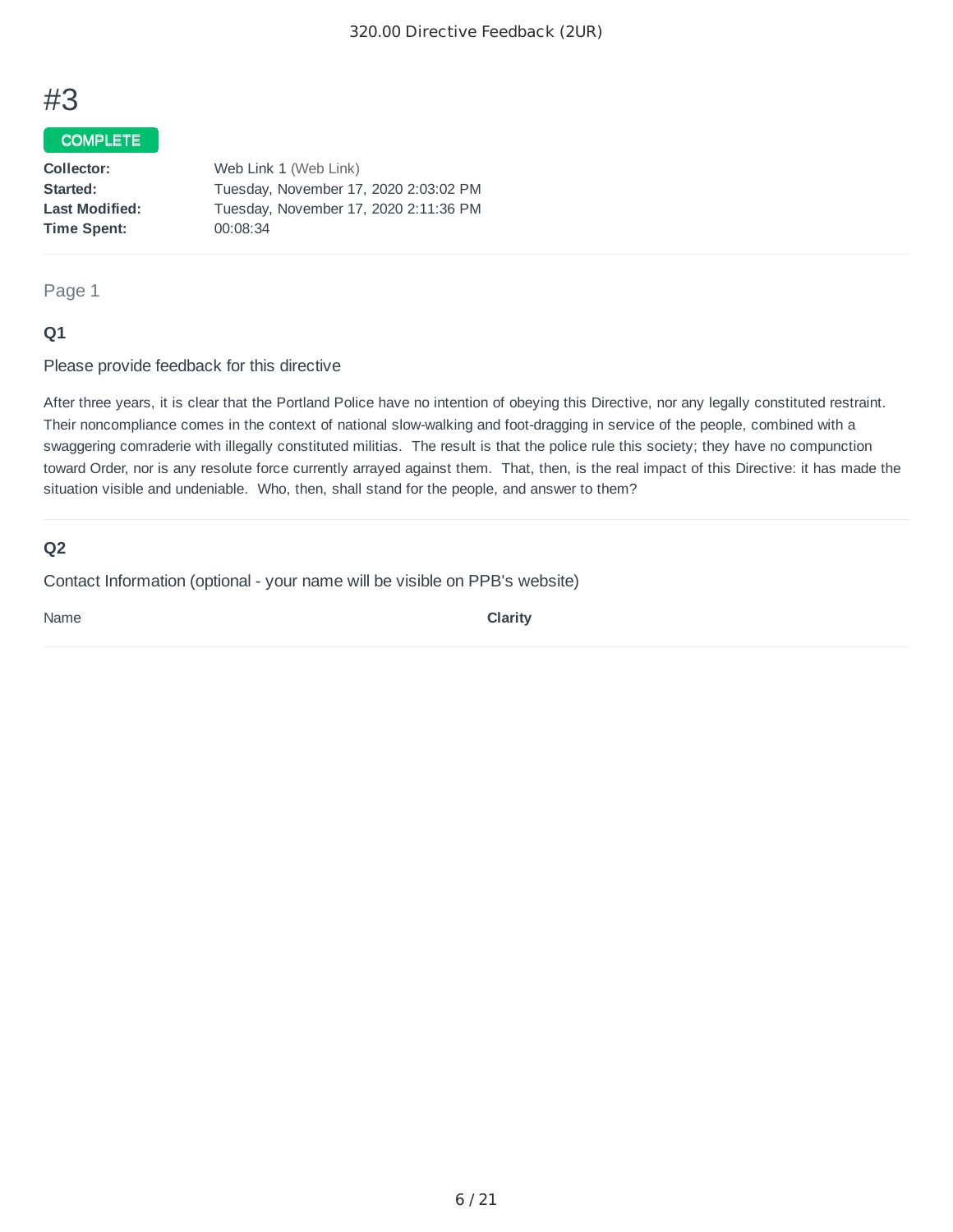# #3

**COMPLETE**

| | |
|---|---|
| **Collector:** | Web Link 1 (Web Link) |
| **Started:** | Tuesday, November 17, 2020 2:03:02 PM |
| **Last Modified:** | Tuesday, November 17, 2020 2:11:36 PM |
| **Time Spent:** | 00:08:34 |

Page 1

### Q1

Please provide feedback for this directive

After three years, it is clear that the Portland Police have no intention of obeying this Directive, nor any legally constituted restraint. Their noncompliance comes in the context of national slow-walking and foot-dragging in service of the people, combined with a swaggering comraderie with illegally constituted militias. The result is that the police rule this society; they have no compunction toward Order, nor is any resolute force currently arrayed against them. That, then, is the real impact of this Directive: it has made the situation visible and undeniable. Who, then, shall stand for the people, and answer to them?

### Q2

Contact Information (optional - your name will be visible on PPB's website)

Name **Clarity**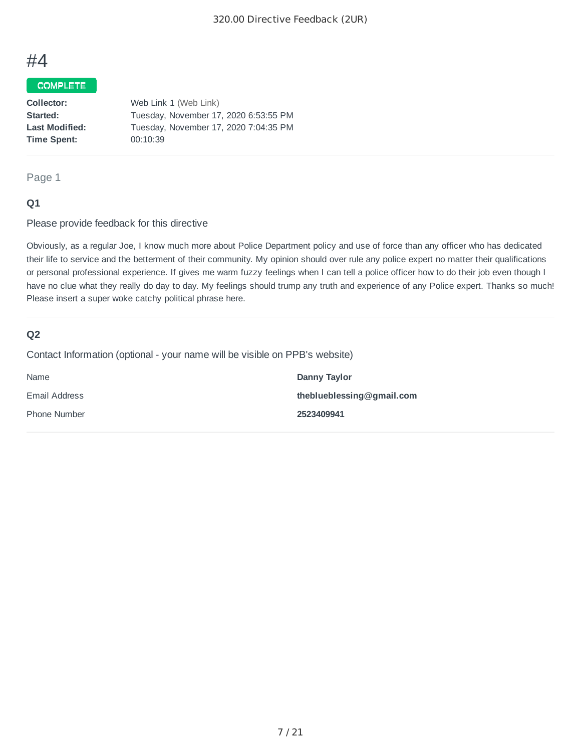# #4

COMPLETE

|  |  |
|---|---|
| **Collector:** | Web Link 1 (Web Link) |
| **Started:** | Tuesday, November 17, 2020 6:53:55 PM |
| **Last Modified:** | Tuesday, November 17, 2020 7:04:35 PM |
| **Time Spent:** | 00:10:39 |

Page 1

### Q1

Please provide feedback for this directive

Obviously, as a regular Joe, I know much more about Police Department policy and use of force than any officer who has dedicated their life to service and the betterment of their community. My opinion should over rule any police expert no matter their qualifications or personal professional experience. If gives me warm fuzzy feelings when I can tell a police officer how to do their job even though I have no clue what they really do day to day. My feelings should trump any truth and experience of any Police expert. Thanks so much! Please insert a super woke catchy political phrase here.

### Q2

Contact Information (optional - your name will be visible on PPB's website)

|  |  |
|---|---|
| Name | **Danny Taylor** |
| Email Address | **theblueblessing@gmail.com** |
| Phone Number | **2523409941** |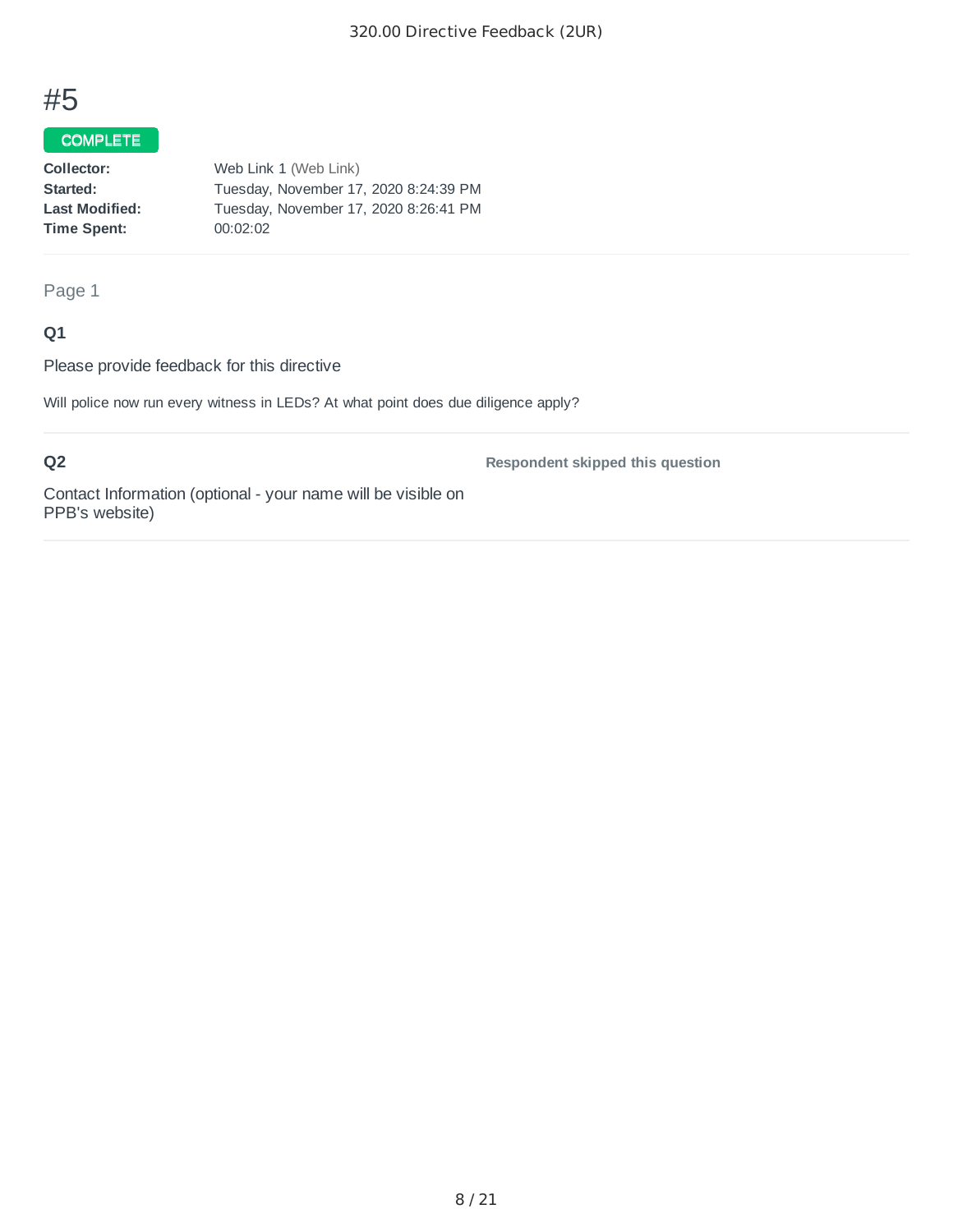# #5

COMPLETE

**Collector:** Web Link 1 (Web Link)
**Started:** Tuesday, November 17, 2020 8:24:39 PM
**Last Modified:** Tuesday, November 17, 2020 8:26:41 PM
**Time Spent:** 00:02:02

Page 1

### Q1

Please provide feedback for this directive

Will police now run every witness in LEDs? At what point does due diligence apply?

### Q2

Contact Information (optional - your name will be visible on PPB's website)

**Respondent skipped this question**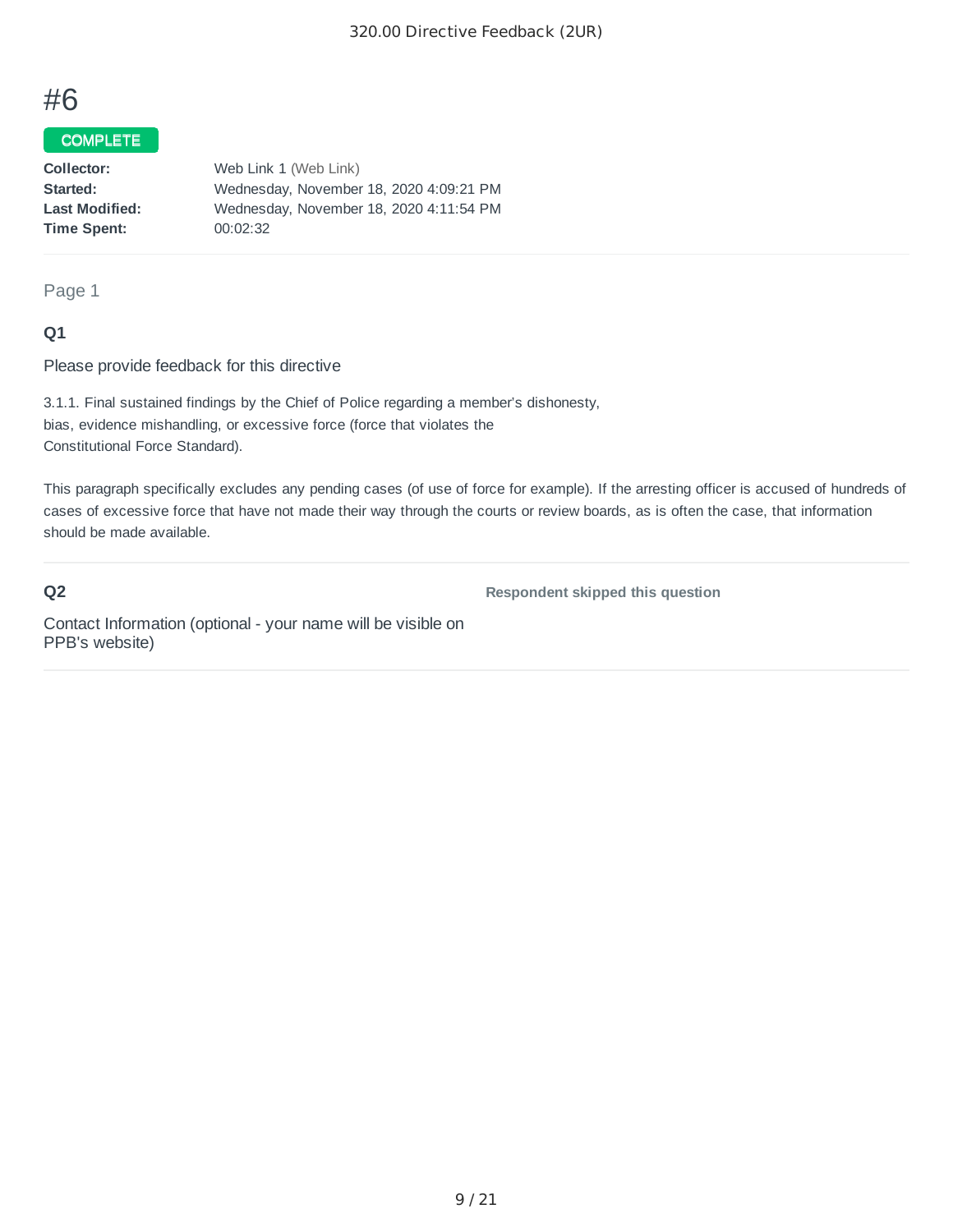# #6

**COMPLETE**

**Collector:** Web Link 1 (Web Link)
**Started:** Wednesday, November 18, 2020 4:09:21 PM
**Last Modified:** Wednesday, November 18, 2020 4:11:54 PM
**Time Spent:** 00:02:32

Page 1

### Q1

Please provide feedback for this directive

3.1.1. Final sustained findings by the Chief of Police regarding a member's dishonesty, bias, evidence mishandling, or excessive force (force that violates the Constitutional Force Standard).

This paragraph specifically excludes any pending cases (of use of force for example). If the arresting officer is accused of hundreds of cases of excessive force that have not made their way through the courts or review boards, as is often the case, that information should be made available.

### Q2

Contact Information (optional - your name will be visible on PPB's website)

**Respondent skipped this question**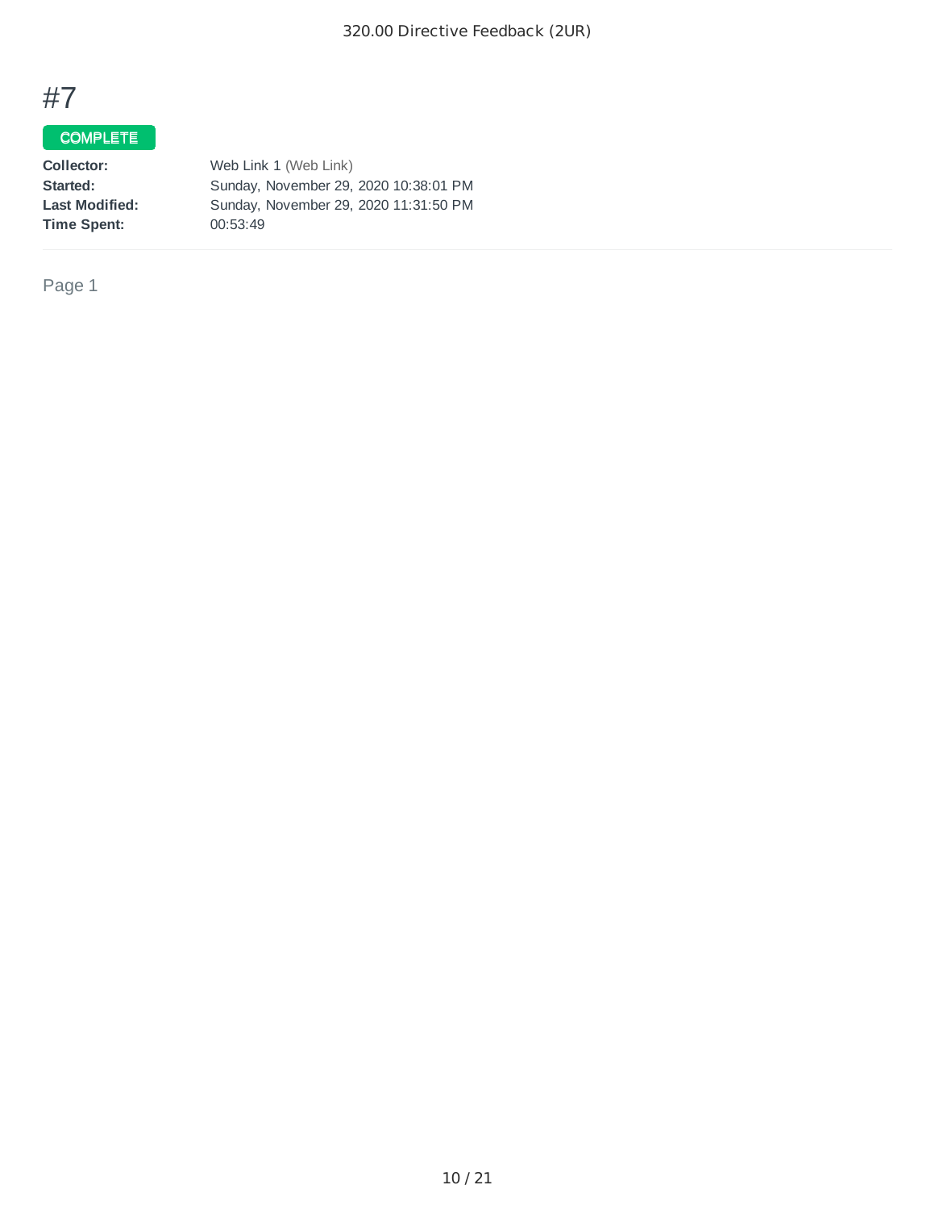# #7

COMPLETE

**Collector:** Web Link 1 (Web Link)
**Started:** Sunday, November 29, 2020 10:38:01 PM
**Last Modified:** Sunday, November 29, 2020 11:31:50 PM
**Time Spent:** 00:53:49

Page 1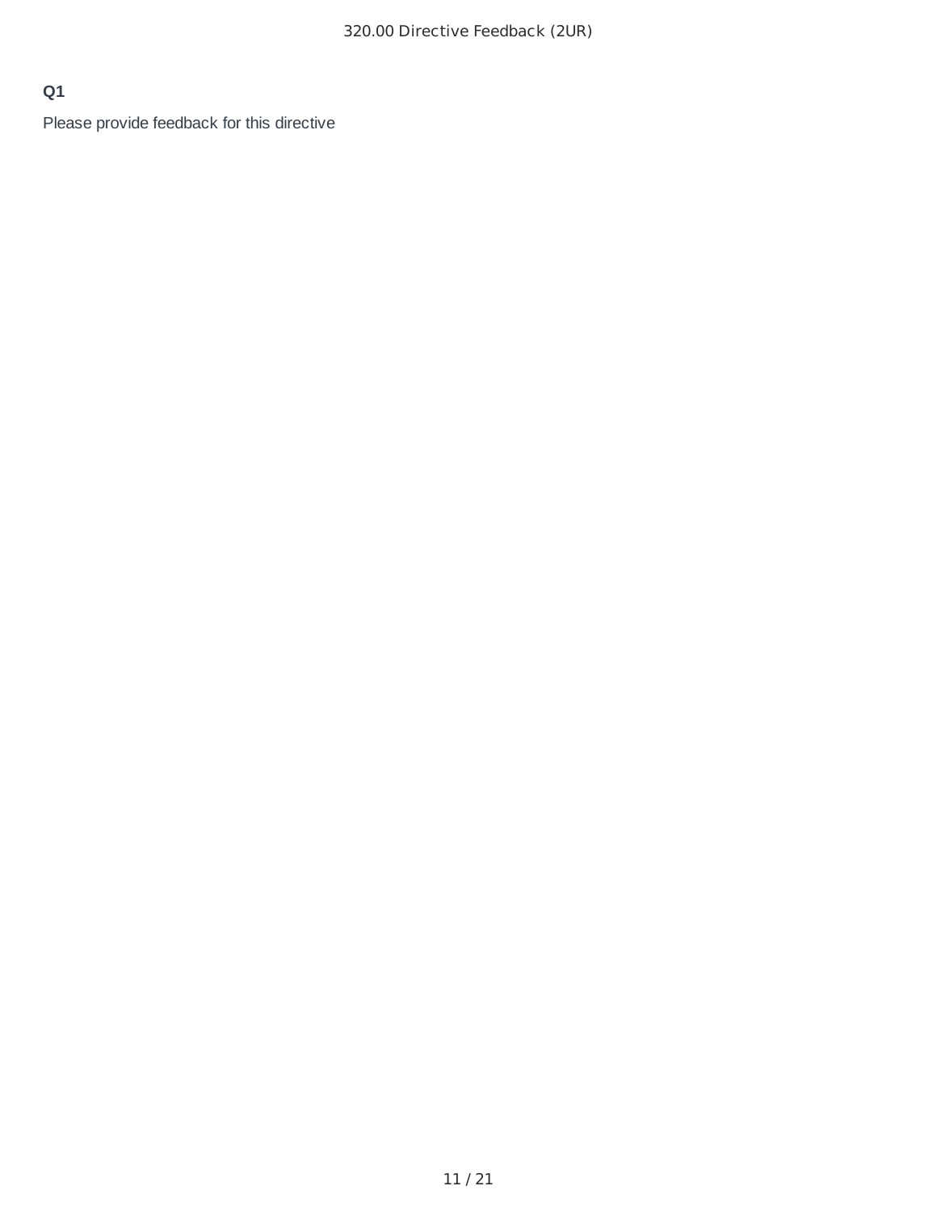**Q1**

Please provide feedback for this directive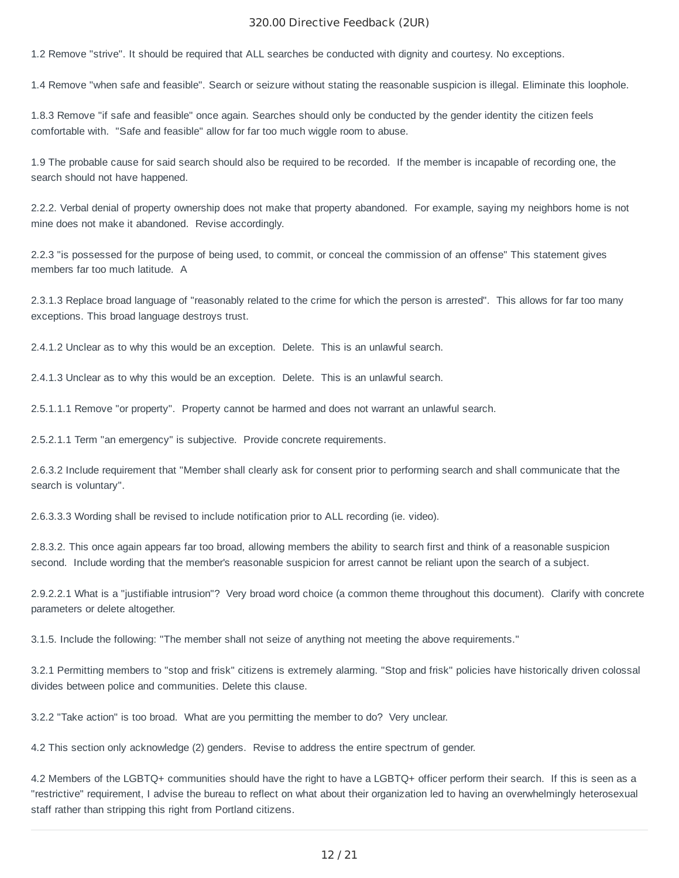1.2 Remove "strive". It should be required that ALL searches be conducted with dignity and courtesy. No exceptions.

1.4 Remove "when safe and feasible". Search or seizure without stating the reasonable suspicion is illegal. Eliminate this loophole.

1.8.3 Remove "if safe and feasible" once again. Searches should only be conducted by the gender identity the citizen feels comfortable with. "Safe and feasible" allow for far too much wiggle room to abuse.

1.9 The probable cause for said search should also be required to be recorded. If the member is incapable of recording one, the search should not have happened.

2.2.2. Verbal denial of property ownership does not make that property abandoned. For example, saying my neighbors home is not mine does not make it abandoned. Revise accordingly.

2.2.3 "is possessed for the purpose of being used, to commit, or conceal the commission of an offense" This statement gives members far too much latitude. A

2.3.1.3 Replace broad language of "reasonably related to the crime for which the person is arrested". This allows for far too many exceptions. This broad language destroys trust.

2.4.1.2 Unclear as to why this would be an exception. Delete. This is an unlawful search.

2.4.1.3 Unclear as to why this would be an exception. Delete. This is an unlawful search.

2.5.1.1.1 Remove "or property". Property cannot be harmed and does not warrant an unlawful search.

2.5.2.1.1 Term "an emergency" is subjective. Provide concrete requirements.

2.6.3.2 Include requirement that "Member shall clearly ask for consent prior to performing search and shall communicate that the search is voluntary".

2.6.3.3.3 Wording shall be revised to include notification prior to ALL recording (ie. video).

2.8.3.2. This once again appears far too broad, allowing members the ability to search first and think of a reasonable suspicion second. Include wording that the member's reasonable suspicion for arrest cannot be reliant upon the search of a subject.

2.9.2.2.1 What is a "justifiable intrusion"? Very broad word choice (a common theme throughout this document). Clarify with concrete parameters or delete altogether.

3.1.5. Include the following: "The member shall not seize of anything not meeting the above requirements."

3.2.1 Permitting members to "stop and frisk" citizens is extremely alarming. "Stop and frisk" policies have historically driven colossal divides between police and communities. Delete this clause.

3.2.2 "Take action" is too broad. What are you permitting the member to do? Very unclear.

4.2 This section only acknowledge (2) genders. Revise to address the entire spectrum of gender.

4.2 Members of the LGBTQ+ communities should have the right to have a LGBTQ+ officer perform their search. If this is seen as a "restrictive" requirement, I advise the bureau to reflect on what about their organization led to having an overwhelmingly heterosexual staff rather than stripping this right from Portland citizens.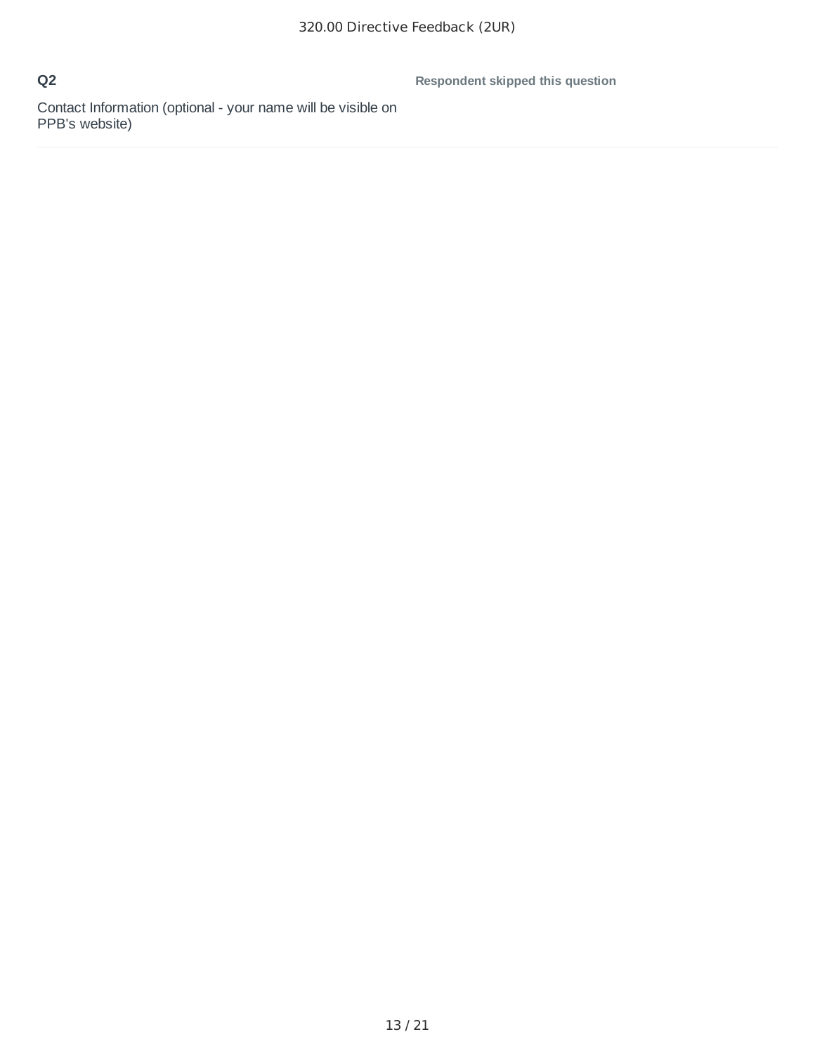**Q2**

Contact Information (optional - your name will be visible on PPB's website)

**Respondent skipped this question**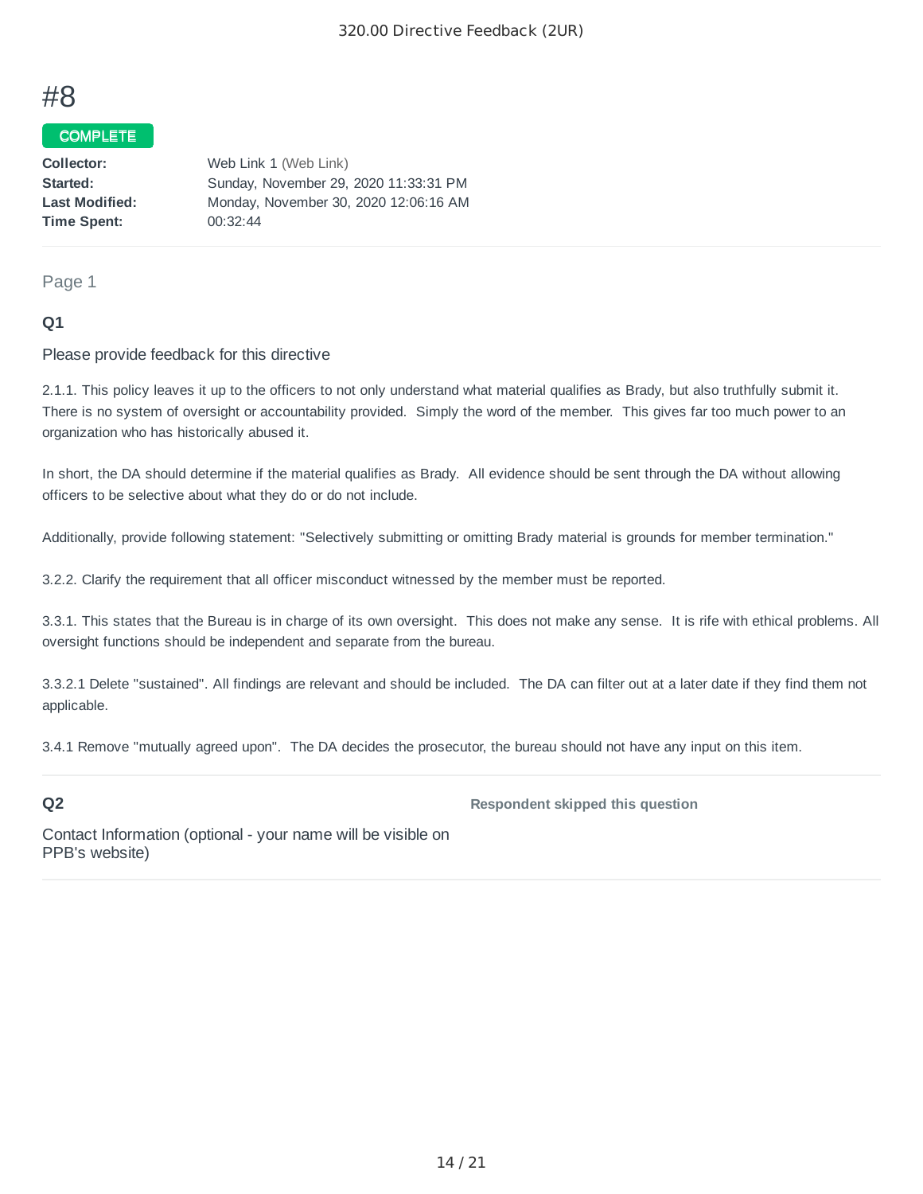# #8

**COMPLETE**

| | |
|---|---|
| **Collector:** | Web Link 1 (Web Link) |
| **Started:** | Sunday, November 29, 2020 11:33:31 PM |
| **Last Modified:** | Monday, November 30, 2020 12:06:16 AM |
| **Time Spent:** | 00:32:44 |

## Page 1

### Q1

Please provide feedback for this directive

2.1.1. This policy leaves it up to the officers to not only understand what material qualifies as Brady, but also truthfully submit it. There is no system of oversight or accountability provided. Simply the word of the member. This gives far too much power to an organization who has historically abused it.

In short, the DA should determine if the material qualifies as Brady. All evidence should be sent through the DA without allowing officers to be selective about what they do or do not include.

Additionally, provide following statement: "Selectively submitting or omitting Brady material is grounds for member termination."

3.2.2. Clarify the requirement that all officer misconduct witnessed by the member must be reported.

3.3.1. This states that the Bureau is in charge of its own oversight. This does not make any sense. It is rife with ethical problems. All oversight functions should be independent and separate from the bureau.

3.3.2.1 Delete "sustained". All findings are relevant and should be included. The DA can filter out at a later date if they find them not applicable.

3.4.1 Remove "mutually agreed upon". The DA decides the prosecutor, the bureau should not have any input on this item.

### Q2

Contact Information (optional - your name will be visible on PPB's website)

**Respondent skipped this question**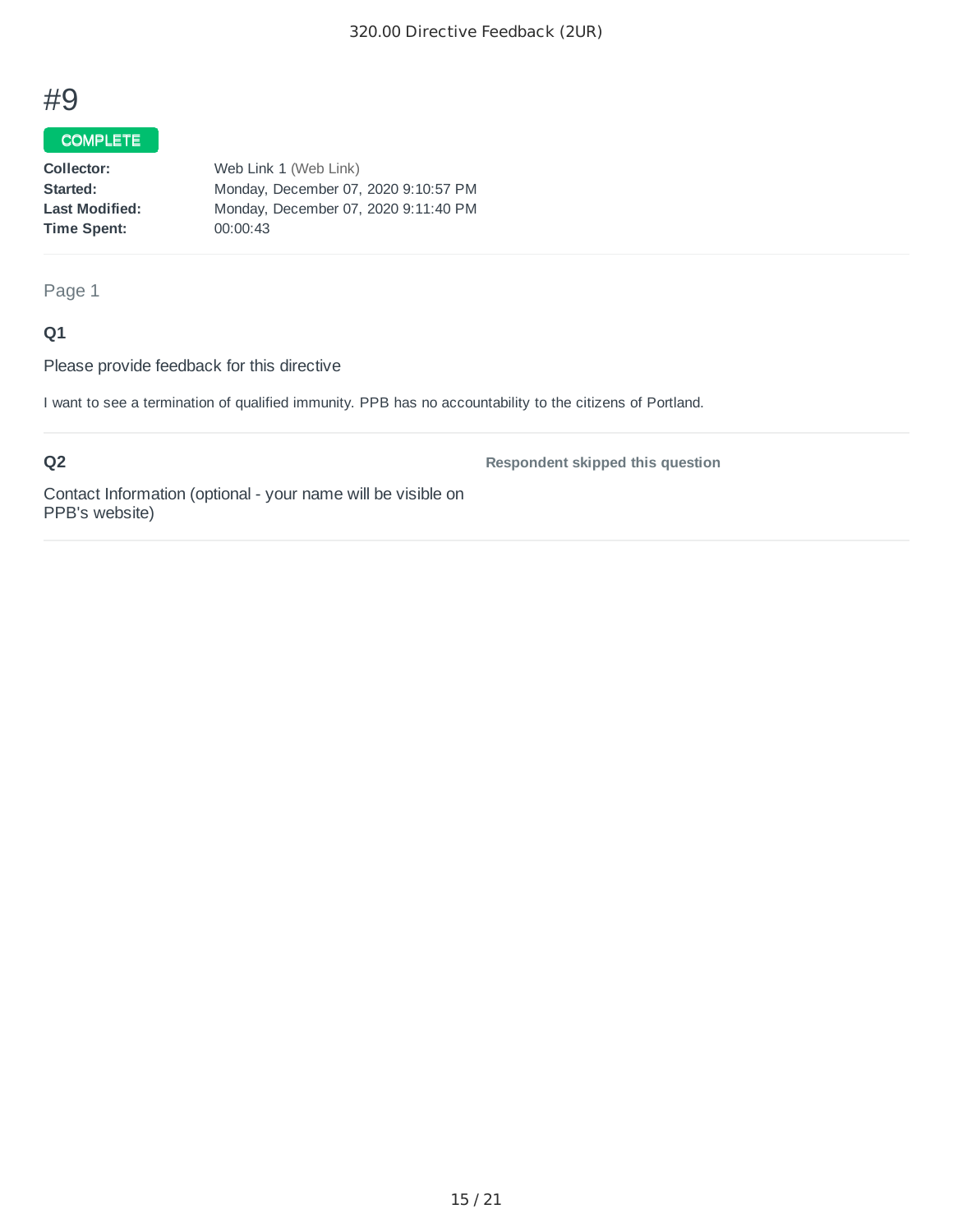# #9

**COMPLETE**

| | |
|---|---|
| **Collector:** | Web Link 1 (Web Link) |
| **Started:** | Monday, December 07, 2020 9:10:57 PM |
| **Last Modified:** | Monday, December 07, 2020 9:11:40 PM |
| **Time Spent:** | 00:00:43 |

Page 1

### Q1

Please provide feedback for this directive

I want to see a termination of qualified immunity. PPB has no accountability to the citizens of Portland.

### Q2

Contact Information (optional - your name will be visible on PPB's website)

**Respondent skipped this question**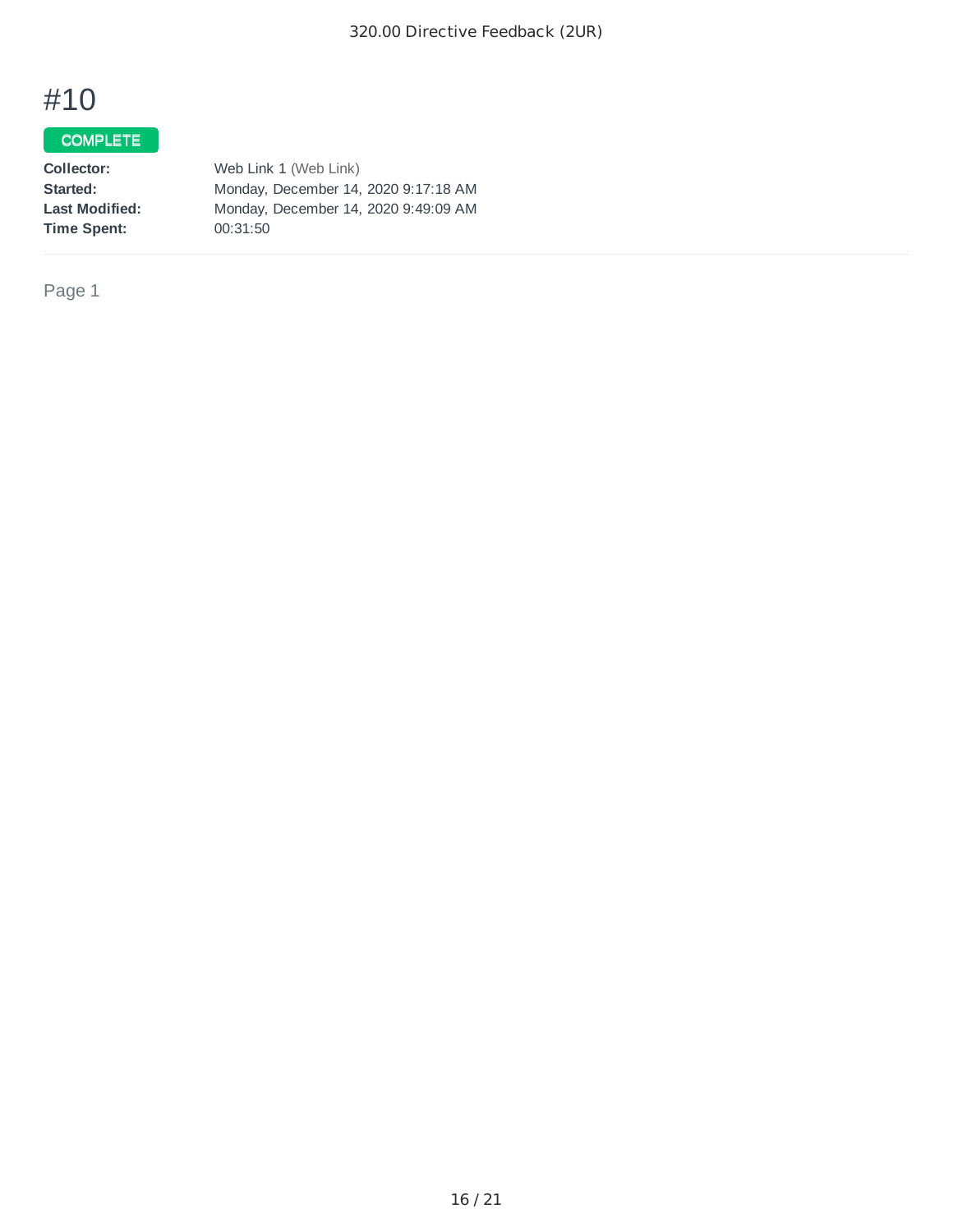# #10

COMPLETE

**Collector:** Web Link 1 (Web Link)
**Started:** Monday, December 14, 2020 9:17:18 AM
**Last Modified:** Monday, December 14, 2020 9:49:09 AM
**Time Spent:** 00:31:50

Page 1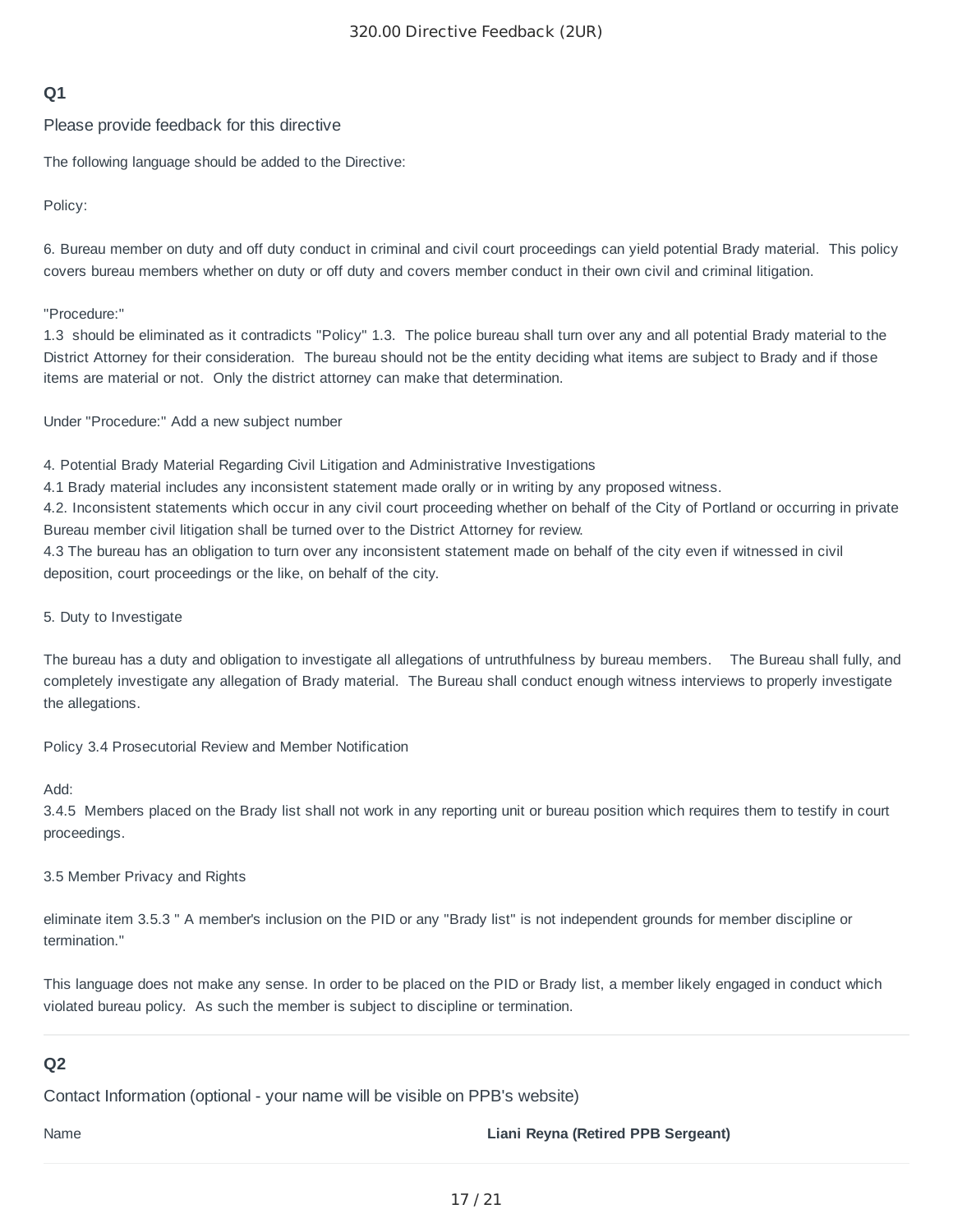## Q1

Please provide feedback for this directive

The following language should be added to the Directive:

Policy:

6. Bureau member on duty and off duty conduct in criminal and civil court proceedings can yield potential Brady material. This policy covers bureau members whether on duty or off duty and covers member conduct in their own civil and criminal litigation.

"Procedure:"
1.3 should be eliminated as it contradicts "Policy" 1.3. The police bureau shall turn over any and all potential Brady material to the District Attorney for their consideration. The bureau should not be the entity deciding what items are subject to Brady and if those items are material or not. Only the district attorney can make that determination.

Under "Procedure:" Add a new subject number

4. Potential Brady Material Regarding Civil Litigation and Administrative Investigations
4.1 Brady material includes any inconsistent statement made orally or in writing by any proposed witness.
4.2. Inconsistent statements which occur in any civil court proceeding whether on behalf of the City of Portland or occurring in private Bureau member civil litigation shall be turned over to the District Attorney for review.
4.3 The bureau has an obligation to turn over any inconsistent statement made on behalf of the city even if witnessed in civil deposition, court proceedings or the like, on behalf of the city.

5. Duty to Investigate

The bureau has a duty and obligation to investigate all allegations of untruthfulness by bureau members. The Bureau shall fully, and completely investigate any allegation of Brady material. The Bureau shall conduct enough witness interviews to properly investigate the allegations.

Policy 3.4 Prosecutorial Review and Member Notification

Add:
3.4.5 Members placed on the Brady list shall not work in any reporting unit or bureau position which requires them to testify in court proceedings.

3.5 Member Privacy and Rights

eliminate item 3.5.3 " A member's inclusion on the PID or any "Brady list" is not independent grounds for member discipline or termination."

This language does not make any sense. In order to be placed on the PID or Brady list, a member likely engaged in conduct which violated bureau policy. As such the member is subject to discipline or termination.

## Q2

Contact Information (optional - your name will be visible on PPB's website)

| Name | **Liani Reyna (Retired PPB Sergeant)** |
|---|---|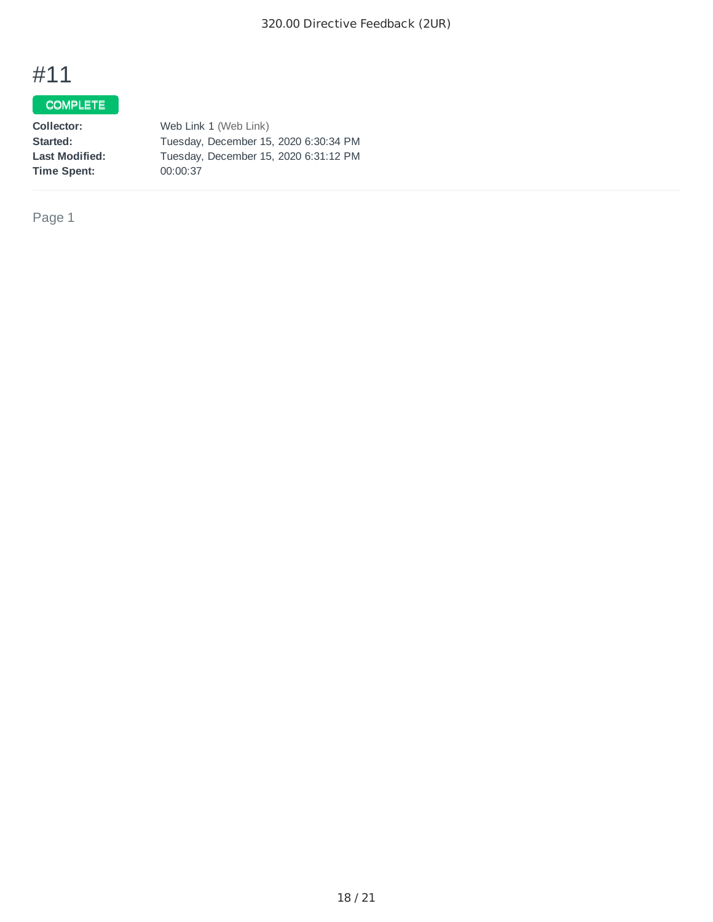# #11

COMPLETE

**Collector:** Web Link 1 (Web Link)
**Started:** Tuesday, December 15, 2020 6:30:34 PM
**Last Modified:** Tuesday, December 15, 2020 6:31:12 PM
**Time Spent:** 00:00:37

---

Page 1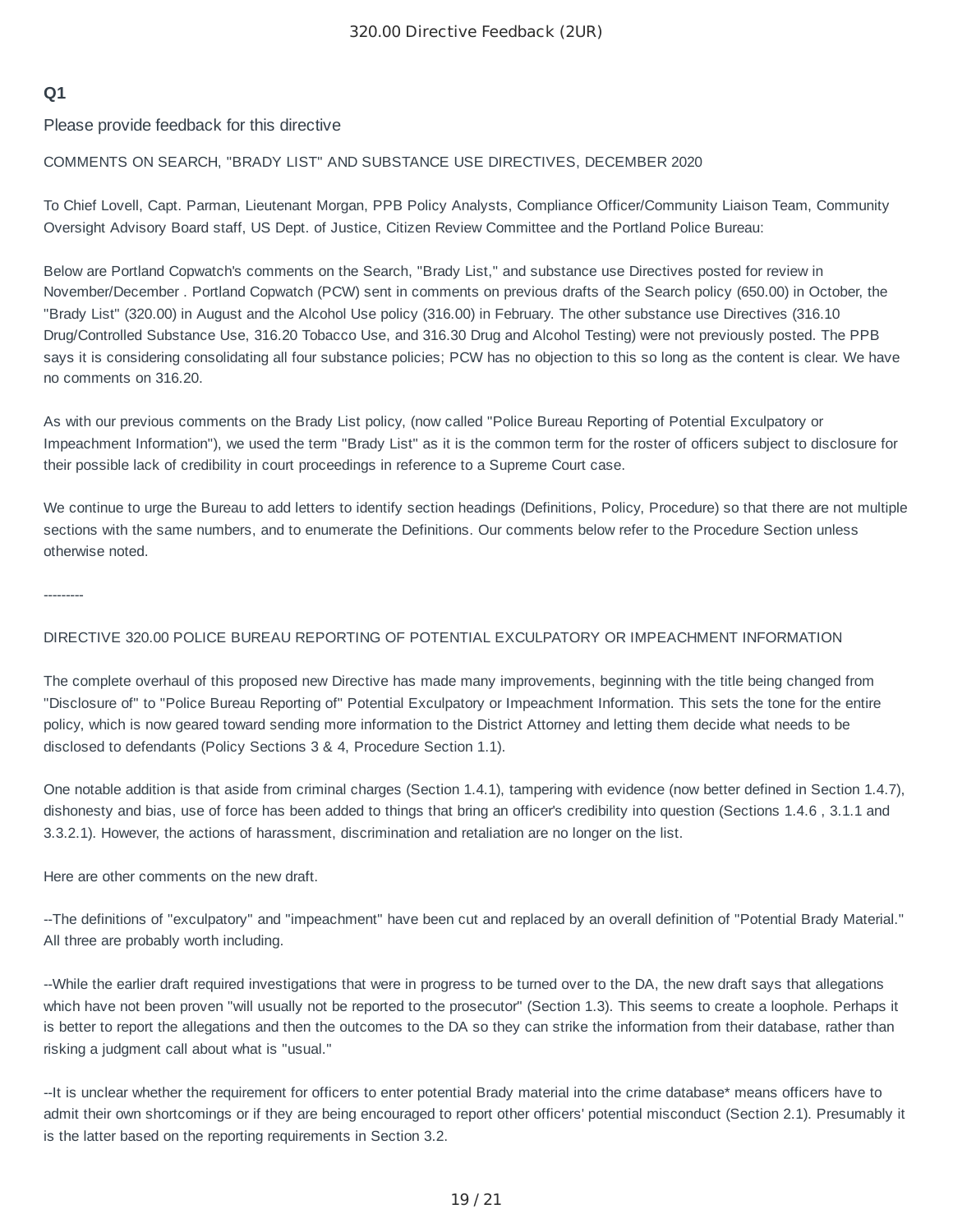**Q1**

Please provide feedback for this directive

COMMENTS ON SEARCH, "BRADY LIST" AND SUBSTANCE USE DIRECTIVES, DECEMBER 2020

To Chief Lovell, Capt. Parman, Lieutenant Morgan, PPB Policy Analysts, Compliance Officer/Community Liaison Team, Community Oversight Advisory Board staff, US Dept. of Justice, Citizen Review Committee and the Portland Police Bureau:

Below are Portland Copwatch's comments on the Search, "Brady List," and substance use Directives posted for review in November/December . Portland Copwatch (PCW) sent in comments on previous drafts of the Search policy (650.00) in October, the "Brady List" (320.00) in August and the Alcohol Use policy (316.00) in February. The other substance use Directives (316.10 Drug/Controlled Substance Use, 316.20 Tobacco Use, and 316.30 Drug and Alcohol Testing) were not previously posted. The PPB says it is considering consolidating all four substance policies; PCW has no objection to this so long as the content is clear. We have no comments on 316.20.

As with our previous comments on the Brady List policy, (now called "Police Bureau Reporting of Potential Exculpatory or Impeachment Information"), we used the term "Brady List" as it is the common term for the roster of officers subject to disclosure for their possible lack of credibility in court proceedings in reference to a Supreme Court case.

We continue to urge the Bureau to add letters to identify section headings (Definitions, Policy, Procedure) so that there are not multiple sections with the same numbers, and to enumerate the Definitions. Our comments below refer to the Procedure Section unless otherwise noted.

---------

DIRECTIVE 320.00 POLICE BUREAU REPORTING OF POTENTIAL EXCULPATORY OR IMPEACHMENT INFORMATION

The complete overhaul of this proposed new Directive has made many improvements, beginning with the title being changed from "Disclosure of" to "Police Bureau Reporting of" Potential Exculpatory or Impeachment Information. This sets the tone for the entire policy, which is now geared toward sending more information to the District Attorney and letting them decide what needs to be disclosed to defendants (Policy Sections 3 & 4, Procedure Section 1.1).

One notable addition is that aside from criminal charges (Section 1.4.1), tampering with evidence (now better defined in Section 1.4.7), dishonesty and bias, use of force has been added to things that bring an officer's credibility into question (Sections 1.4.6 , 3.1.1 and 3.3.2.1). However, the actions of harassment, discrimination and retaliation are no longer on the list.

Here are other comments on the new draft.

--The definitions of "exculpatory" and "impeachment" have been cut and replaced by an overall definition of "Potential Brady Material." All three are probably worth including.

--While the earlier draft required investigations that were in progress to be turned over to the DA, the new draft says that allegations which have not been proven "will usually not be reported to the prosecutor" (Section 1.3). This seems to create a loophole. Perhaps it is better to report the allegations and then the outcomes to the DA so they can strike the information from their database, rather than risking a judgment call about what is "usual."

--It is unclear whether the requirement for officers to enter potential Brady material into the crime database* means officers have to admit their own shortcomings or if they are being encouraged to report other officers' potential misconduct (Section 2.1). Presumably it is the latter based on the reporting requirements in Section 3.2.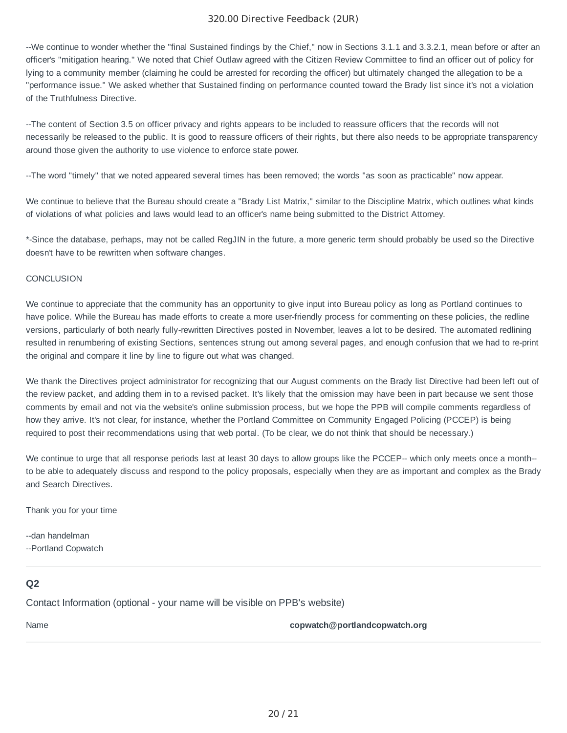--We continue to wonder whether the "final Sustained findings by the Chief," now in Sections 3.1.1 and 3.3.2.1, mean before or after an officer's "mitigation hearing." We noted that Chief Outlaw agreed with the Citizen Review Committee to find an officer out of policy for lying to a community member (claiming he could be arrested for recording the officer) but ultimately changed the allegation to be a "performance issue." We asked whether that Sustained finding on performance counted toward the Brady list since it's not a violation of the Truthfulness Directive.

--The content of Section 3.5 on officer privacy and rights appears to be included to reassure officers that the records will not necessarily be released to the public. It is good to reassure officers of their rights, but there also needs to be appropriate transparency around those given the authority to use violence to enforce state power.

--The word "timely" that we noted appeared several times has been removed; the words "as soon as practicable" now appear.

We continue to believe that the Bureau should create a "Brady List Matrix," similar to the Discipline Matrix, which outlines what kinds of violations of what policies and laws would lead to an officer's name being submitted to the District Attorney.

*-Since the database, perhaps, may not be called RegJIN in the future, a more generic term should probably be used so the Directive doesn't have to be rewritten when software changes.

CONCLUSION

We continue to appreciate that the community has an opportunity to give input into Bureau policy as long as Portland continues to have police. While the Bureau has made efforts to create a more user-friendly process for commenting on these policies, the redline versions, particularly of both nearly fully-rewritten Directives posted in November, leaves a lot to be desired. The automated redlining resulted in renumbering of existing Sections, sentences strung out among several pages, and enough confusion that we had to re-print the original and compare it line by line to figure out what was changed.

We thank the Directives project administrator for recognizing that our August comments on the Brady list Directive had been left out of the review packet, and adding them in to a revised packet. It's likely that the omission may have been in part because we sent those comments by email and not via the website's online submission process, but we hope the PPB will compile comments regardless of how they arrive. It's not clear, for instance, whether the Portland Committee on Community Engaged Policing (PCCEP) is being required to post their recommendations using that web portal. (To be clear, we do not think that should be necessary.)

We continue to urge that all response periods last at least 30 days to allow groups like the PCCEP-- which only meets once a month-- to be able to adequately discuss and respond to the policy proposals, especially when they are as important and complex as the Brady and Search Directives.

Thank you for your time

--dan handelman
--Portland Copwatch

**Q2**

Contact Information (optional - your name will be visible on PPB's website)

| Name | **copwatch@portlandcopwatch.org** |
| --- | --- |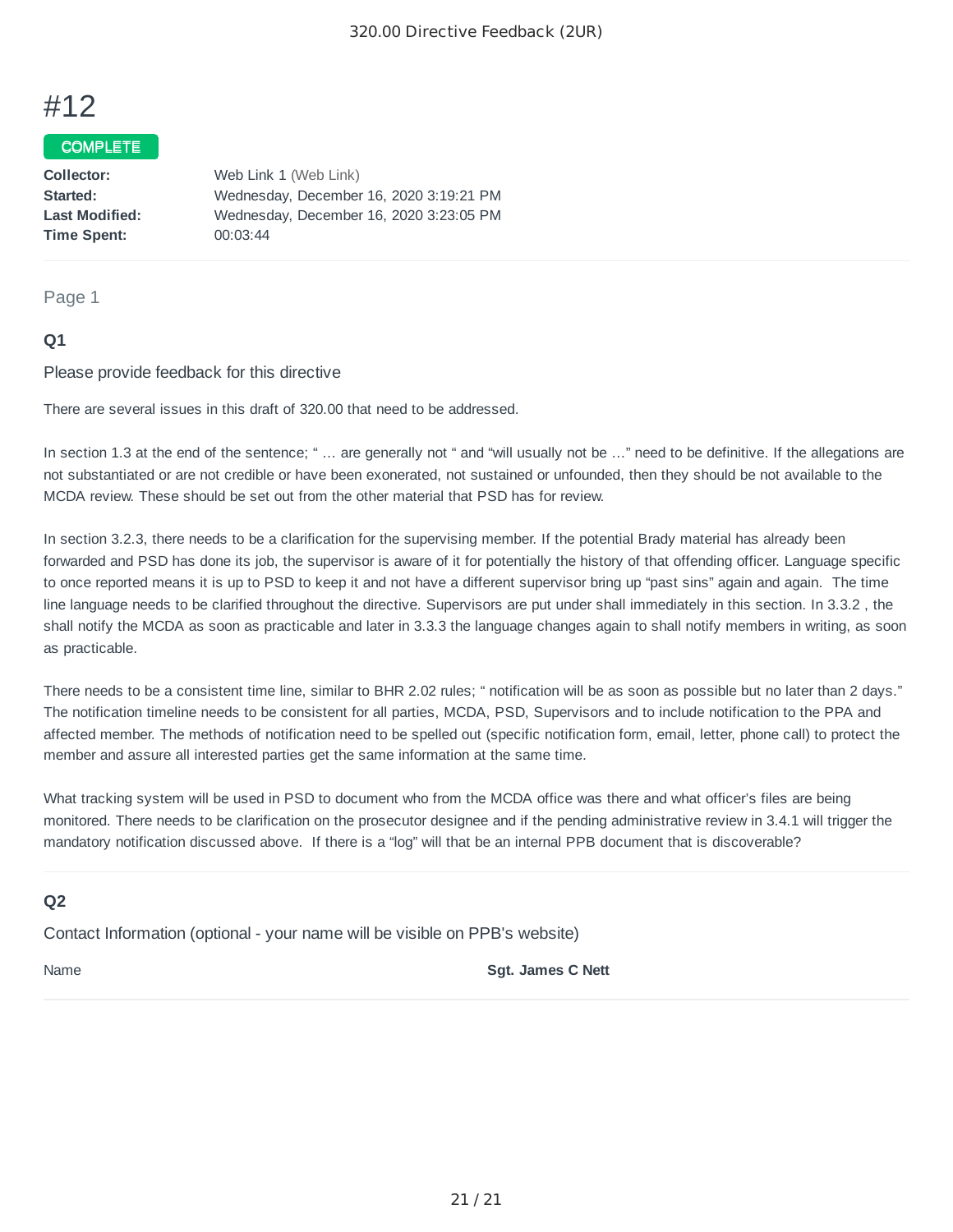# #12

**COMPLETE**

**Collector:** Web Link 1 (Web Link)
**Started:** Wednesday, December 16, 2020 3:19:21 PM
**Last Modified:** Wednesday, December 16, 2020 3:23:05 PM
**Time Spent:** 00:03:44

Page 1

### Q1

Please provide feedback for this directive

There are several issues in this draft of 320.00 that need to be addressed.

In section 1.3 at the end of the sentence; " … are generally not " and "will usually not be …" need to be definitive. If the allegations are not substantiated or are not credible or have been exonerated, not sustained or unfounded, then they should be not available to the MCDA review. These should be set out from the other material that PSD has for review.

In section 3.2.3, there needs to be a clarification for the supervising member. If the potential Brady material has already been forwarded and PSD has done its job, the supervisor is aware of it for potentially the history of that offending officer. Language specific to once reported means it is up to PSD to keep it and not have a different supervisor bring up "past sins" again and again. The time line language needs to be clarified throughout the directive. Supervisors are put under shall immediately in this section. In 3.3.2 , the shall notify the MCDA as soon as practicable and later in 3.3.3 the language changes again to shall notify members in writing, as soon as practicable.

There needs to be a consistent time line, similar to BHR 2.02 rules; " notification will be as soon as possible but no later than 2 days." The notification timeline needs to be consistent for all parties, MCDA, PSD, Supervisors and to include notification to the PPA and affected member. The methods of notification need to be spelled out (specific notification form, email, letter, phone call) to protect the member and assure all interested parties get the same information at the same time.

What tracking system will be used in PSD to document who from the MCDA office was there and what officer's files are being monitored. There needs to be clarification on the prosecutor designee and if the pending administrative review in 3.4.1 will trigger the mandatory notification discussed above. If there is a "log" will that be an internal PPB document that is discoverable?

### Q2

Contact Information (optional - your name will be visible on PPB's website)

Name **Sgt. James C Nett**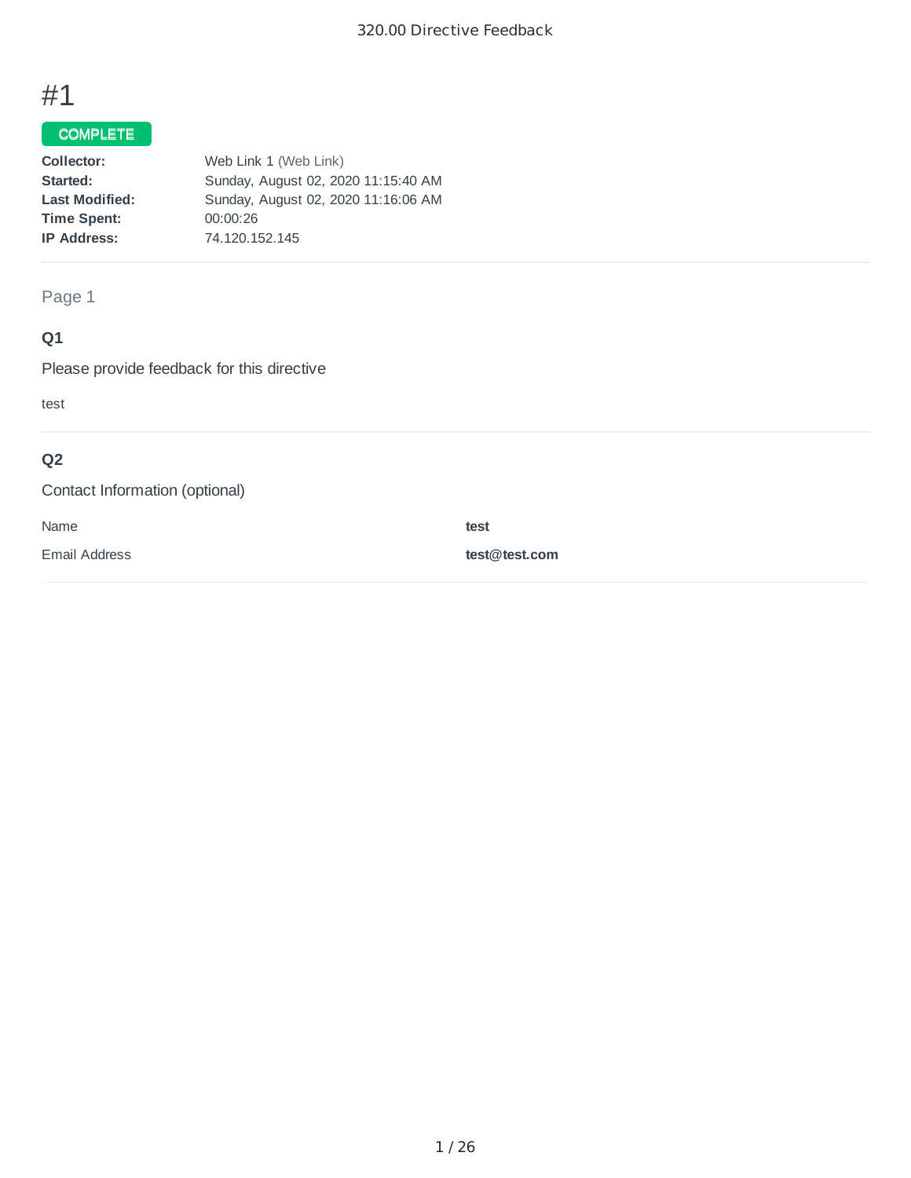# #1

**COMPLETE**

| | |
|---|---|
| **Collector:** | Web Link 1 (Web Link) |
| **Started:** | Sunday, August 02, 2020 11:15:40 AM |
| **Last Modified:** | Sunday, August 02, 2020 11:16:06 AM |
| **Time Spent:** | 00:00:26 |
| **IP Address:** | 74.120.152.145 |

Page 1

### Q1

Please provide feedback for this directive

test

### Q2

Contact Information (optional)

| | |
|---|---|
| Name | **test** |
| Email Address | **test@test.com** |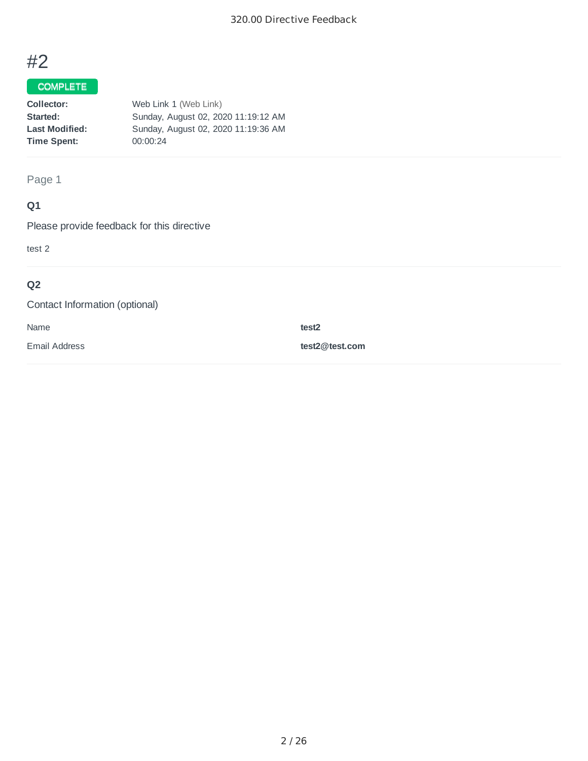# #2

COMPLETE

| | |
|---|---|
| **Collector:** | Web Link 1 (Web Link) |
| **Started:** | Sunday, August 02, 2020 11:19:12 AM |
| **Last Modified:** | Sunday, August 02, 2020 11:19:36 AM |
| **Time Spent:** | 00:00:24 |

Page 1

### Q1

Please provide feedback for this directive

test 2

### Q2

Contact Information (optional)

| | |
|---|---|
| Name | **test2** |
| Email Address | **test2@test.com** |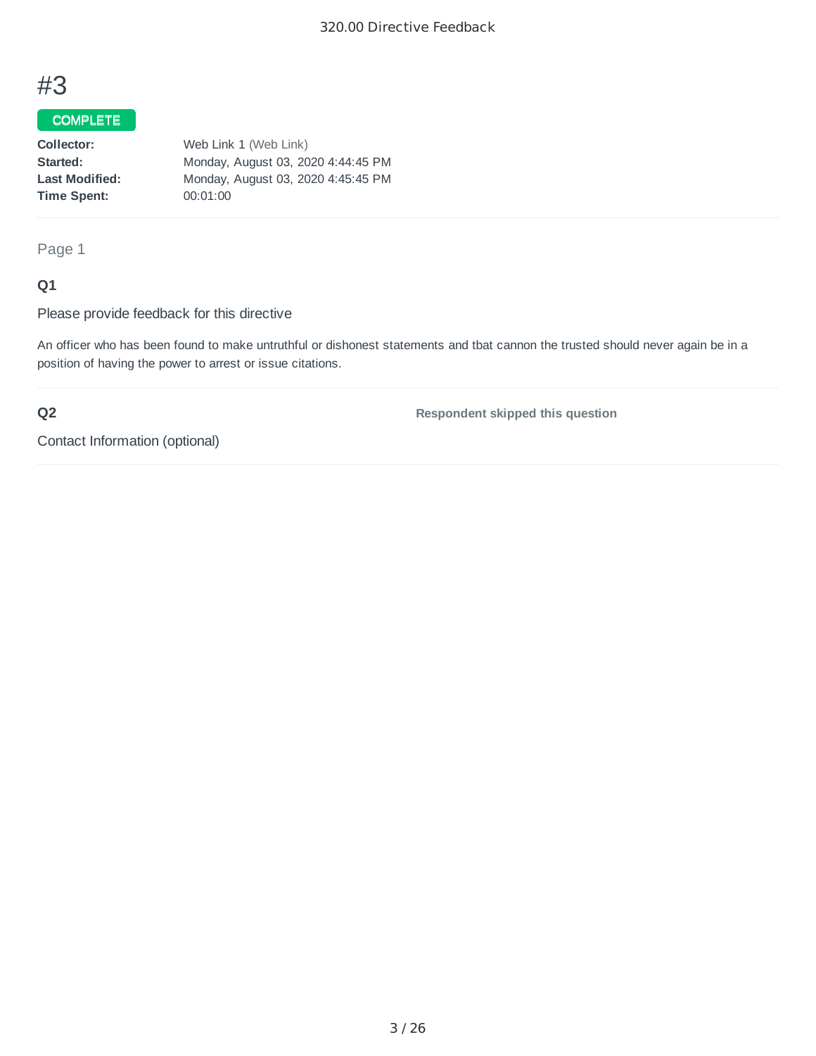# #3

**COMPLETE**

| | |
|---|---|
| **Collector:** | Web Link 1 (Web Link) |
| **Started:** | Monday, August 03, 2020 4:44:45 PM |
| **Last Modified:** | Monday, August 03, 2020 4:45:45 PM |
| **Time Spent:** | 00:01:00 |

Page 1

**Q1**

Please provide feedback for this directive

An officer who has been found to make untruthful or dishonest statements and tbat cannon the trusted should never again be in a position of having the power to arrest or issue citations.

**Q2**

Contact Information (optional)

**Respondent skipped this question**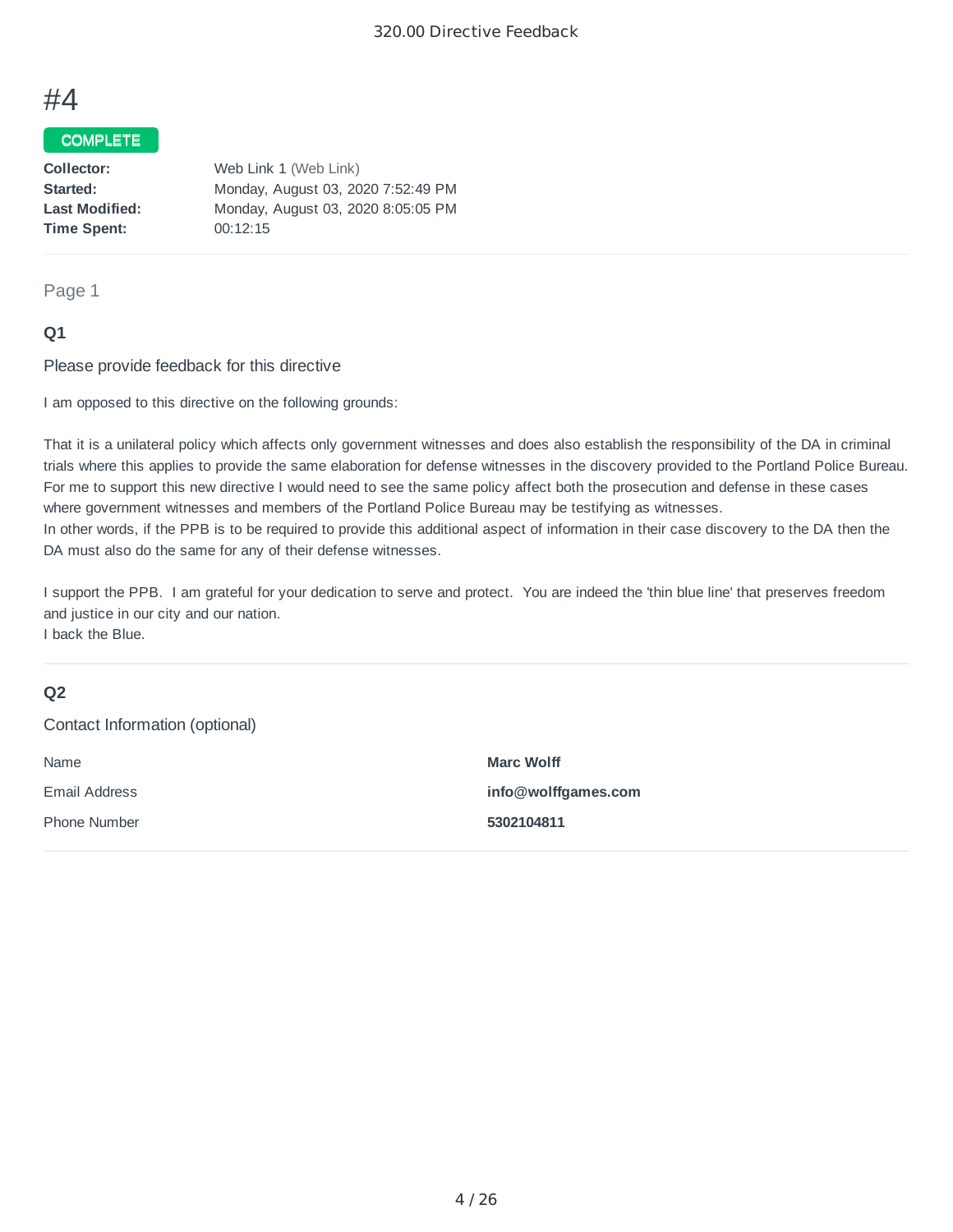# #4

**COMPLETE**

|  |  |
|---|---|
| **Collector:** | Web Link 1 (Web Link) |
| **Started:** | Monday, August 03, 2020 7:52:49 PM |
| **Last Modified:** | Monday, August 03, 2020 8:05:05 PM |
| **Time Spent:** | 00:12:15 |

Page 1

### Q1

Please provide feedback for this directive

I am opposed to this directive on the following grounds:

That it is a unilateral policy which affects only government witnesses and does also establish the responsibility of the DA in criminal trials where this applies to provide the same elaboration for defense witnesses in the discovery provided to the Portland Police Bureau. For me to support this new directive I would need to see the same policy affect both the prosecution and defense in these cases where government witnesses and members of the Portland Police Bureau may be testifying as witnesses.
In other words, if the PPB is to be required to provide this additional aspect of information in their case discovery to the DA then the DA must also do the same for any of their defense witnesses.

I support the PPB. I am grateful for your dedication to serve and protect. You are indeed the 'thin blue line' that preserves freedom and justice in our city and our nation.
I back the Blue.

### Q2

Contact Information (optional)

|  |  |
|---|---|
| Name | **Marc Wolff** |
| Email Address | **info@wolffgames.com** |
| Phone Number | **5302104811** |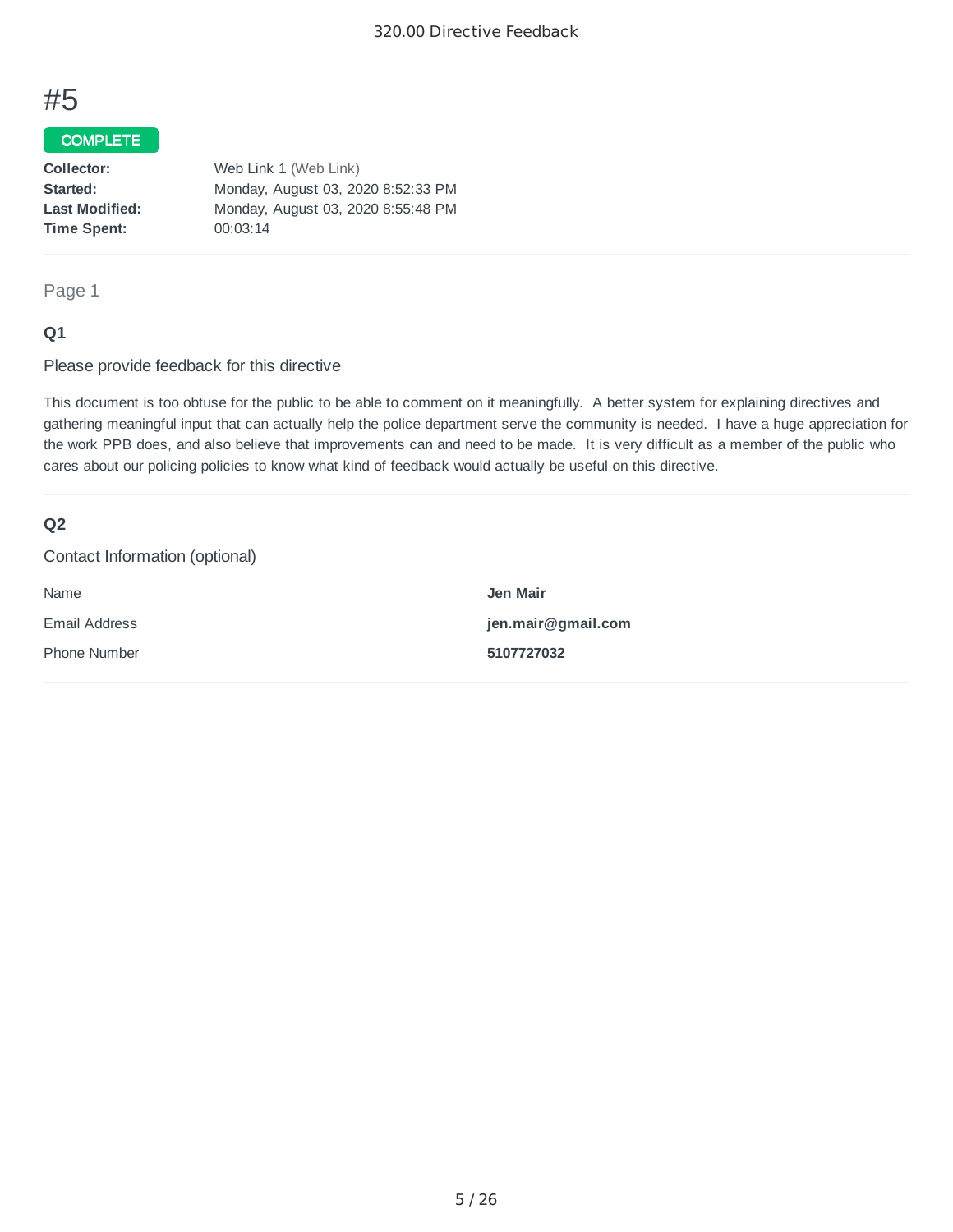# #5

COMPLETE

| | |
|---|---|
| **Collector:** | Web Link 1 (Web Link) |
| **Started:** | Monday, August 03, 2020 8:52:33 PM |
| **Last Modified:** | Monday, August 03, 2020 8:55:48 PM |
| **Time Spent:** | 00:03:14 |

Page 1

### Q1

Please provide feedback for this directive

This document is too obtuse for the public to be able to comment on it meaningfully. A better system for explaining directives and gathering meaningful input that can actually help the police department serve the community is needed. I have a huge appreciation for the work PPB does, and also believe that improvements can and need to be made. It is very difficult as a member of the public who cares about our policing policies to know what kind of feedback would actually be useful on this directive.

### Q2

Contact Information (optional)

| | |
|---|---|
| Name | **Jen Mair** |
| Email Address | **jen.mair@gmail.com** |
| Phone Number | **5107727032** |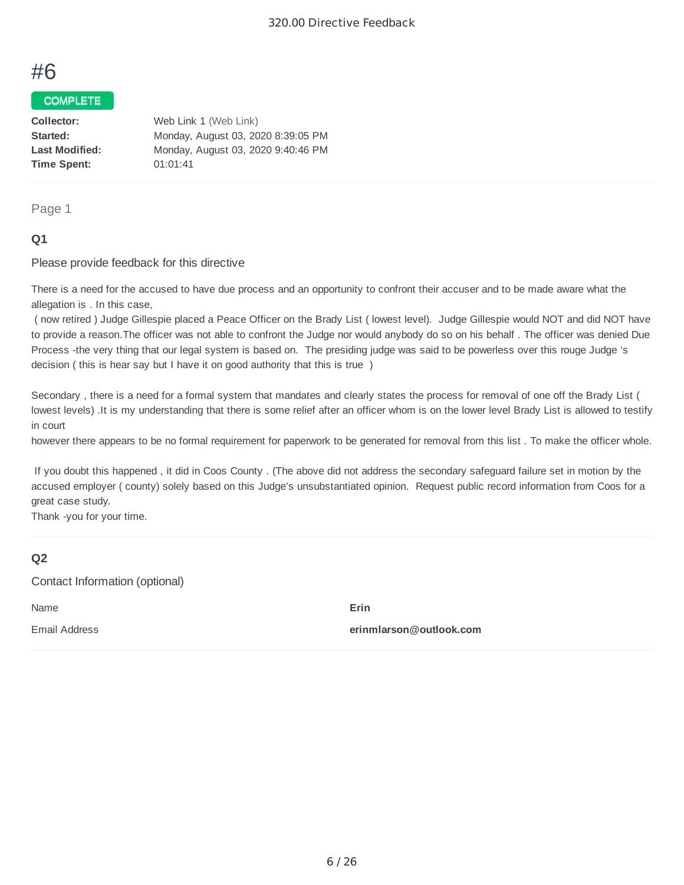# #6

COMPLETE

**Collector:** Web Link 1 (Web Link)
**Started:** Monday, August 03, 2020 8:39:05 PM
**Last Modified:** Monday, August 03, 2020 9:40:46 PM
**Time Spent:** 01:01:41

Page 1

### Q1

Please provide feedback for this directive

There is a need for the accused to have due process and an opportunity to confront their accuser and to be made aware what the allegation is . In this case,
( now retired ) Judge Gillespie placed a Peace Officer on the Brady List ( lowest level). Judge Gillespie would NOT and did NOT have to provide a reason.The officer was not able to confront the Judge nor would anybody do so on his behalf . The officer was denied Due Process -the very thing that our legal system is based on. The presiding judge was said to be powerless over this rouge Judge 's decision ( this is hear say but I have it on good authority that this is true )

Secondary , there is a need for a formal system that mandates and clearly states the process for removal of one off the Brady List ( lowest levels) .It is my understanding that there is some relief after an officer whom is on the lower level Brady List is allowed to testify in court
however there appears to be no formal requirement for paperwork to be generated for removal from this list . To make the officer whole.

If you doubt this happened , it did in Coos County . (The above did not address the secondary safeguard failure set in motion by the accused employer ( county) solely based on this Judge's unsubstantiated opinion. Request public record information from Coos for a great case study.
Thank -you for your time.

### Q2

Contact Information (optional)

| Name | **Erin** |
|---|---|
| Email Address | **erinmlarson@outlook.com** |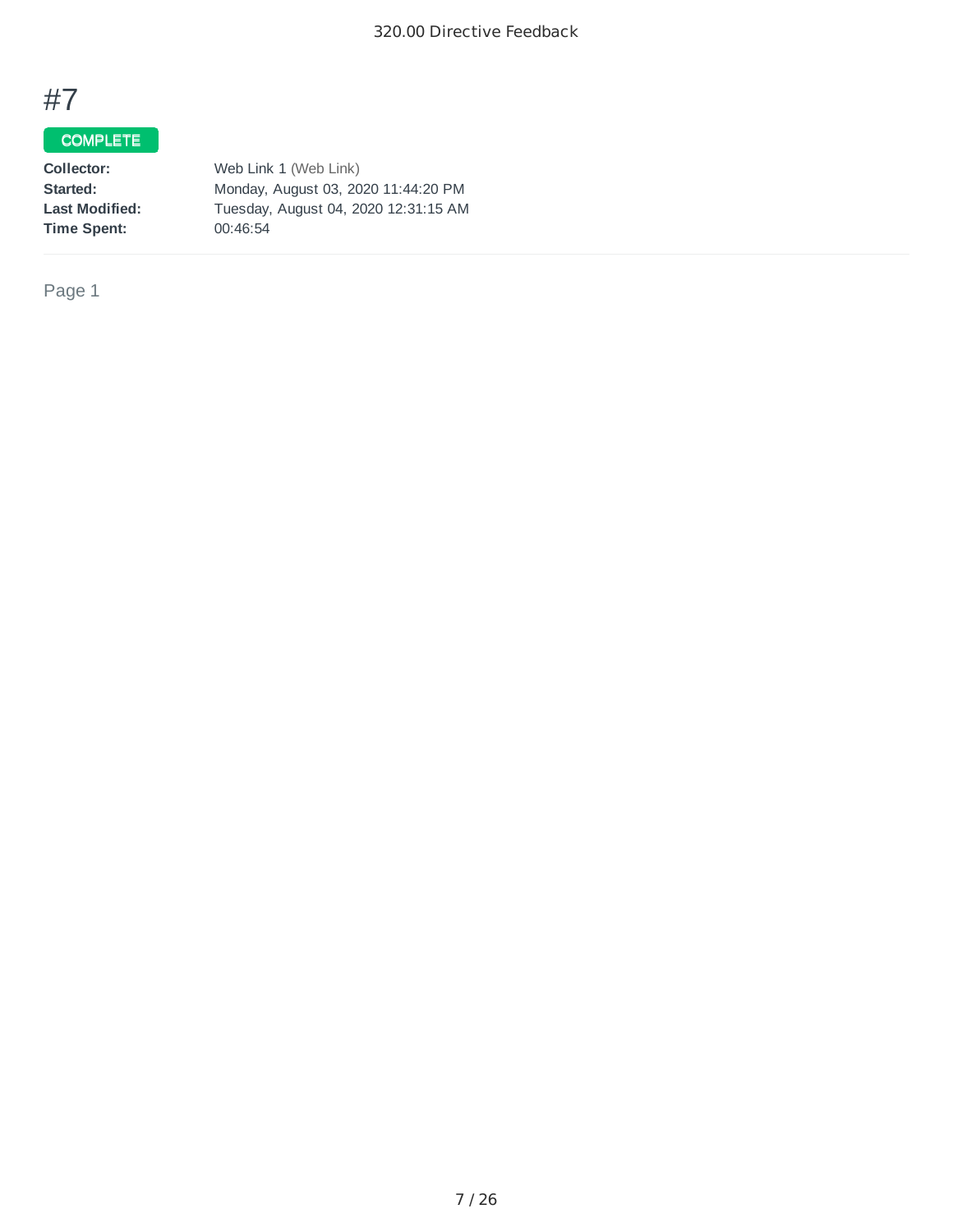# #7

COMPLETE

| | |
|---|---|
| **Collector:** | Web Link 1 (Web Link) |
| **Started:** | Monday, August 03, 2020 11:44:20 PM |
| **Last Modified:** | Tuesday, August 04, 2020 12:31:15 AM |
| **Time Spent:** | 00:46:54 |

Page 1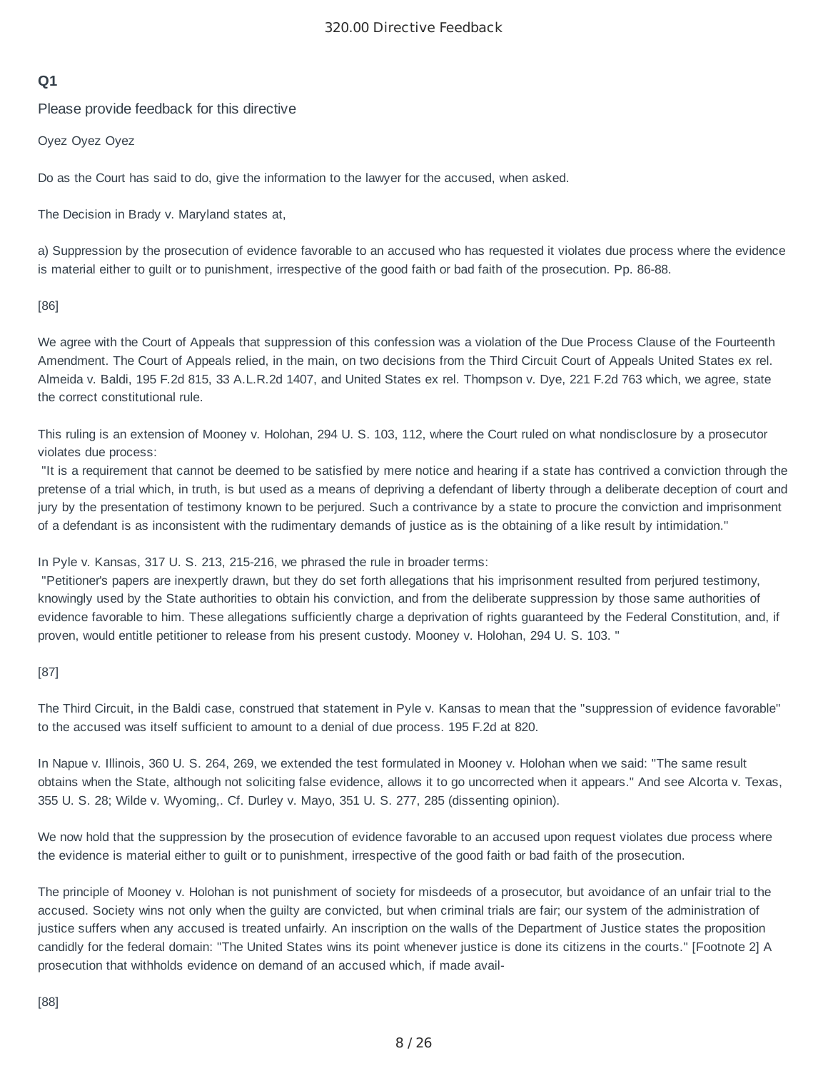## Q1

Please provide feedback for this directive

Oyez Oyez Oyez

Do as the Court has said to do, give the information to the lawyer for the accused, when asked.

The Decision in Brady v. Maryland states at,

a) Suppression by the prosecution of evidence favorable to an accused who has requested it violates due process where the evidence is material either to guilt or to punishment, irrespective of the good faith or bad faith of the prosecution. Pp. 86-88.

[86]

We agree with the Court of Appeals that suppression of this confession was a violation of the Due Process Clause of the Fourteenth Amendment. The Court of Appeals relied, in the main, on two decisions from the Third Circuit Court of Appeals United States ex rel. Almeida v. Baldi, 195 F.2d 815, 33 A.L.R.2d 1407, and United States ex rel. Thompson v. Dye, 221 F.2d 763 which, we agree, state the correct constitutional rule.

This ruling is an extension of Mooney v. Holohan, 294 U. S. 103, 112, where the Court ruled on what nondisclosure by a prosecutor violates due process:
"It is a requirement that cannot be deemed to be satisfied by mere notice and hearing if a state has contrived a conviction through the pretense of a trial which, in truth, is but used as a means of depriving a defendant of liberty through a deliberate deception of court and jury by the presentation of testimony known to be perjured. Such a contrivance by a state to procure the conviction and imprisonment of a defendant is as inconsistent with the rudimentary demands of justice as is the obtaining of a like result by intimidation."

In Pyle v. Kansas, 317 U. S. 213, 215-216, we phrased the rule in broader terms:
"Petitioner's papers are inexpertly drawn, but they do set forth allegations that his imprisonment resulted from perjured testimony, knowingly used by the State authorities to obtain his conviction, and from the deliberate suppression by those same authorities of evidence favorable to him. These allegations sufficiently charge a deprivation of rights guaranteed by the Federal Constitution, and, if proven, would entitle petitioner to release from his present custody. Mooney v. Holohan, 294 U. S. 103. "

[87]

The Third Circuit, in the Baldi case, construed that statement in Pyle v. Kansas to mean that the "suppression of evidence favorable" to the accused was itself sufficient to amount to a denial of due process. 195 F.2d at 820.

In Napue v. Illinois, 360 U. S. 264, 269, we extended the test formulated in Mooney v. Holohan when we said: "The same result obtains when the State, although not soliciting false evidence, allows it to go uncorrected when it appears." And see Alcorta v. Texas, 355 U. S. 28; Wilde v. Wyoming,. Cf. Durley v. Mayo, 351 U. S. 277, 285 (dissenting opinion).

We now hold that the suppression by the prosecution of evidence favorable to an accused upon request violates due process where the evidence is material either to guilt or to punishment, irrespective of the good faith or bad faith of the prosecution.

The principle of Mooney v. Holohan is not punishment of society for misdeeds of a prosecutor, but avoidance of an unfair trial to the accused. Society wins not only when the guilty are convicted, but when criminal trials are fair; our system of the administration of justice suffers when any accused is treated unfairly. An inscription on the walls of the Department of Justice states the proposition candidly for the federal domain: "The United States wins its point whenever justice is done its citizens in the courts." [Footnote 2] A prosecution that withholds evidence on demand of an accused which, if made avail-

[88]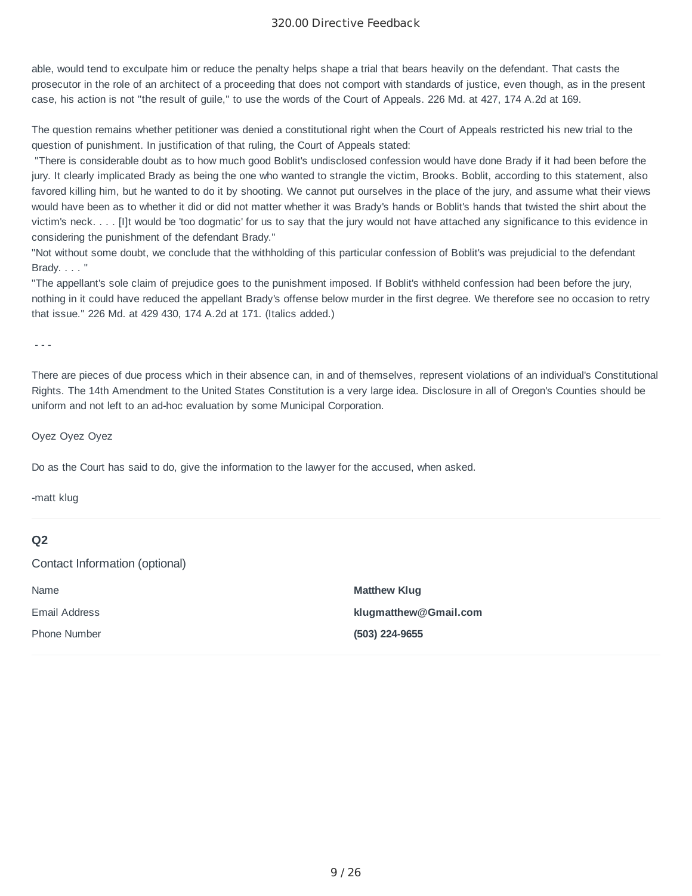able, would tend to exculpate him or reduce the penalty helps shape a trial that bears heavily on the defendant. That casts the prosecutor in the role of an architect of a proceeding that does not comport with standards of justice, even though, as in the present case, his action is not "the result of guile," to use the words of the Court of Appeals. 226 Md. at 427, 174 A.2d at 169.

The question remains whether petitioner was denied a constitutional right when the Court of Appeals restricted his new trial to the question of punishment. In justification of that ruling, the Court of Appeals stated:

"There is considerable doubt as to how much good Boblit's undisclosed confession would have done Brady if it had been before the jury. It clearly implicated Brady as being the one who wanted to strangle the victim, Brooks. Boblit, according to this statement, also favored killing him, but he wanted to do it by shooting. We cannot put ourselves in the place of the jury, and assume what their views would have been as to whether it did or did not matter whether it was Brady's hands or Boblit's hands that twisted the shirt about the victim's neck. . . . [I]t would be 'too dogmatic' for us to say that the jury would not have attached any significance to this evidence in considering the punishment of the defendant Brady."

"Not without some doubt, we conclude that the withholding of this particular confession of Boblit's was prejudicial to the defendant Brady. . . . "

"The appellant's sole claim of prejudice goes to the punishment imposed. If Boblit's withheld confession had been before the jury, nothing in it could have reduced the appellant Brady's offense below murder in the first degree. We therefore see no occasion to retry that issue." 226 Md. at 429 430, 174 A.2d at 171. (Italics added.)

- - -

There are pieces of due process which in their absence can, in and of themselves, represent violations of an individual's Constitutional Rights. The 14th Amendment to the United States Constitution is a very large idea. Disclosure in all of Oregon's Counties should be uniform and not left to an ad-hoc evaluation by some Municipal Corporation.

Oyez Oyez Oyez

Do as the Court has said to do, give the information to the lawyer for the accused, when asked.

-matt klug

## Q2

Contact Information (optional)

| | |
|---|---|
| Name | **Matthew Klug** |
| Email Address | **klugmatthew@Gmail.com** |
| Phone Number | **(503) 224-9655** |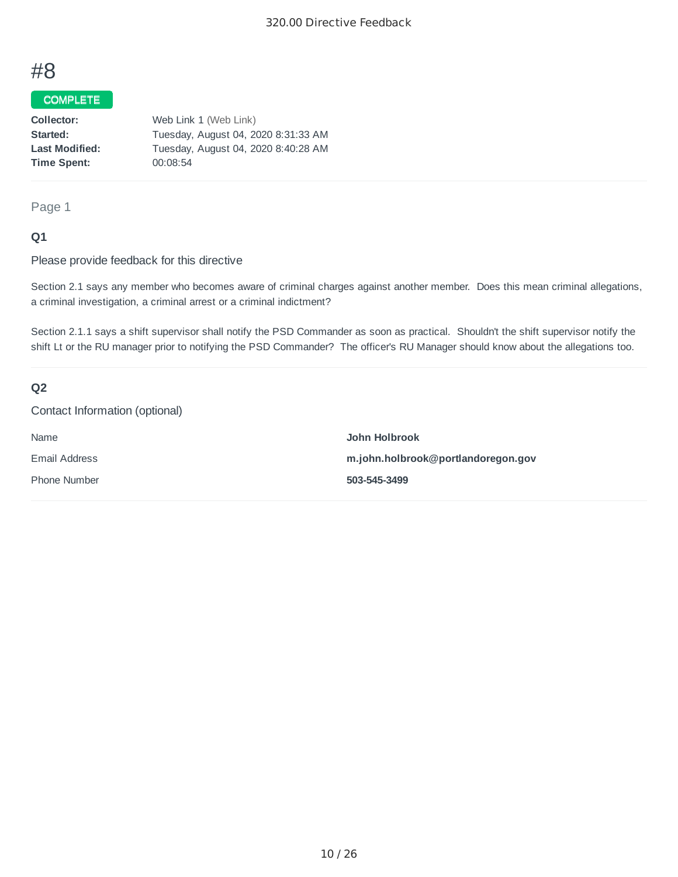# #8

COMPLETE

**Collector:** Web Link 1 (Web Link)
**Started:** Tuesday, August 04, 2020 8:31:33 AM
**Last Modified:** Tuesday, August 04, 2020 8:40:28 AM
**Time Spent:** 00:08:54

Page 1

### Q1

Please provide feedback for this directive

Section 2.1 says any member who becomes aware of criminal charges against another member. Does this mean criminal allegations, a criminal investigation, a criminal arrest or a criminal indictment?

Section 2.1.1 says a shift supervisor shall notify the PSD Commander as soon as practical. Shouldn't the shift supervisor notify the shift Lt or the RU manager prior to notifying the PSD Commander? The officer's RU Manager should know about the allegations too.

### Q2

Contact Information (optional)

| | |
|---|---|
| Name | **John Holbrook** |
| Email Address | **m.john.holbrook@portlandoregon.gov** |
| Phone Number | **503-545-3499** |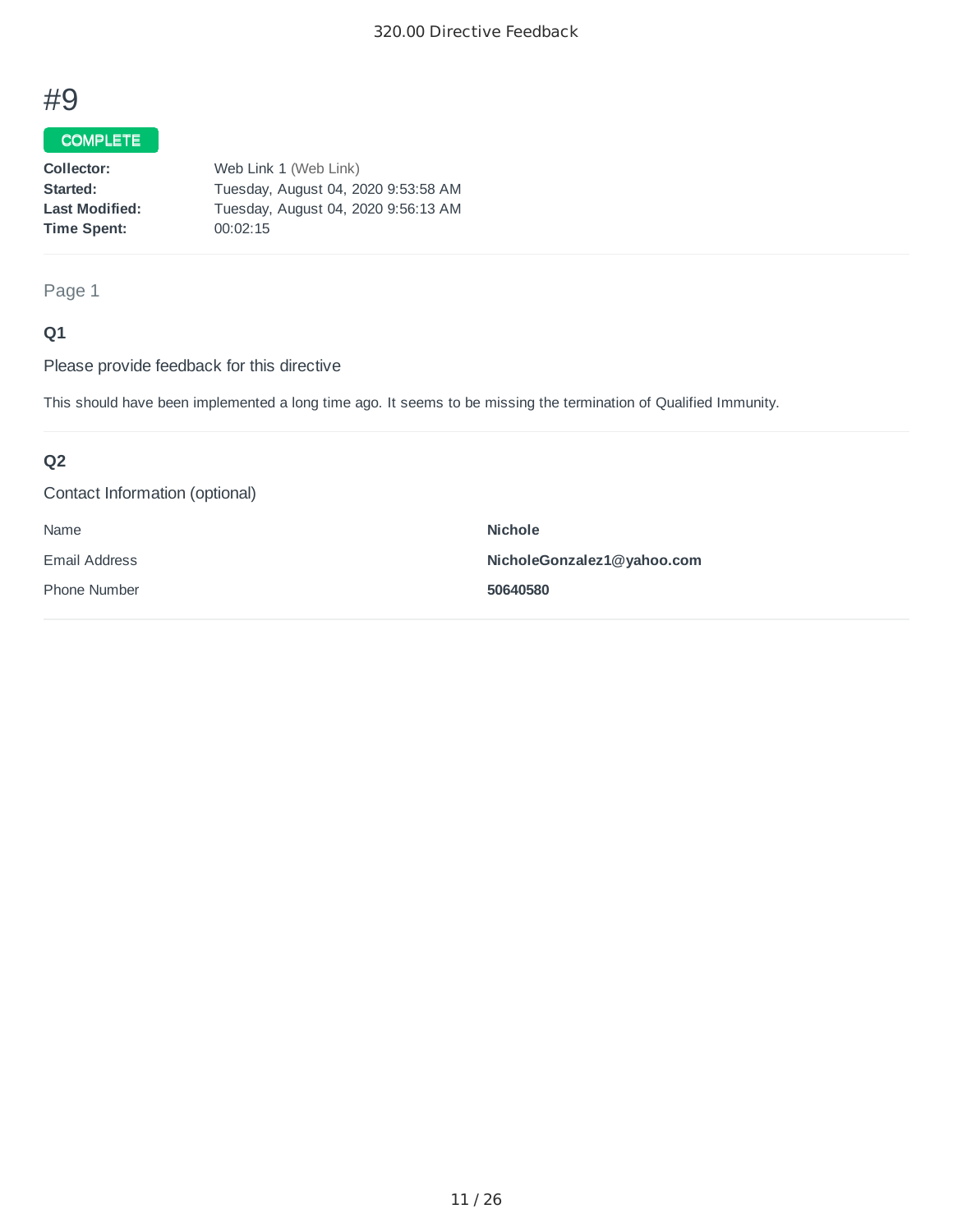# #9

COMPLETE

**Collector:** Web Link 1 (Web Link)
**Started:** Tuesday, August 04, 2020 9:53:58 AM
**Last Modified:** Tuesday, August 04, 2020 9:56:13 AM
**Time Spent:** 00:02:15

Page 1

### Q1

Please provide feedback for this directive

This should have been implemented a long time ago. It seems to be missing the termination of Qualified Immunity.

### Q2

Contact Information (optional)

| | |
|---|---|
| Name | **Nichole** |
| Email Address | **NicholeGonzalez1@yahoo.com** |
| Phone Number | **50640580** |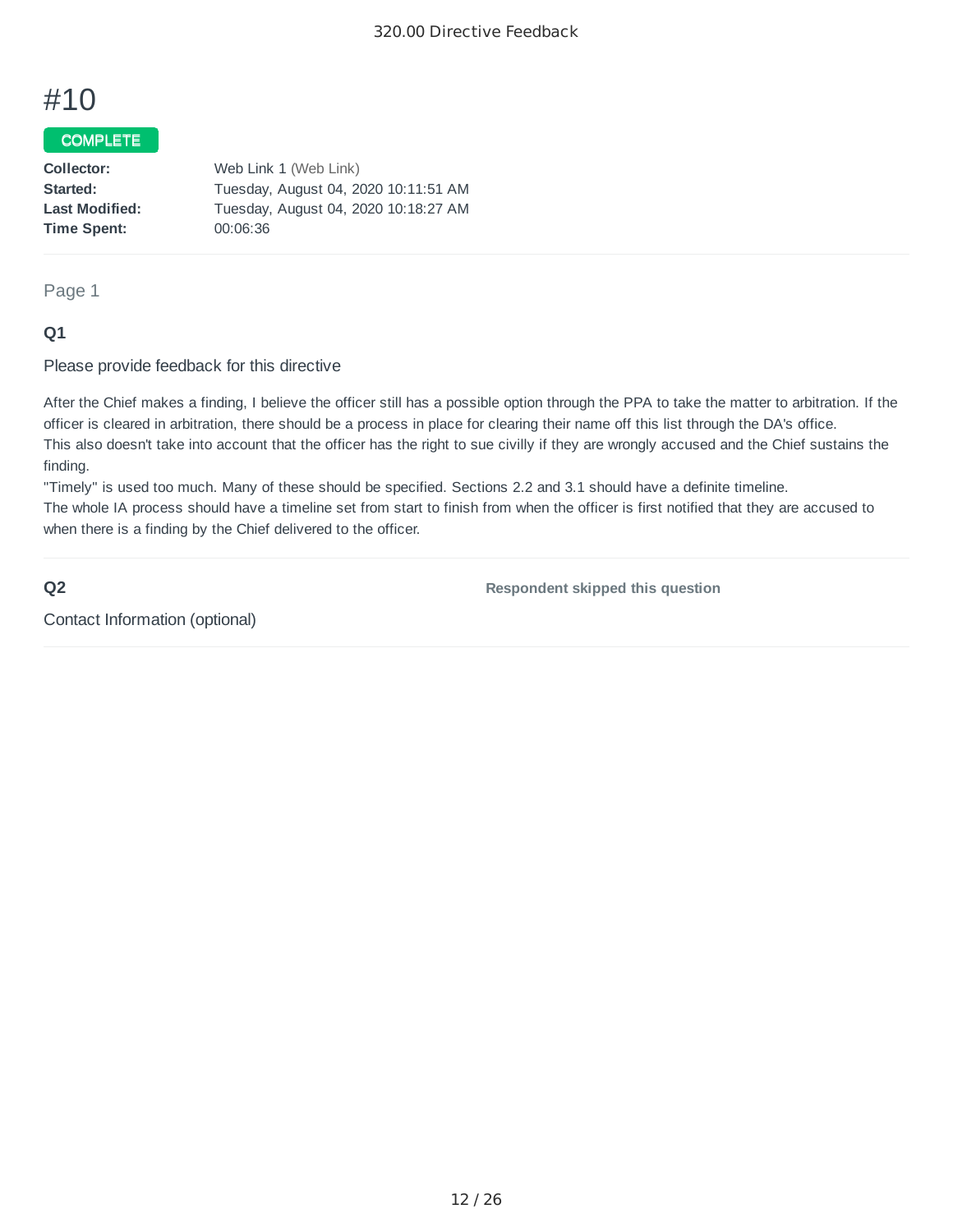# #10

**COMPLETE**

| | |
|---|---|
| **Collector:** | Web Link 1 (Web Link) |
| **Started:** | Tuesday, August 04, 2020 10:11:51 AM |
| **Last Modified:** | Tuesday, August 04, 2020 10:18:27 AM |
| **Time Spent:** | 00:06:36 |

Page 1

### Q1

Please provide feedback for this directive

After the Chief makes a finding, I believe the officer still has a possible option through the PPA to take the matter to arbitration. If the officer is cleared in arbitration, there should be a process in place for clearing their name off this list through the DA's office.
This also doesn't take into account that the officer has the right to sue civilly if they are wrongly accused and the Chief sustains the finding.
"Timely" is used too much. Many of these should be specified. Sections 2.2 and 3.1 should have a definite timeline.
The whole IA process should have a timeline set from start to finish from when the officer is first notified that they are accused to when there is a finding by the Chief delivered to the officer.

### Q2

Contact Information (optional)

**Respondent skipped this question**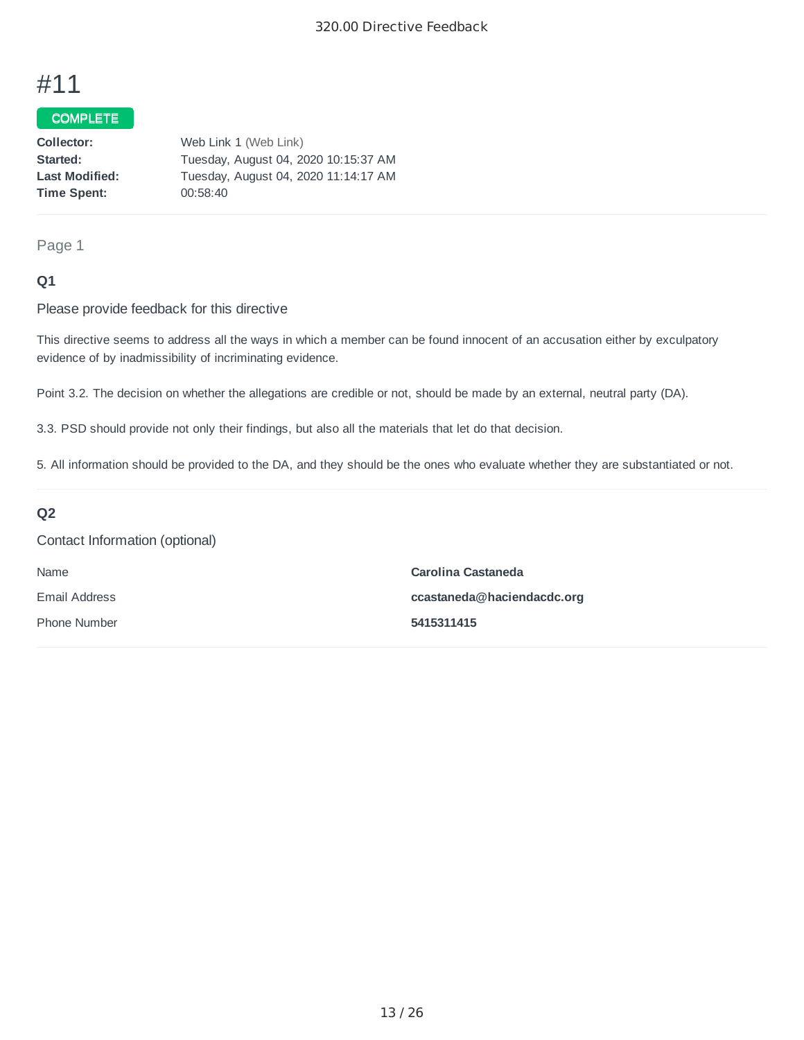# #11

COMPLETE

| | |
|---|---|
| **Collector:** | Web Link 1 (Web Link) |
| **Started:** | Tuesday, August 04, 2020 10:15:37 AM |
| **Last Modified:** | Tuesday, August 04, 2020 11:14:17 AM |
| **Time Spent:** | 00:58:40 |

Page 1

### Q1

Please provide feedback for this directive

This directive seems to address all the ways in which a member can be found innocent of an accusation either by exculpatory evidence of by inadmissibility of incriminating evidence.

Point 3.2. The decision on whether the allegations are credible or not, should be made by an external, neutral party (DA).

3.3. PSD should provide not only their findings, but also all the materials that let do that decision.

5. All information should be provided to the DA, and they should be the ones who evaluate whether they are substantiated or not.

### Q2

Contact Information (optional)

| | |
|---|---|
| Name | **Carolina Castaneda** |
| Email Address | **ccastaneda@haciendacdc.org** |
| Phone Number | **5415311415** |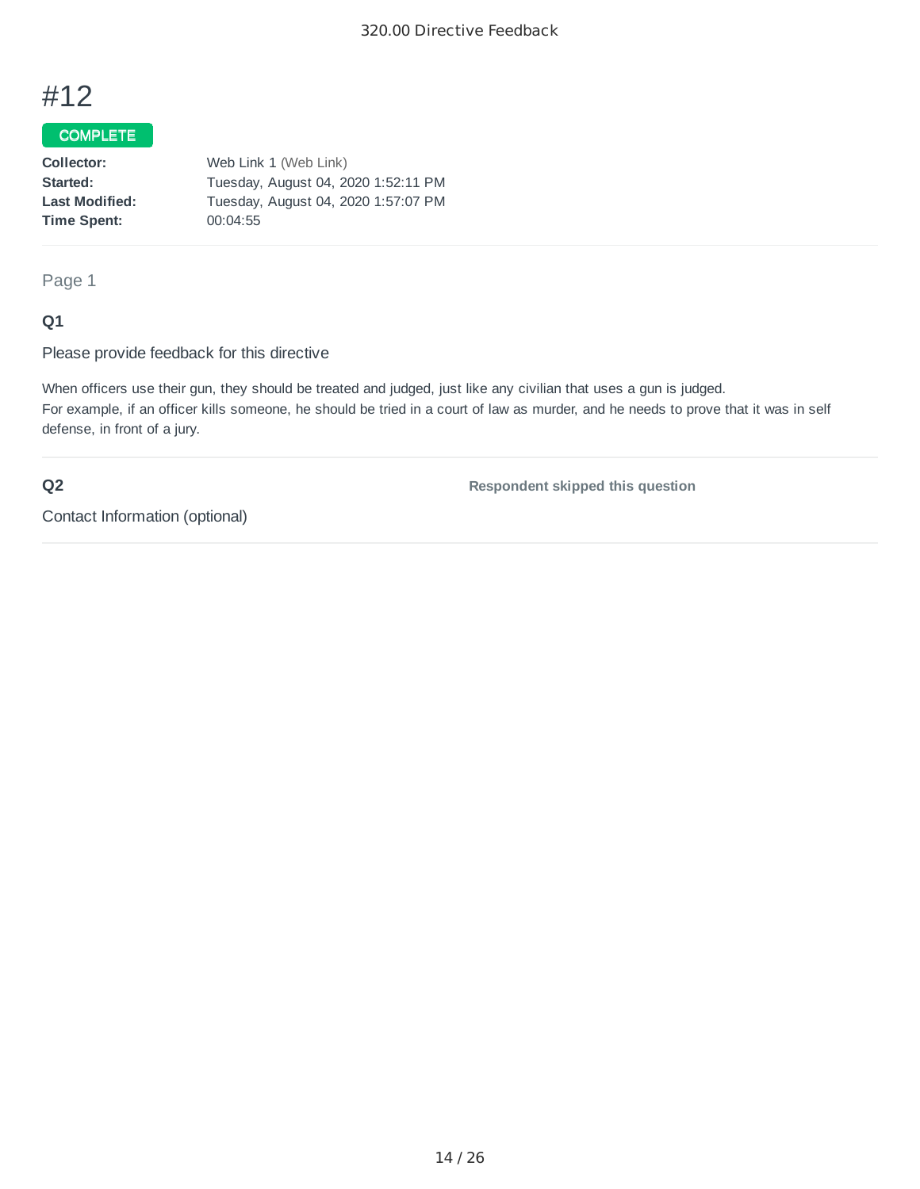# #12

**COMPLETE**

| | |
|---|---|
| **Collector:** | Web Link 1 (Web Link) |
| **Started:** | Tuesday, August 04, 2020 1:52:11 PM |
| **Last Modified:** | Tuesday, August 04, 2020 1:57:07 PM |
| **Time Spent:** | 00:04:55 |

Page 1

**Q1**

Please provide feedback for this directive

When officers use their gun, they should be treated and judged, just like any civilian that uses a gun is judged.
For example, if an officer kills someone, he should be tried in a court of law as murder, and he needs to prove that it was in self defense, in front of a jury.

**Q2**

Contact Information (optional)

**Respondent skipped this question**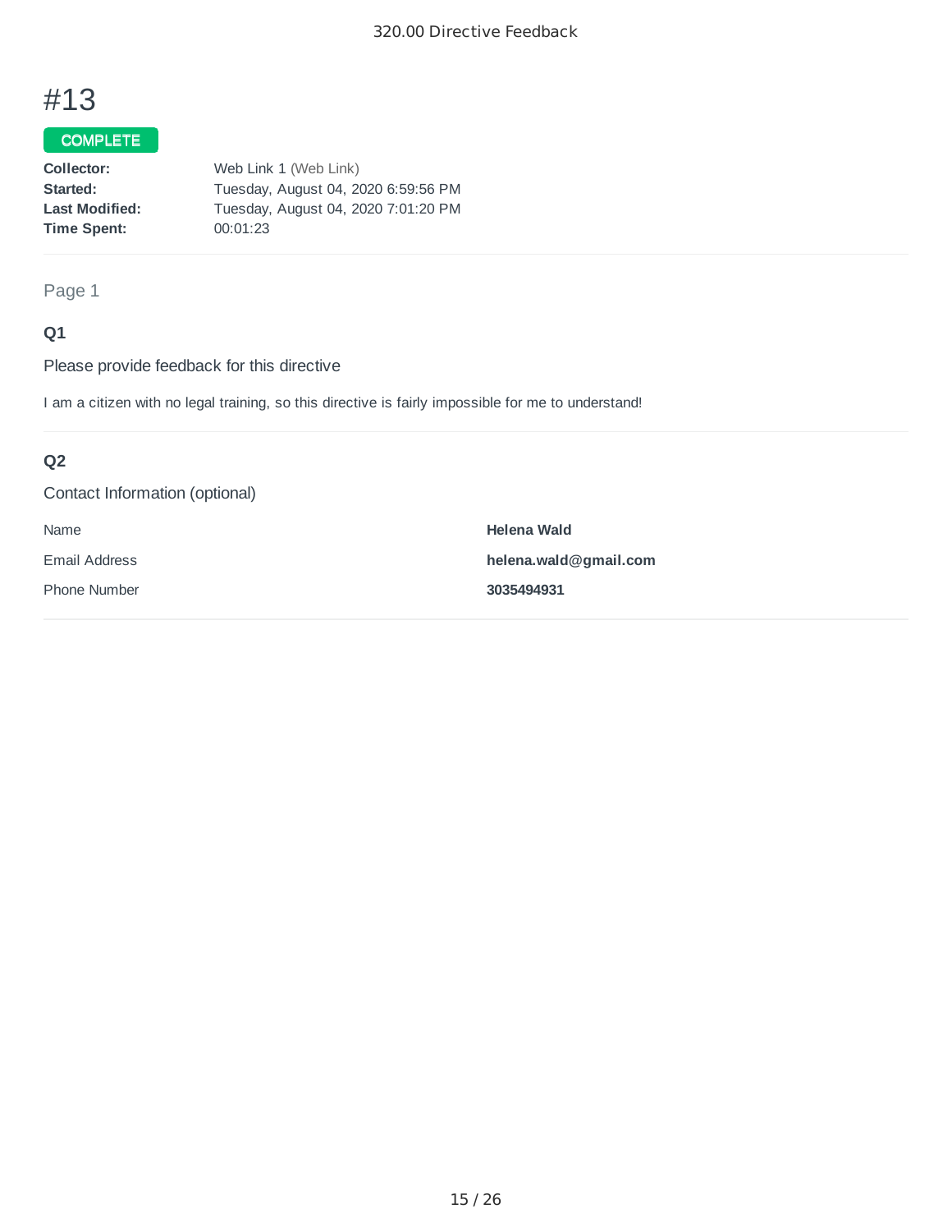# #13

COMPLETE

**Collector:** Web Link 1 (Web Link)
**Started:** Tuesday, August 04, 2020 6:59:56 PM
**Last Modified:** Tuesday, August 04, 2020 7:01:20 PM
**Time Spent:** 00:01:23

Page 1

### Q1

Please provide feedback for this directive

I am a citizen with no legal training, so this directive is fairly impossible for me to understand!

### Q2

Contact Information (optional)

| | |
|---|---|
| Name | **Helena Wald** |
| Email Address | **helena.wald@gmail.com** |
| Phone Number | **3035494931** |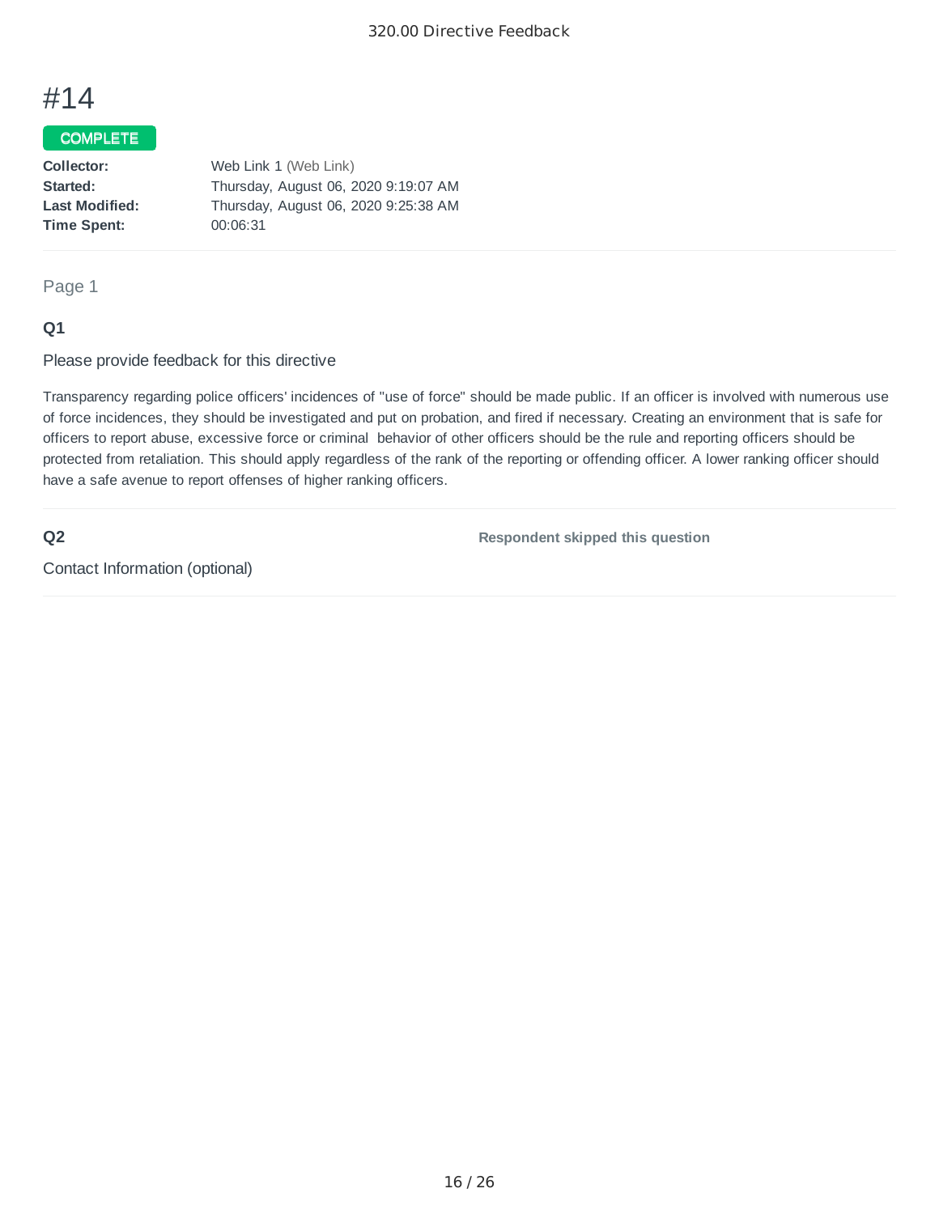# #14

COMPLETE

**Collector:** Web Link 1 (Web Link)
**Started:** Thursday, August 06, 2020 9:19:07 AM
**Last Modified:** Thursday, August 06, 2020 9:25:38 AM
**Time Spent:** 00:06:31

Page 1

### Q1

Please provide feedback for this directive

Transparency regarding police officers' incidences of "use of force" should be made public. If an officer is involved with numerous use of force incidences, they should be investigated and put on probation, and fired if necessary. Creating an environment that is safe for officers to report abuse, excessive force or criminal behavior of other officers should be the rule and reporting officers should be protected from retaliation. This should apply regardless of the rank of the reporting or offending officer. A lower ranking officer should have a safe avenue to report offenses of higher ranking officers.

### Q2

Contact Information (optional)

**Respondent skipped this question**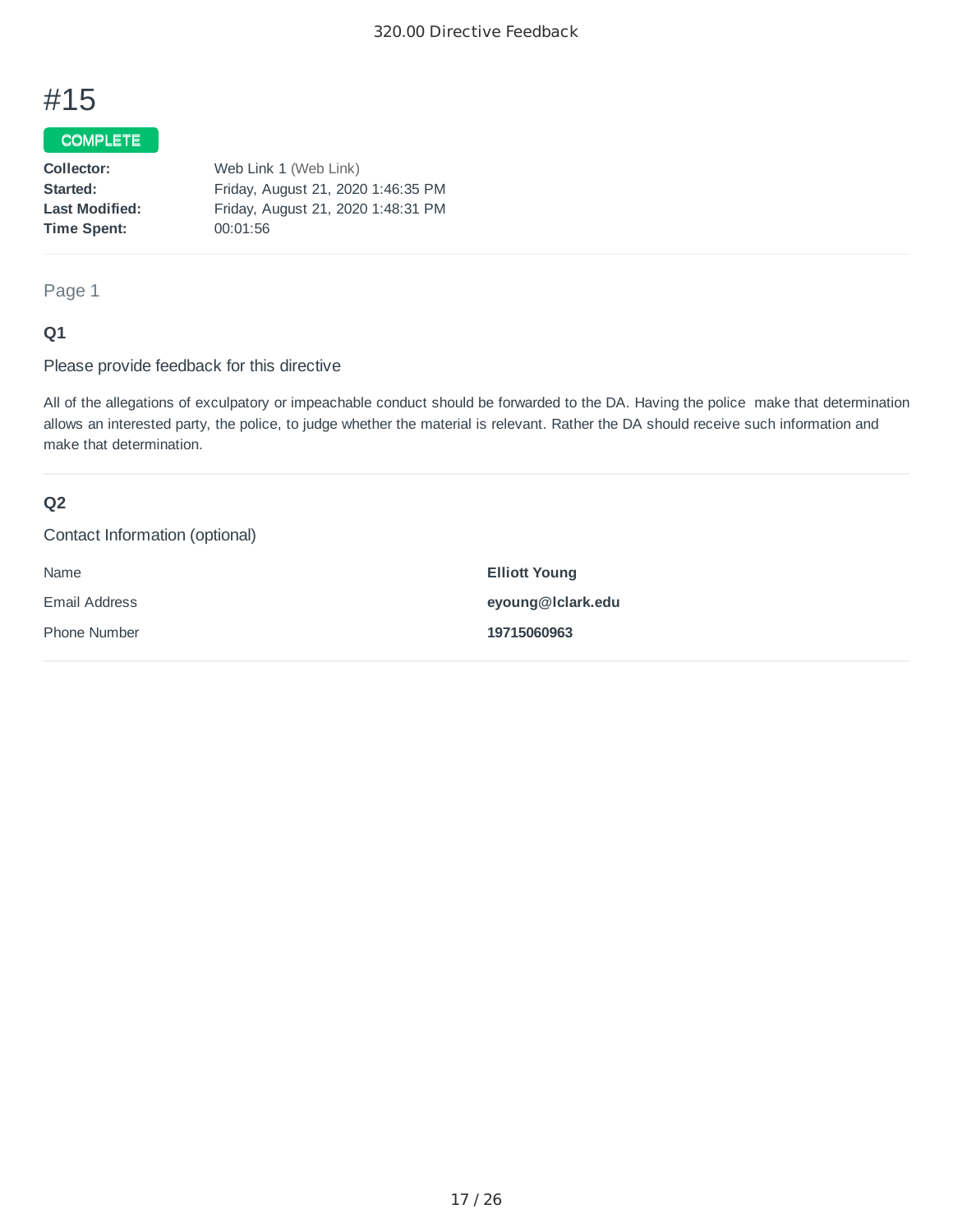# #15

COMPLETE

**Collector:** Web Link 1 (Web Link)
**Started:** Friday, August 21, 2020 1:46:35 PM
**Last Modified:** Friday, August 21, 2020 1:48:31 PM
**Time Spent:** 00:01:56

Page 1

### Q1

Please provide feedback for this directive

All of the allegations of exculpatory or impeachable conduct should be forwarded to the DA. Having the police make that determination allows an interested party, the police, to judge whether the material is relevant. Rather the DA should receive such information and make that determination.

### Q2

Contact Information (optional)

| | |
|---|---|
| Name | **Elliott Young** |
| Email Address | **eyoung@lclark.edu** |
| Phone Number | **19715060963** |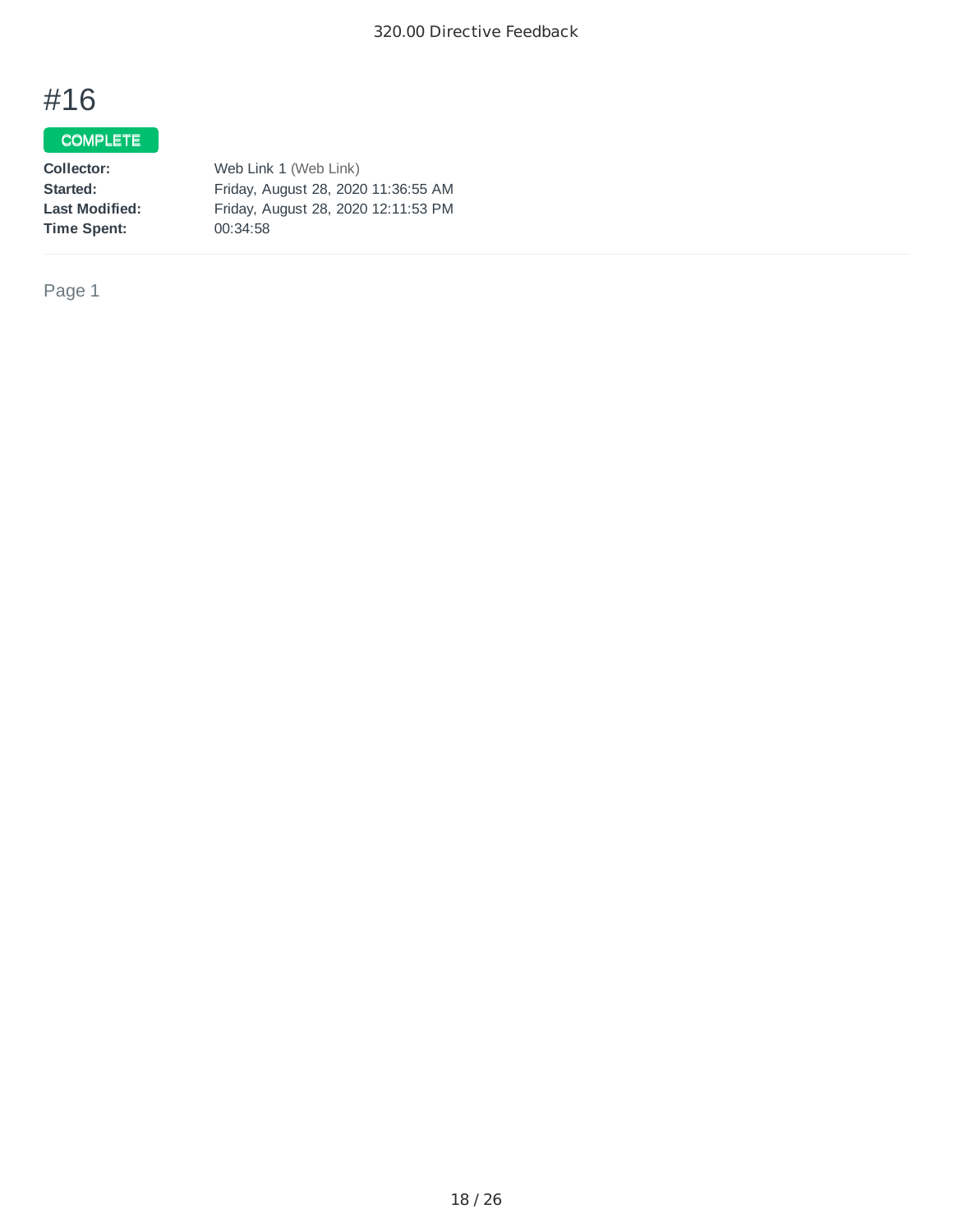# #16

**COMPLETE**

| | |
|---|---|
| **Collector:** | Web Link 1 (Web Link) |
| **Started:** | Friday, August 28, 2020 11:36:55 AM |
| **Last Modified:** | Friday, August 28, 2020 12:11:53 PM |
| **Time Spent:** | 00:34:58 |

Page 1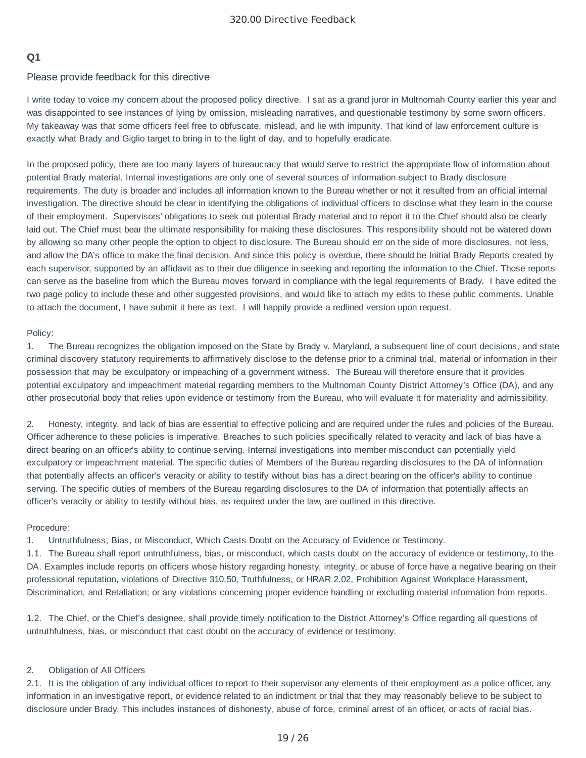## Q1

Please provide feedback for this directive

I write today to voice my concern about the proposed policy directive. I sat as a grand juror in Multnomah County earlier this year and was disappointed to see instances of lying by omission, misleading narratives, and questionable testimony by some sworn officers. My takeaway was that some officers feel free to obfuscate, mislead, and lie with impunity. That kind of law enforcement culture is exactly what Brady and Giglio target to bring in to the light of day, and to hopefully eradicate.

In the proposed policy, there are too many layers of bureaucracy that would serve to restrict the appropriate flow of information about potential Brady material. Internal investigations are only one of several sources of information subject to Brady disclosure requirements. The duty is broader and includes all information known to the Bureau whether or not it resulted from an official internal investigation. The directive should be clear in identifying the obligations of individual officers to disclose what they learn in the course of their employment. Supervisors' obligations to seek out potential Brady material and to report it to the Chief should also be clearly laid out. The Chief must bear the ultimate responsibility for making these disclosures. This responsibility should not be watered down by allowing so many other people the option to object to disclosure. The Bureau should err on the side of more disclosures, not less, and allow the DA's office to make the final decision. And since this policy is overdue, there should be Initial Brady Reports created by each supervisor, supported by an affidavit as to their due diligence in seeking and reporting the information to the Chief. Those reports can serve as the baseline from which the Bureau moves forward in compliance with the legal requirements of Brady. I have edited the two page policy to include these and other suggested provisions, and would like to attach my edits to these public comments. Unable to attach the document, I have submit it here as text. I will happily provide a redlined version upon request.

Policy:

1. The Bureau recognizes the obligation imposed on the State by Brady v. Maryland, a subsequent line of court decisions, and state criminal discovery statutory requirements to affirmatively disclose to the defense prior to a criminal trial, material or information in their possession that may be exculpatory or impeaching of a government witness. The Bureau will therefore ensure that it provides potential exculpatory and impeachment material regarding members to the Multnomah County District Attorney's Office (DA), and any other prosecutorial body that relies upon evidence or testimony from the Bureau, who will evaluate it for materiality and admissibility.

2. Honesty, integrity, and lack of bias are essential to effective policing and are required under the rules and policies of the Bureau. Officer adherence to these policies is imperative. Breaches to such policies specifically related to veracity and lack of bias have a direct bearing on an officer's ability to continue serving. Internal investigations into member misconduct can potentially yield exculpatory or impeachment material. The specific duties of Members of the Bureau regarding disclosures to the DA of information that potentially affects an officer's veracity or ability to testify without bias has a direct bearing on the officer's ability to continue serving. The specific duties of members of the Bureau regarding disclosures to the DA of information that potentially affects an officer's veracity or ability to testify without bias, as required under the law, are outlined in this directive.

Procedure:

1. Untruthfulness, Bias, or Misconduct, Which Casts Doubt on the Accuracy of Evidence or Testimony.

1.1. The Bureau shall report untruthfulness, bias, or misconduct, which casts doubt on the accuracy of evidence or testimony, to the DA. Examples include reports on officers whose history regarding honesty, integrity, or abuse of force have a negative bearing on their professional reputation, violations of Directive 310.50, Truthfulness, or HRAR 2.02, Prohibition Against Workplace Harassment, Discrimination, and Retaliation; or any violations concerning proper evidence handling or excluding material information from reports.

1.2. The Chief, or the Chief's designee, shall provide timely notification to the District Attorney's Office regarding all questions of untruthfulness, bias, or misconduct that cast doubt on the accuracy of evidence or testimony.

2. Obligation of All Officers

2.1. It is the obligation of any individual officer to report to their supervisor any elements of their employment as a police officer, any information in an investigative report, or evidence related to an indictment or trial that they may reasonably believe to be subject to disclosure under Brady. This includes instances of dishonesty, abuse of force, criminal arrest of an officer, or acts of racial bias.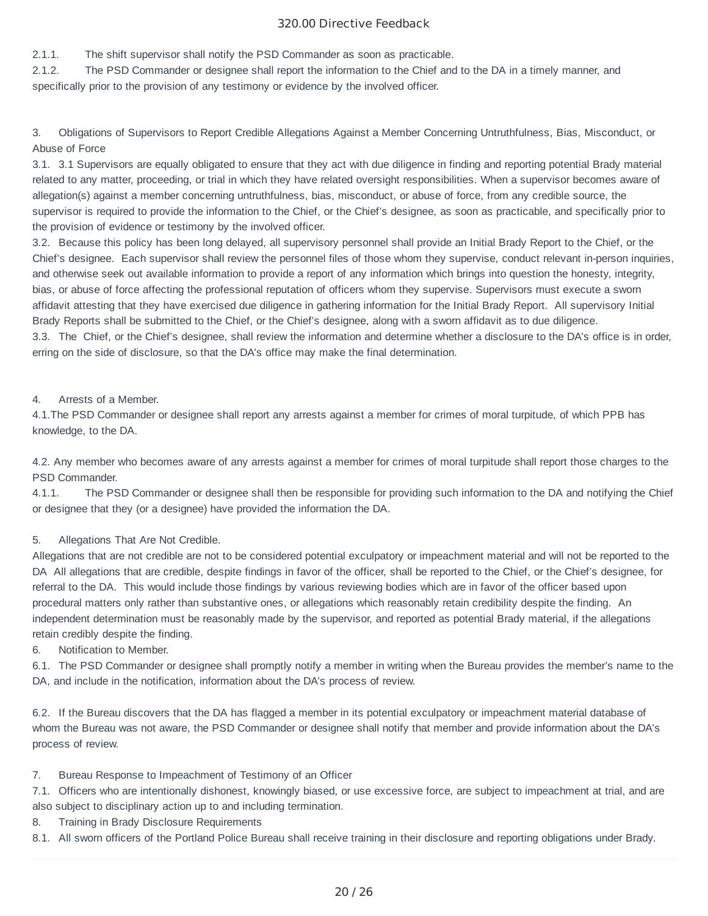2.1.1. The shift supervisor shall notify the PSD Commander as soon as practicable.

2.1.2. The PSD Commander or designee shall report the information to the Chief and to the DA in a timely manner, and specifically prior to the provision of any testimony or evidence by the involved officer.

3. Obligations of Supervisors to Report Credible Allegations Against a Member Concerning Untruthfulness, Bias, Misconduct, or Abuse of Force

3.1. 3.1 Supervisors are equally obligated to ensure that they act with due diligence in finding and reporting potential Brady material related to any matter, proceeding, or trial in which they have related oversight responsibilities. When a supervisor becomes aware of allegation(s) against a member concerning untruthfulness, bias, misconduct, or abuse of force, from any credible source, the supervisor is required to provide the information to the Chief, or the Chief's designee, as soon as practicable, and specifically prior to the provision of evidence or testimony by the involved officer.

3.2. Because this policy has been long delayed, all supervisory personnel shall provide an Initial Brady Report to the Chief, or the Chief's designee. Each supervisor shall review the personnel files of those whom they supervise, conduct relevant in-person inquiries, and otherwise seek out available information to provide a report of any information which brings into question the honesty, integrity, bias, or abuse of force affecting the professional reputation of officers whom they supervise. Supervisors must execute a sworn affidavit attesting that they have exercised due diligence in gathering information for the Initial Brady Report. All supervisory Initial Brady Reports shall be submitted to the Chief, or the Chief's designee, along with a sworn affidavit as to due diligence.

3.3. The Chief, or the Chief's designee, shall review the information and determine whether a disclosure to the DA's office is in order, erring on the side of disclosure, so that the DA's office may make the final determination.

4. Arrests of a Member.

4.1.The PSD Commander or designee shall report any arrests against a member for crimes of moral turpitude, of which PPB has knowledge, to the DA.

4.2. Any member who becomes aware of any arrests against a member for crimes of moral turpitude shall report those charges to the PSD Commander.

4.1.1. The PSD Commander or designee shall then be responsible for providing such information to the DA and notifying the Chief or designee that they (or a designee) have provided the information the DA.

5. Allegations That Are Not Credible.

Allegations that are not credible are not to be considered potential exculpatory or impeachment material and will not be reported to the DA All allegations that are credible, despite findings in favor of the officer, shall be reported to the Chief, or the Chief's designee, for referral to the DA. This would include those findings by various reviewing bodies which are in favor of the officer based upon procedural matters only rather than substantive ones, or allegations which reasonably retain credibility despite the finding. An independent determination must be reasonably made by the supervisor, and reported as potential Brady material, if the allegations retain credibly despite the finding.

6. Notification to Member.

6.1. The PSD Commander or designee shall promptly notify a member in writing when the Bureau provides the member's name to the DA, and include in the notification, information about the DA's process of review.

6.2. If the Bureau discovers that the DA has flagged a member in its potential exculpatory or impeachment material database of whom the Bureau was not aware, the PSD Commander or designee shall notify that member and provide information about the DA's process of review.

7. Bureau Response to Impeachment of Testimony of an Officer

7.1. Officers who are intentionally dishonest, knowingly biased, or use excessive force, are subject to impeachment at trial, and are also subject to disciplinary action up to and including termination.

8. Training in Brady Disclosure Requirements

8.1. All sworn officers of the Portland Police Bureau shall receive training in their disclosure and reporting obligations under Brady.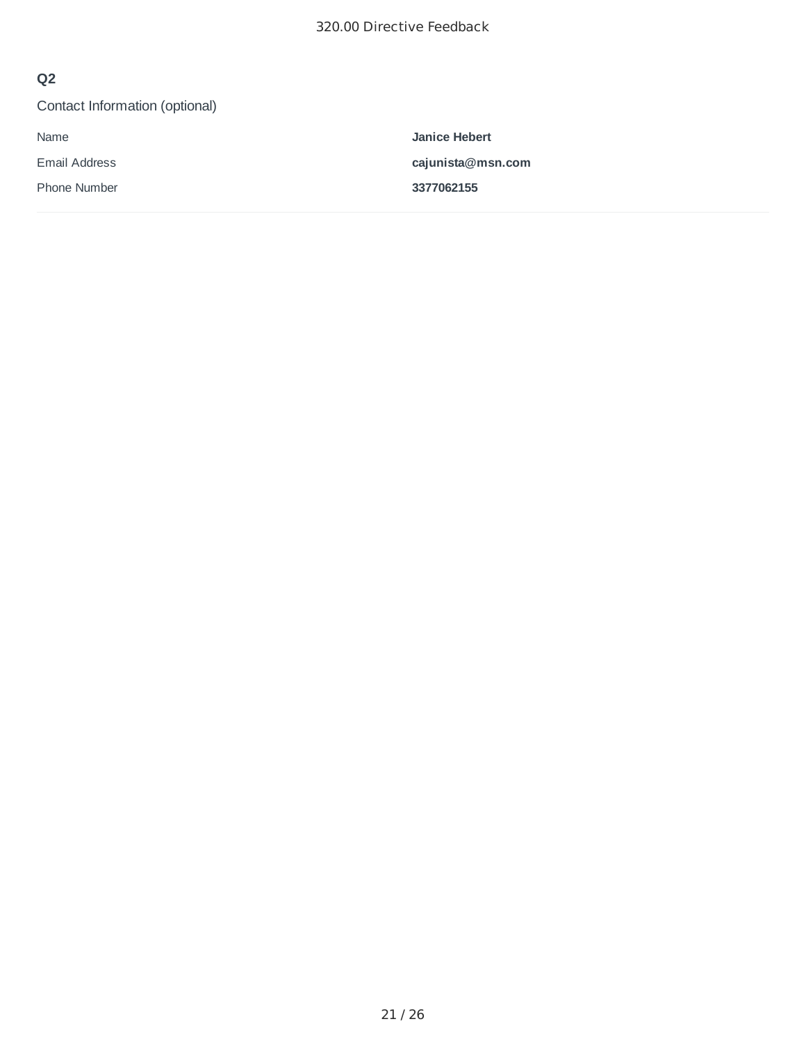## Q2

Contact Information (optional)

| | |
|---|---|
| Name | **Janice Hebert** |
| Email Address | **cajunista@msn.com** |
| Phone Number | **3377062155** |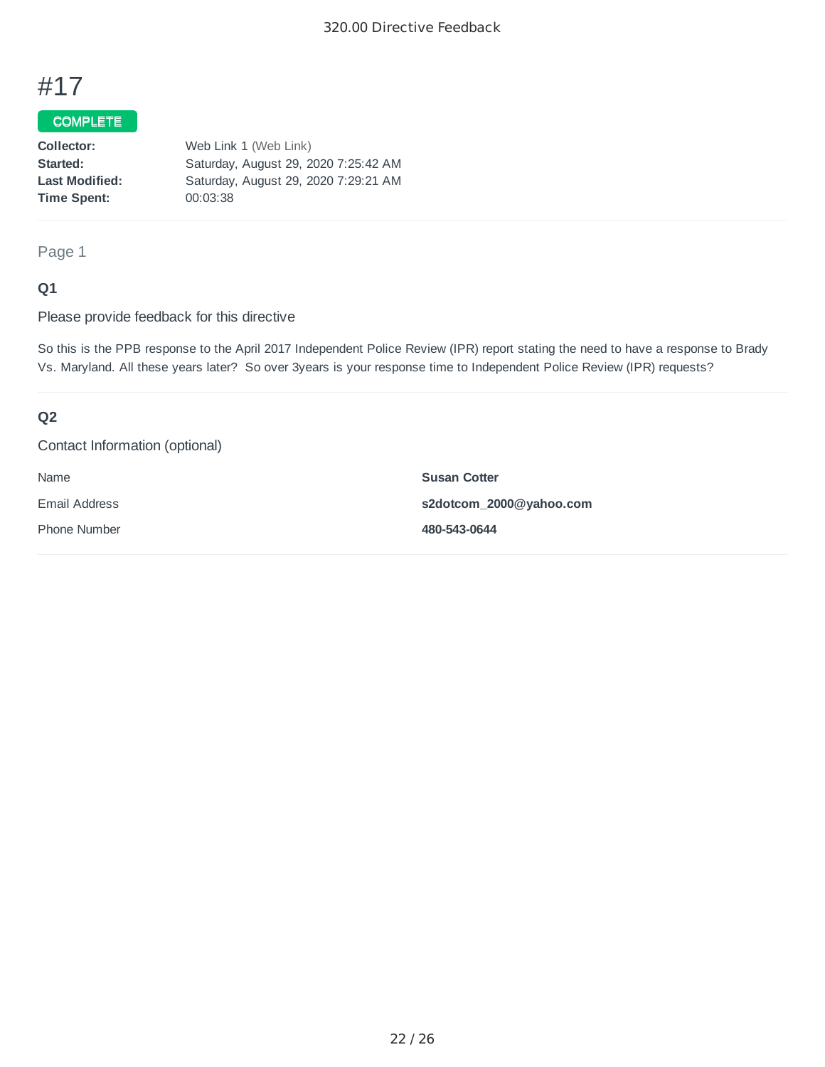# #17

COMPLETE

**Collector:** Web Link 1 (Web Link)
**Started:** Saturday, August 29, 2020 7:25:42 AM
**Last Modified:** Saturday, August 29, 2020 7:29:21 AM
**Time Spent:** 00:03:38

---

Page 1

### Q1

Please provide feedback for this directive

So this is the PPB response to the April 2017 Independent Police Review (IPR) report stating the need to have a response to Brady Vs. Maryland. All these years later? So over 3years is your response time to Independent Police Review (IPR) requests?

---

### Q2

Contact Information (optional)

| | |
|---|---|
| Name | **Susan Cotter** |
| Email Address | **s2dotcom_2000@yahoo.com** |
| Phone Number | **480-543-0644** |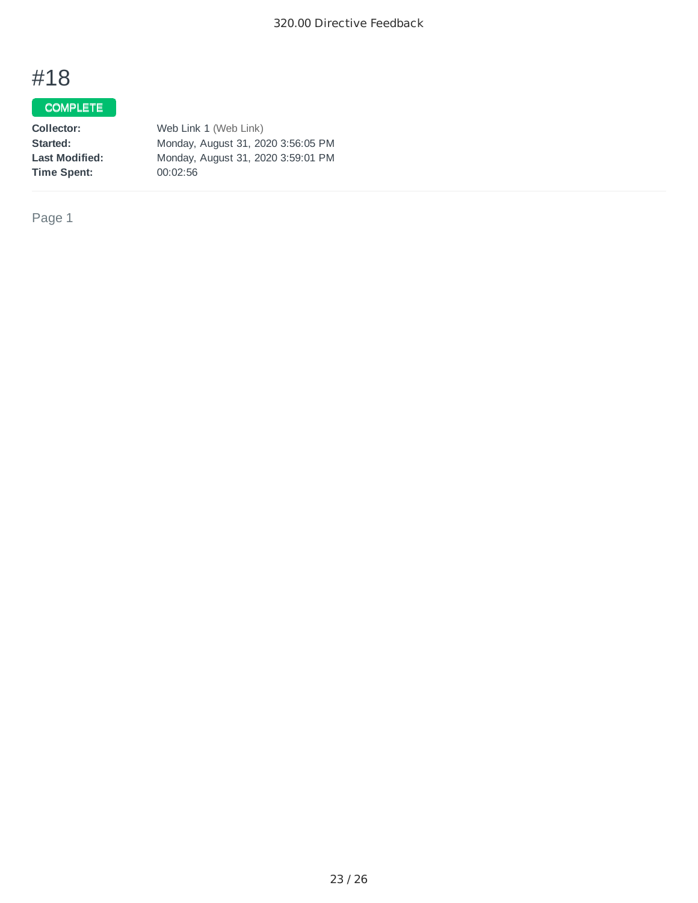# #18

COMPLETE

**Collector:** Web Link 1 (Web Link)
**Started:** Monday, August 31, 2020 3:56:05 PM
**Last Modified:** Monday, August 31, 2020 3:59:01 PM
**Time Spent:** 00:02:56

Page 1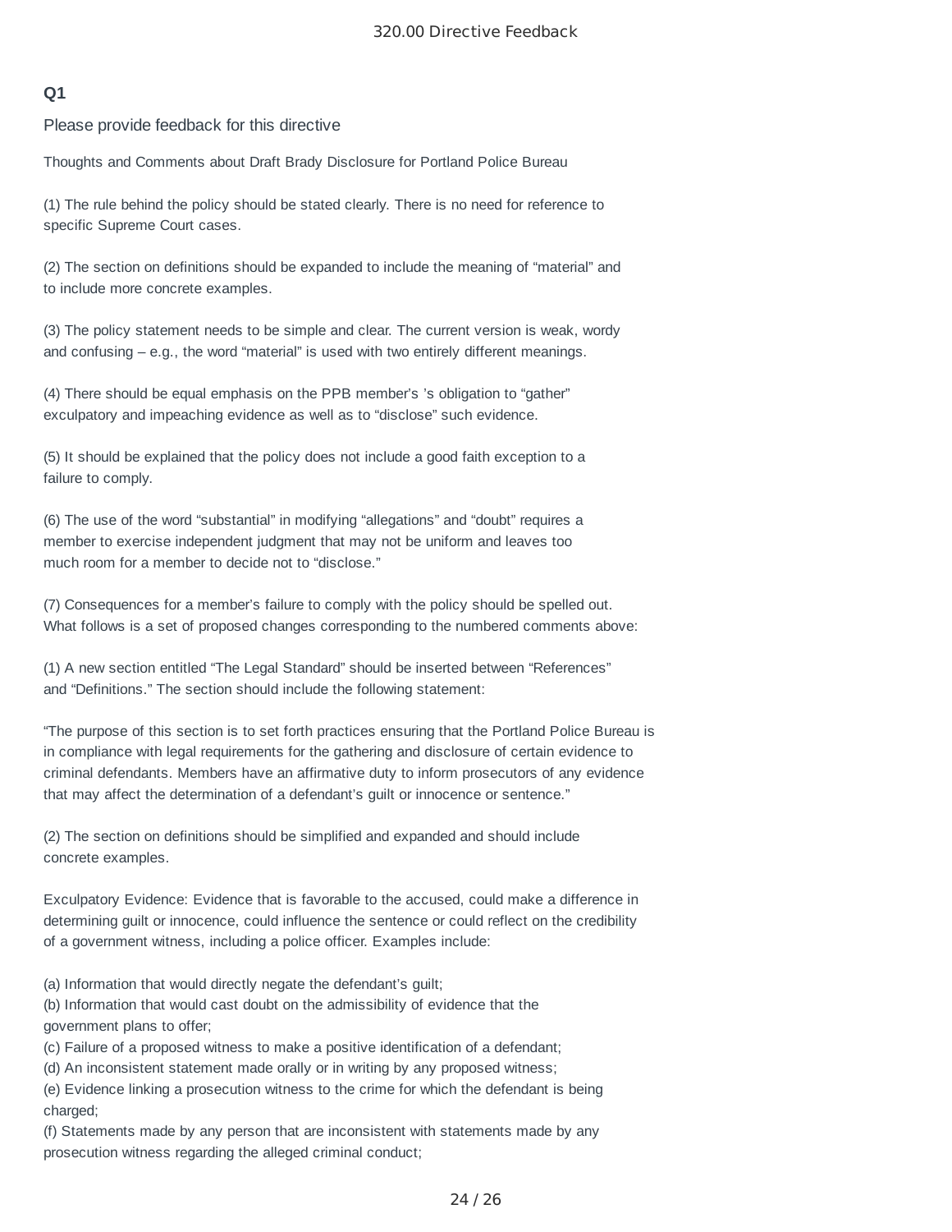## Q1

Please provide feedback for this directive

Thoughts and Comments about Draft Brady Disclosure for Portland Police Bureau

(1) The rule behind the policy should be stated clearly. There is no need for reference to specific Supreme Court cases.

(2) The section on definitions should be expanded to include the meaning of “material” and to include more concrete examples.

(3) The policy statement needs to be simple and clear. The current version is weak, wordy and confusing – e.g., the word “material” is used with two entirely different meanings.

(4) There should be equal emphasis on the PPB member’s ’s obligation to “gather” exculpatory and impeaching evidence as well as to “disclose” such evidence.

(5) It should be explained that the policy does not include a good faith exception to a failure to comply.

(6) The use of the word “substantial” in modifying “allegations” and “doubt” requires a member to exercise independent judgment that may not be uniform and leaves too much room for a member to decide not to “disclose.”

(7) Consequences for a member’s failure to comply with the policy should be spelled out. What follows is a set of proposed changes corresponding to the numbered comments above:

(1) A new section entitled “The Legal Standard” should be inserted between “References” and “Definitions.” The section should include the following statement:

“The purpose of this section is to set forth practices ensuring that the Portland Police Bureau is in compliance with legal requirements for the gathering and disclosure of certain evidence to criminal defendants. Members have an affirmative duty to inform prosecutors of any evidence that may affect the determination of a defendant’s guilt or innocence or sentence.”

(2) The section on definitions should be simplified and expanded and should include concrete examples.

Exculpatory Evidence: Evidence that is favorable to the accused, could make a difference in determining guilt or innocence, could influence the sentence or could reflect on the credibility of a government witness, including a police officer. Examples include:

(a) Information that would directly negate the defendant’s guilt;
(b) Information that would cast doubt on the admissibility of evidence that the government plans to offer;
(c) Failure of a proposed witness to make a positive identification of a defendant;
(d) An inconsistent statement made orally or in writing by any proposed witness;
(e) Evidence linking a prosecution witness to the crime for which the defendant is being charged;
(f) Statements made by any person that are inconsistent with statements made by any prosecution witness regarding the alleged criminal conduct;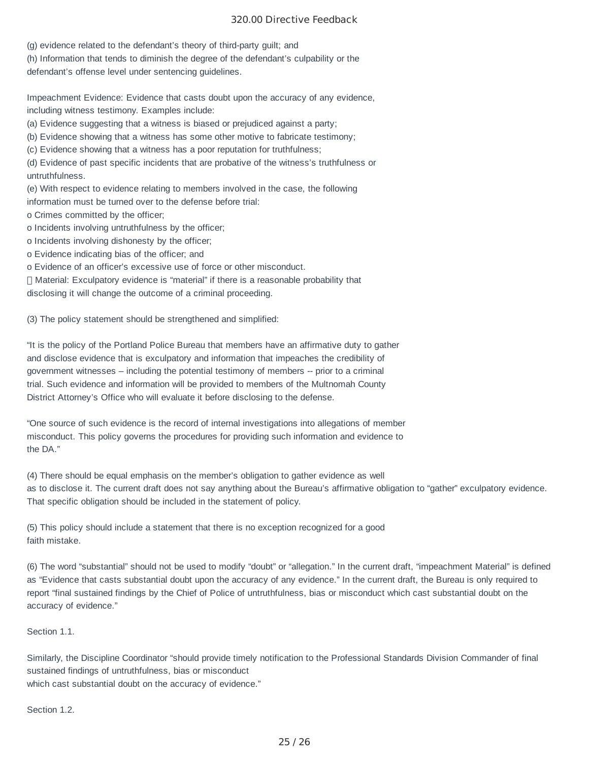(g) evidence related to the defendant's theory of third-party guilt; and
(h) Information that tends to diminish the degree of the defendant's culpability or the defendant's offense level under sentencing guidelines.

Impeachment Evidence: Evidence that casts doubt upon the accuracy of any evidence, including witness testimony. Examples include:
(a) Evidence suggesting that a witness is biased or prejudiced against a party;
(b) Evidence showing that a witness has some other motive to fabricate testimony;
(c) Evidence showing that a witness has a poor reputation for truthfulness;
(d) Evidence of past specific incidents that are probative of the witness's truthfulness or untruthfulness.
(e) With respect to evidence relating to members involved in the case, the following information must be turned over to the defense before trial:
o Crimes committed by the officer;
o Incidents involving untruthfulness by the officer;
o Incidents involving dishonesty by the officer;
o Evidence indicating bias of the officer; and
o Evidence of an officer's excessive use of force or other misconduct.
 Material: Exculpatory evidence is "material" if there is a reasonable probability that disclosing it will change the outcome of a criminal proceeding.

(3) The policy statement should be strengthened and simplified:

"It is the policy of the Portland Police Bureau that members have an affirmative duty to gather and disclose evidence that is exculpatory and information that impeaches the credibility of government witnesses – including the potential testimony of members -- prior to a criminal trial. Such evidence and information will be provided to members of the Multnomah County District Attorney's Office who will evaluate it before disclosing to the defense.

"One source of such evidence is the record of internal investigations into allegations of member misconduct. This policy governs the procedures for providing such information and evidence to the DA."

(4) There should be equal emphasis on the member's obligation to gather evidence as well as to disclose it. The current draft does not say anything about the Bureau's affirmative obligation to "gather" exculpatory evidence. That specific obligation should be included in the statement of policy.

(5) This policy should include a statement that there is no exception recognized for a good faith mistake.

(6) The word "substantial" should not be used to modify "doubt" or "allegation." In the current draft, "impeachment Material" is defined as "Evidence that casts substantial doubt upon the accuracy of any evidence." In the current draft, the Bureau is only required to report "final sustained findings by the Chief of Police of untruthfulness, bias or misconduct which cast substantial doubt on the accuracy of evidence."

Section 1.1.

Similarly, the Discipline Coordinator "should provide timely notification to the Professional Standards Division Commander of final sustained findings of untruthfulness, bias or misconduct which cast substantial doubt on the accuracy of evidence."

Section 1.2.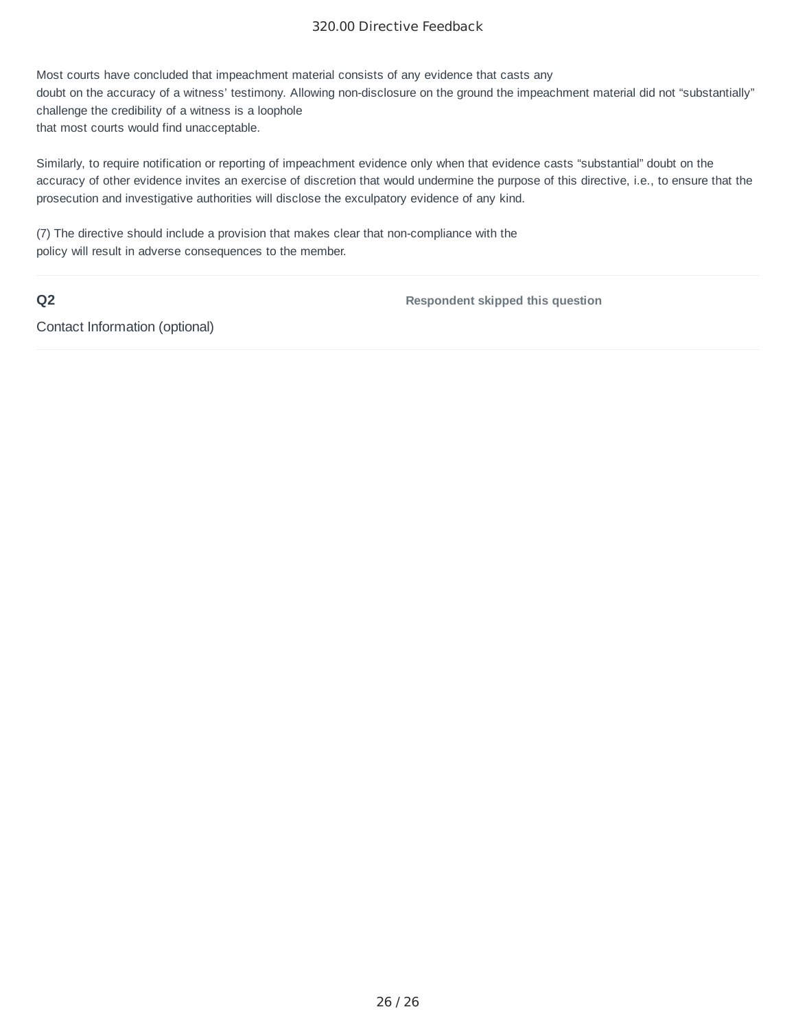Most courts have concluded that impeachment material consists of any evidence that casts any doubt on the accuracy of a witness' testimony. Allowing non-disclosure on the ground the impeachment material did not "substantially" challenge the credibility of a witness is a loophole that most courts would find unacceptable.

Similarly, to require notification or reporting of impeachment evidence only when that evidence casts "substantial" doubt on the accuracy of other evidence invites an exercise of discretion that would undermine the purpose of this directive, i.e., to ensure that the prosecution and investigative authorities will disclose the exculpatory evidence of any kind.

(7) The directive should include a provision that makes clear that non-compliance with the policy will result in adverse consequences to the member.

**Q2** — **Respondent skipped this question**

Contact Information (optional)